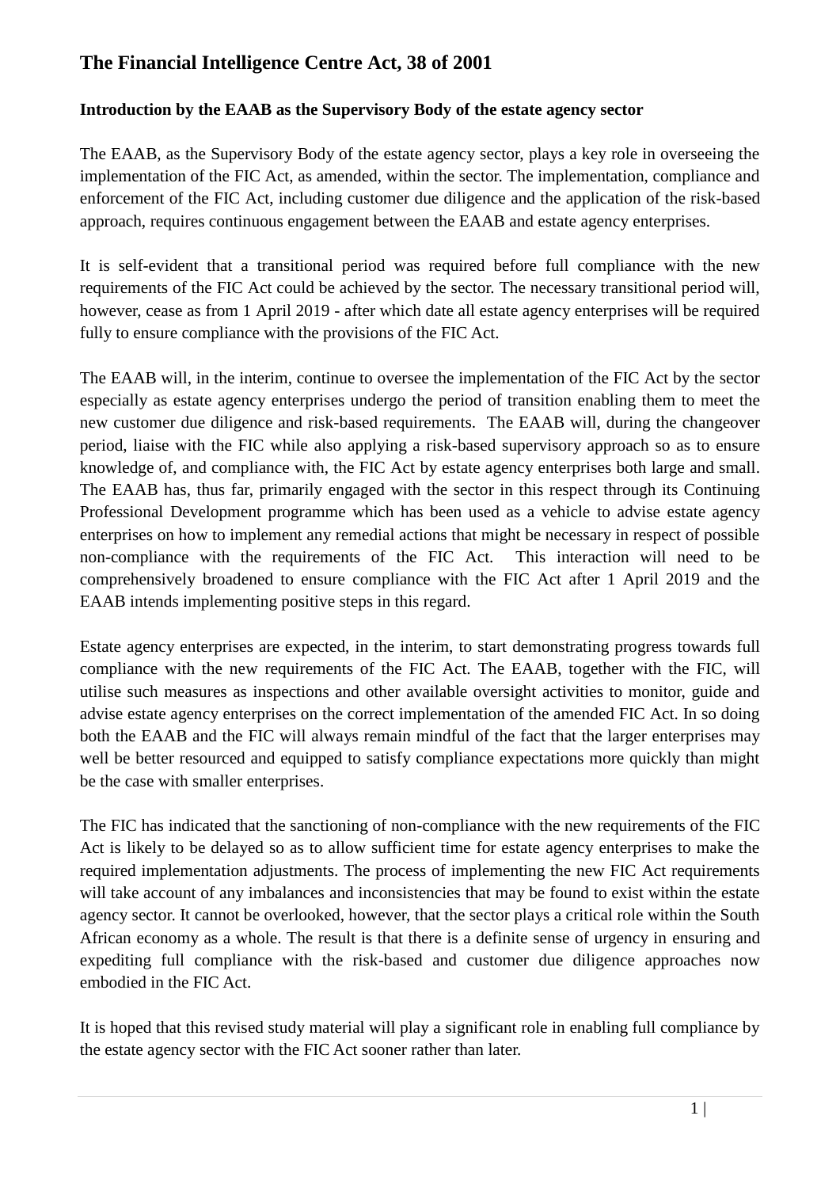# The Financial Intelligence Centre Act, 38 of 2001

**Introduction by the EAAB as the Supervisory Body of the estate agency sector**

The EAAB, as the Supervisory Body of the estate agency sector, plays a key role in overseeing the implementation of the FIC Act, as amended, within the sector. The implementation, compliance and enforcement of the FIC Act, including customer due diligence and the application of the risk-based approach, requires continuous engagement between the EAAB and estate agency enterprises.

It is self-evident that a transitional period was required before full compliance with the new requirements of the FIC Act could be achieved by the sector. The necessary transitional period will, however, cease as from 1 April 2019 - after which date all estate agency enterprises will be required fully to ensure compliance with the provisions of the FIC Act.

The EAAB will, in the interim, continue to oversee the implementation of the FIC Act by the sector especially as estate agency enterprises undergo the period of transition enabling them to meet the new customer due diligence and risk-based requirements. The EAAB will, during the changeover period, liaise with the FIC while also applying a risk-based supervisory approach so as to ensure knowledge of, and compliance with, the FIC Act by estate agency enterprises both large and small. The EAAB has, thus far, primarily engaged with the sector in this respect through its Continuing Professional Development programme which has been used as a vehicle to advise estate agency enterprises on how to implement any remedial actions that might be necessary in respect of possible non-compliance with the requirements of the FIC Act. This interaction will need to be comprehensively broadened to ensure compliance with the FIC Act after 1 April 2019 and the EAAB intends implementing positive steps in this regard.

Estate agency enterprises are expected, in the interim, to start demonstrating progress towards full compliance with the new requirements of the FIC Act. The EAAB, together with the FIC, will utilise such measures as inspections and other available oversight activities to monitor, guide and advise estate agency enterprises on the correct implementation of the amended FIC Act. In so doing both the EAAB and the FIC will always remain mindful of the fact that the larger enterprises may well be better resourced and equipped to satisfy compliance expectations more quickly than might be the case with smaller enterprises.

The FIC has indicated that the sanctioning of non-compliance with the new requirements of the FIC Act is likely to be delayed so as to allow sufficient time for estate agency enterprises to make the required implementation adjustments. The process of implementing the new FIC Act requirements will take account of any imbalances and inconsistencies that may be found to exist within the estate agency sector. It cannot be overlooked, however, that the sector plays a critical role within the South African economy as a whole. The result is that there is a definite sense of urgency in ensuring and expediting full compliance with the risk-based and customer due diligence approaches now embodied in the FIC Act.

It is hoped that this revised study material will play a significant role in enabling full compliance by the estate agency sector with the FIC Act sooner rather than later.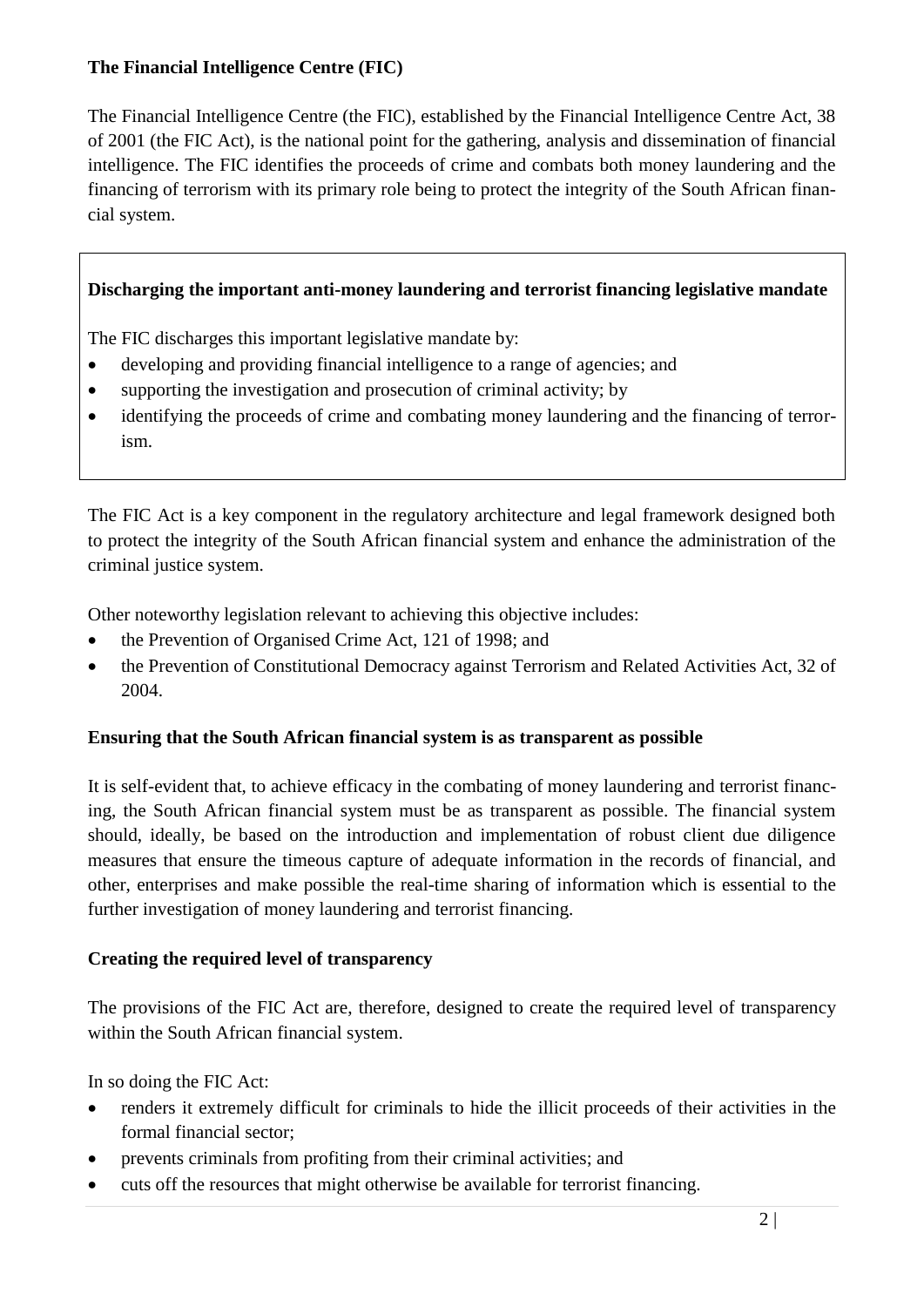**The Financial Intelligence Centre (FIC)**

The Financial Intelligence Centre (the FIC), established by the Financial Intelligence Centre Act, 38 of 2001 (the FIC Act), is the national point for the gathering, analysis and dissemination of financial intelligence. The FIC identifies the proceeds of crime and combats both money laundering and the financing of terrorism with its primary role being to protect the integrity of the South African financial system.

**Discharging the important anti-money laundering and terrorist financing legislative mandate**

The FIC discharges this important legislative mandate by:

- developing and providing financial intelligence to a range of agencies; and
- supporting the investigation and prosecution of criminal activity; by
- identifying the proceeds of crime and combating money laundering and the financing of terrorism.

The FIC Act is a key component in the regulatory architecture and legal framework designed both to protect the integrity of the South African financial system and enhance the administration of the criminal justice system.

Other noteworthy legislation relevant to achieving this objective includes:

- the Prevention of Organised Crime Act, 121 of 1998; and
- the Prevention of Constitutional Democracy against Terrorism and Related Activities Act, 32 of 2004.

**Ensuring that the South African financial system is as transparent as possible**

It is self-evident that, to achieve efficacy in the combating of money laundering and terrorist financing, the South African financial system must be as transparent as possible. The financial system should, ideally, be based on the introduction and implementation of robust client due diligence measures that ensure the timeous capture of adequate information in the records of financial, and other, enterprises and make possible the real-time sharing of information which is essential to the further investigation of money laundering and terrorist financing.

**Creating the required level of transparency**

The provisions of the FIC Act are, therefore, designed to create the required level of transparency within the South African financial system.

In so doing the FIC Act:

- renders it extremely difficult for criminals to hide the illicit proceeds of their activities in the formal financial sector;
- prevents criminals from profiting from their criminal activities; and
- cuts off the resources that might otherwise be available for terrorist financing.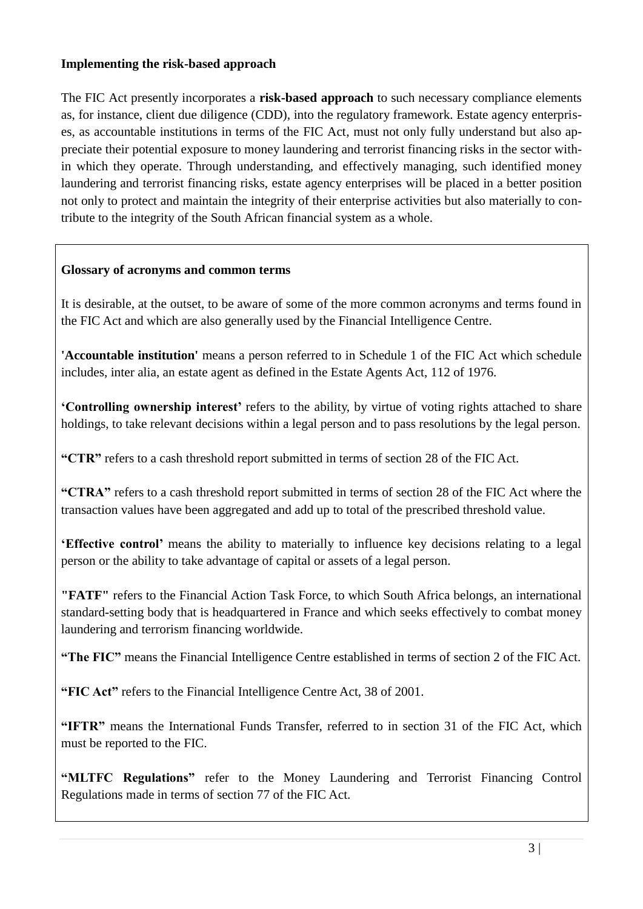**Implementing the risk-based approach**

The FIC Act presently incorporates a **risk-based approach** to such necessary compliance elements as, for instance, client due diligence (CDD), into the regulatory framework. Estate agency enterprises, as accountable institutions in terms of the FIC Act, must not only fully understand but also appreciate their potential exposure to money laundering and terrorist financing risks in the sector within which they operate. Through understanding, and effectively managing, such identified money laundering and terrorist financing risks, estate agency enterprises will be placed in a better position not only to protect and maintain the integrity of their enterprise activities but also materially to contribute to the integrity of the South African financial system as a whole.

**Glossary of acronyms and common terms**

It is desirable, at the outset, to be aware of some of the more common acronyms and terms found in the FIC Act and which are also generally used by the Financial Intelligence Centre.

**'Accountable institution'** means a person referred to in Schedule 1 of the FIC Act which schedule includes, inter alia, an estate agent as defined in the Estate Agents Act, 112 of 1976.

**'Controlling ownership interest'** refers to the ability, by virtue of voting rights attached to share holdings, to take relevant decisions within a legal person and to pass resolutions by the legal person.

**"CTR"** refers to a cash threshold report submitted in terms of section 28 of the FIC Act.

**"CTRA"** refers to a cash threshold report submitted in terms of section 28 of the FIC Act where the transaction values have been aggregated and add up to total of the prescribed threshold value.

**'Effective control'** means the ability to materially to influence key decisions relating to a legal person or the ability to take advantage of capital or assets of a legal person.

**"FATF"** refers to the Financial Action Task Force, to which South Africa belongs, an international standard-setting body that is headquartered in France and which seeks effectively to combat money laundering and terrorism financing worldwide.

**"The FIC"** means the Financial Intelligence Centre established in terms of section 2 of the FIC Act.

**"FIC Act"** refers to the Financial Intelligence Centre Act, 38 of 2001.

**"IFTR"** means the International Funds Transfer, referred to in section 31 of the FIC Act, which must be reported to the FIC.

**"MLTFC Regulations"** refer to the Money Laundering and Terrorist Financing Control Regulations made in terms of section 77 of the FIC Act.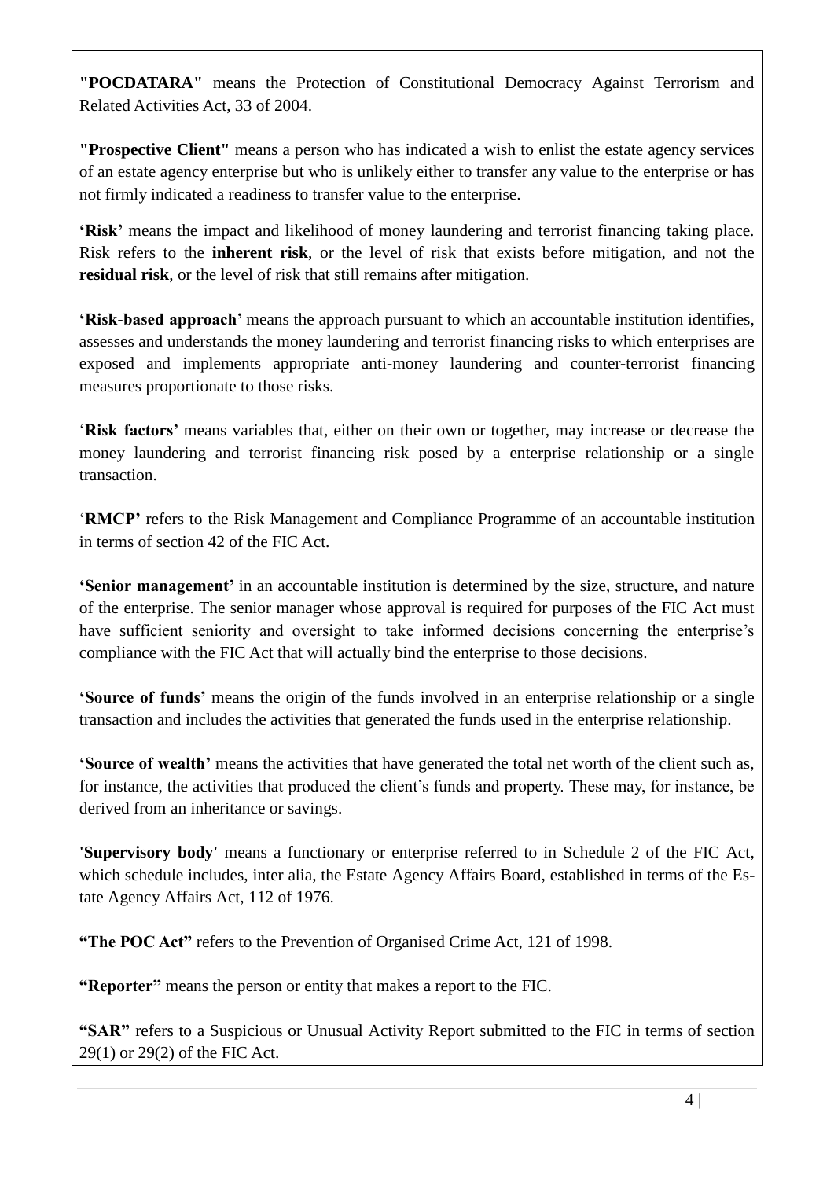**"POCDATARA"** means the Protection of Constitutional Democracy Against Terrorism and Related Activities Act, 33 of 2004.

**"Prospective Client"** means a person who has indicated a wish to enlist the estate agency services of an estate agency enterprise but who is unlikely either to transfer any value to the enterprise or has not firmly indicated a readiness to transfer value to the enterprise.

**'Risk'** means the impact and likelihood of money laundering and terrorist financing taking place. Risk refers to the **inherent risk**, or the level of risk that exists before mitigation, and not the **residual risk**, or the level of risk that still remains after mitigation.

**'Risk-based approach'** means the approach pursuant to which an accountable institution identifies, assesses and understands the money laundering and terrorist financing risks to which enterprises are exposed and implements appropriate anti-money laundering and counter-terrorist financing measures proportionate to those risks.

'**Risk factors'** means variables that, either on their own or together, may increase or decrease the money laundering and terrorist financing risk posed by a enterprise relationship or a single transaction.

'**RMCP'** refers to the Risk Management and Compliance Programme of an accountable institution in terms of section 42 of the FIC Act.

**'Senior management'** in an accountable institution is determined by the size, structure, and nature of the enterprise. The senior manager whose approval is required for purposes of the FIC Act must have sufficient seniority and oversight to take informed decisions concerning the enterprise's compliance with the FIC Act that will actually bind the enterprise to those decisions.

**'Source of funds'** means the origin of the funds involved in an enterprise relationship or a single transaction and includes the activities that generated the funds used in the enterprise relationship.

**'Source of wealth'** means the activities that have generated the total net worth of the client such as, for instance, the activities that produced the client's funds and property. These may, for instance, be derived from an inheritance or savings.

**'Supervisory body'** means a functionary or enterprise referred to in Schedule 2 of the FIC Act, which schedule includes, inter alia, the Estate Agency Affairs Board, established in terms of the Estate Agency Affairs Act, 112 of 1976.

**"The POC Act"** refers to the Prevention of Organised Crime Act, 121 of 1998.

**"Reporter"** means the person or entity that makes a report to the FIC.

**"SAR"** refers to a Suspicious or Unusual Activity Report submitted to the FIC in terms of section 29(1) or 29(2) of the FIC Act.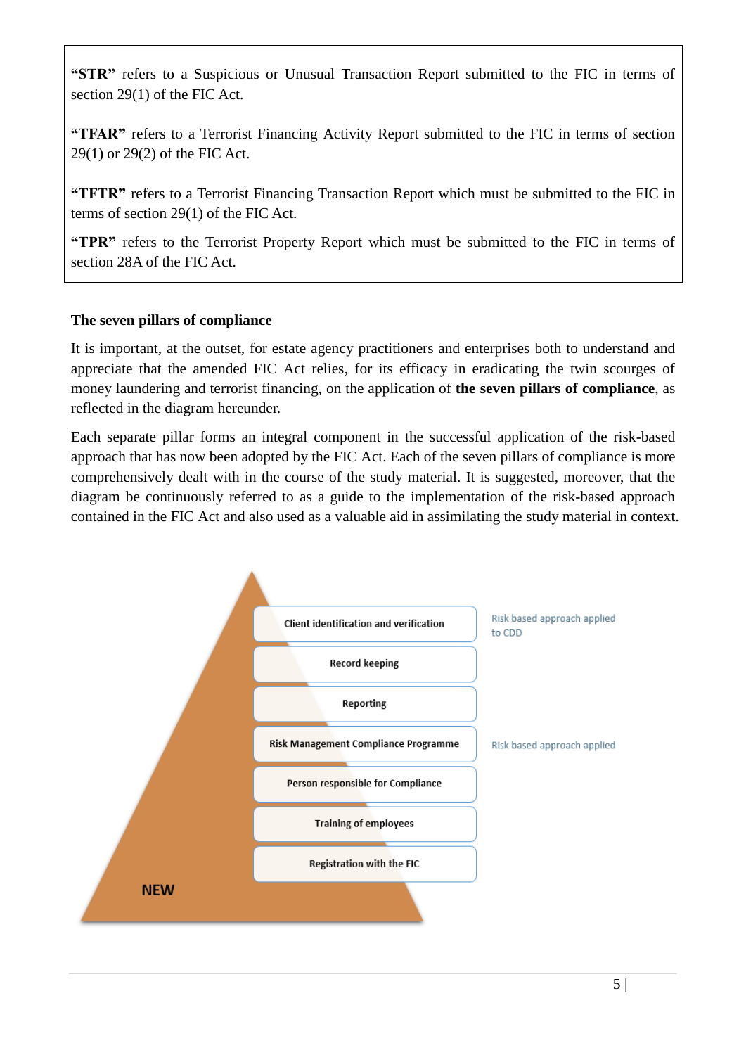**"STR"** refers to a Suspicious or Unusual Transaction Report submitted to the FIC in terms of section 29(1) of the FIC Act.

**"TFAR"** refers to a Terrorist Financing Activity Report submitted to the FIC in terms of section 29(1) or 29(2) of the FIC Act.

**"TFTR"** refers to a Terrorist Financing Transaction Report which must be submitted to the FIC in terms of section 29(1) of the FIC Act.

**"TPR"** refers to the Terrorist Property Report which must be submitted to the FIC in terms of section 28A of the FIC Act.

**The seven pillars of compliance**

It is important, at the outset, for estate agency practitioners and enterprises both to understand and appreciate that the amended FIC Act relies, for its efficacy in eradicating the twin scourges of money laundering and terrorist financing, on the application of **the seven pillars of compliance**, as reflected in the diagram hereunder.

Each separate pillar forms an integral component in the successful application of the risk-based approach that has now been adopted by the FIC Act. Each of the seven pillars of compliance is more comprehensively dealt with in the course of the study material. It is suggested, moreover, that the diagram be continuously referred to as a guide to the implementation of the risk-based approach contained in the FIC Act and also used as a valuable aid in assimilating the study material in context.

- Client identification and verification — Risk based approach applied to CDD
- Record keeping
- Reporting
- Risk Management Compliance Programme — Risk based approach applied
- Person responsible for Compliance
- Training of employees
- Registration with the FIC

NEW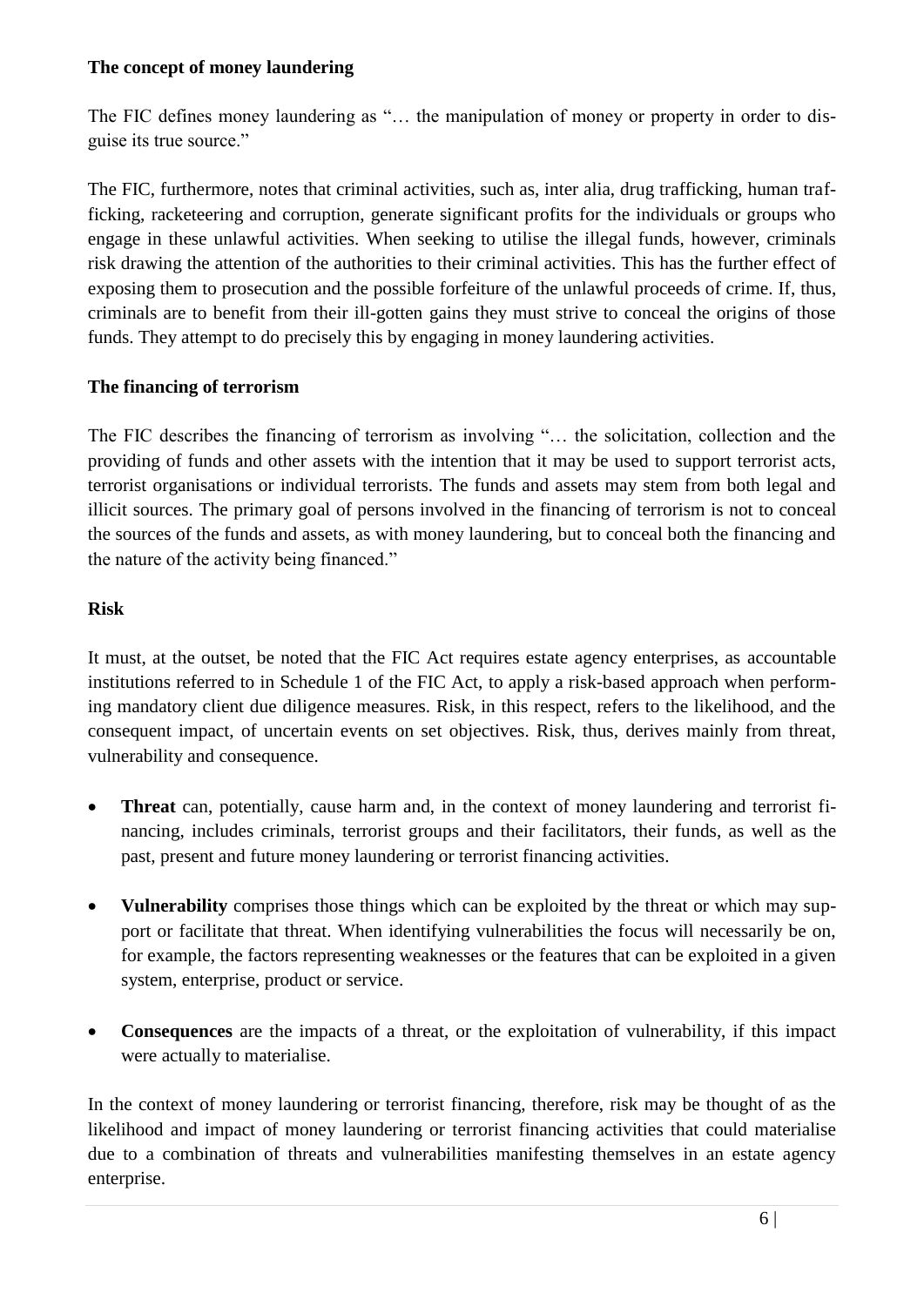**The concept of money laundering**

The FIC defines money laundering as "… the manipulation of money or property in order to disguise its true source."

The FIC, furthermore, notes that criminal activities, such as, inter alia, drug trafficking, human trafficking, racketeering and corruption, generate significant profits for the individuals or groups who engage in these unlawful activities. When seeking to utilise the illegal funds, however, criminals risk drawing the attention of the authorities to their criminal activities. This has the further effect of exposing them to prosecution and the possible forfeiture of the unlawful proceeds of crime. If, thus, criminals are to benefit from their ill-gotten gains they must strive to conceal the origins of those funds. They attempt to do precisely this by engaging in money laundering activities.

**The financing of terrorism**

The FIC describes the financing of terrorism as involving "… the solicitation, collection and the providing of funds and other assets with the intention that it may be used to support terrorist acts, terrorist organisations or individual terrorists. The funds and assets may stem from both legal and illicit sources. The primary goal of persons involved in the financing of terrorism is not to conceal the sources of the funds and assets, as with money laundering, but to conceal both the financing and the nature of the activity being financed."

**Risk**

It must, at the outset, be noted that the FIC Act requires estate agency enterprises, as accountable institutions referred to in Schedule 1 of the FIC Act, to apply a risk-based approach when performing mandatory client due diligence measures. Risk, in this respect, refers to the likelihood, and the consequent impact, of uncertain events on set objectives. Risk, thus, derives mainly from threat, vulnerability and consequence.

- **Threat** can, potentially, cause harm and, in the context of money laundering and terrorist financing, includes criminals, terrorist groups and their facilitators, their funds, as well as the past, present and future money laundering or terrorist financing activities.

- **Vulnerability** comprises those things which can be exploited by the threat or which may support or facilitate that threat. When identifying vulnerabilities the focus will necessarily be on, for example, the factors representing weaknesses or the features that can be exploited in a given system, enterprise, product or service.

- **Consequences** are the impacts of a threat, or the exploitation of vulnerability, if this impact were actually to materialise.

In the context of money laundering or terrorist financing, therefore, risk may be thought of as the likelihood and impact of money laundering or terrorist financing activities that could materialise due to a combination of threats and vulnerabilities manifesting themselves in an estate agency enterprise.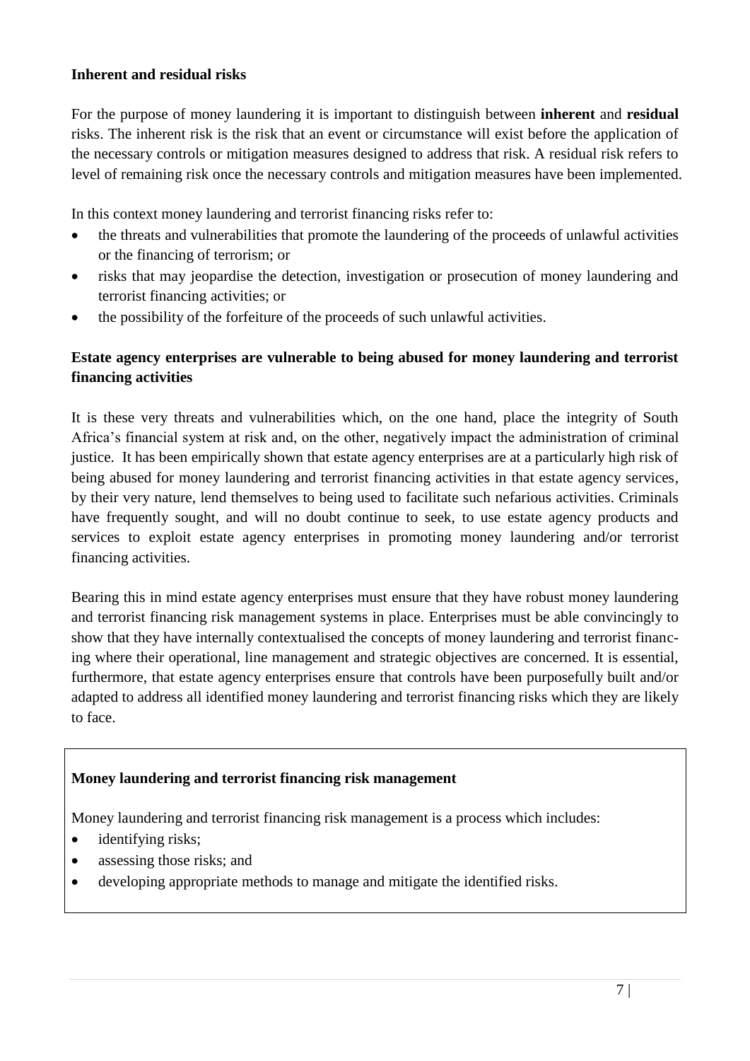**Inherent and residual risks**

For the purpose of money laundering it is important to distinguish between **inherent** and **residual** risks. The inherent risk is the risk that an event or circumstance will exist before the application of the necessary controls or mitigation measures designed to address that risk. A residual risk refers to level of remaining risk once the necessary controls and mitigation measures have been implemented.

In this context money laundering and terrorist financing risks refer to:

- the threats and vulnerabilities that promote the laundering of the proceeds of unlawful activities or the financing of terrorism; or
- risks that may jeopardise the detection, investigation or prosecution of money laundering and terrorist financing activities; or
- the possibility of the forfeiture of the proceeds of such unlawful activities.

**Estate agency enterprises are vulnerable to being abused for money laundering and terrorist financing activities**

It is these very threats and vulnerabilities which, on the one hand, place the integrity of South Africa's financial system at risk and, on the other, negatively impact the administration of criminal justice. It has been empirically shown that estate agency enterprises are at a particularly high risk of being abused for money laundering and terrorist financing activities in that estate agency services, by their very nature, lend themselves to being used to facilitate such nefarious activities. Criminals have frequently sought, and will no doubt continue to seek, to use estate agency products and services to exploit estate agency enterprises in promoting money laundering and/or terrorist financing activities.

Bearing this in mind estate agency enterprises must ensure that they have robust money laundering and terrorist financing risk management systems in place. Enterprises must be able convincingly to show that they have internally contextualised the concepts of money laundering and terrorist financing where their operational, line management and strategic objectives are concerned. It is essential, furthermore, that estate agency enterprises ensure that controls have been purposefully built and/or adapted to address all identified money laundering and terrorist financing risks which they are likely to face.

**Money laundering and terrorist financing risk management**

Money laundering and terrorist financing risk management is a process which includes:

- identifying risks;
- assessing those risks; and
- developing appropriate methods to manage and mitigate the identified risks.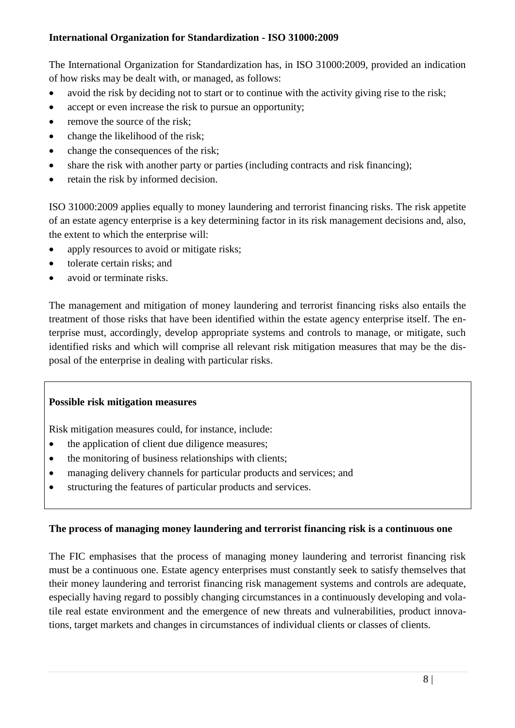**International Organization for Standardization - ISO 31000:2009**

The International Organization for Standardization has, in ISO 31000:2009, provided an indication of how risks may be dealt with, or managed, as follows:

- avoid the risk by deciding not to start or to continue with the activity giving rise to the risk;
- accept or even increase the risk to pursue an opportunity;
- remove the source of the risk;
- change the likelihood of the risk;
- change the consequences of the risk;
- share the risk with another party or parties (including contracts and risk financing);
- retain the risk by informed decision.

ISO 31000:2009 applies equally to money laundering and terrorist financing risks. The risk appetite of an estate agency enterprise is a key determining factor in its risk management decisions and, also, the extent to which the enterprise will:

- apply resources to avoid or mitigate risks;
- tolerate certain risks; and
- avoid or terminate risks.

The management and mitigation of money laundering and terrorist financing risks also entails the treatment of those risks that have been identified within the estate agency enterprise itself. The enterprise must, accordingly, develop appropriate systems and controls to manage, or mitigate, such identified risks and which will comprise all relevant risk mitigation measures that may be the disposal of the enterprise in dealing with particular risks.

**Possible risk mitigation measures**

Risk mitigation measures could, for instance, include:

- the application of client due diligence measures;
- the monitoring of business relationships with clients;
- managing delivery channels for particular products and services; and
- structuring the features of particular products and services.

**The process of managing money laundering and terrorist financing risk is a continuous one**

The FIC emphasises that the process of managing money laundering and terrorist financing risk must be a continuous one. Estate agency enterprises must constantly seek to satisfy themselves that their money laundering and terrorist financing risk management systems and controls are adequate, especially having regard to possibly changing circumstances in a continuously developing and volatile real estate environment and the emergence of new threats and vulnerabilities, product innovations, target markets and changes in circumstances of individual clients or classes of clients.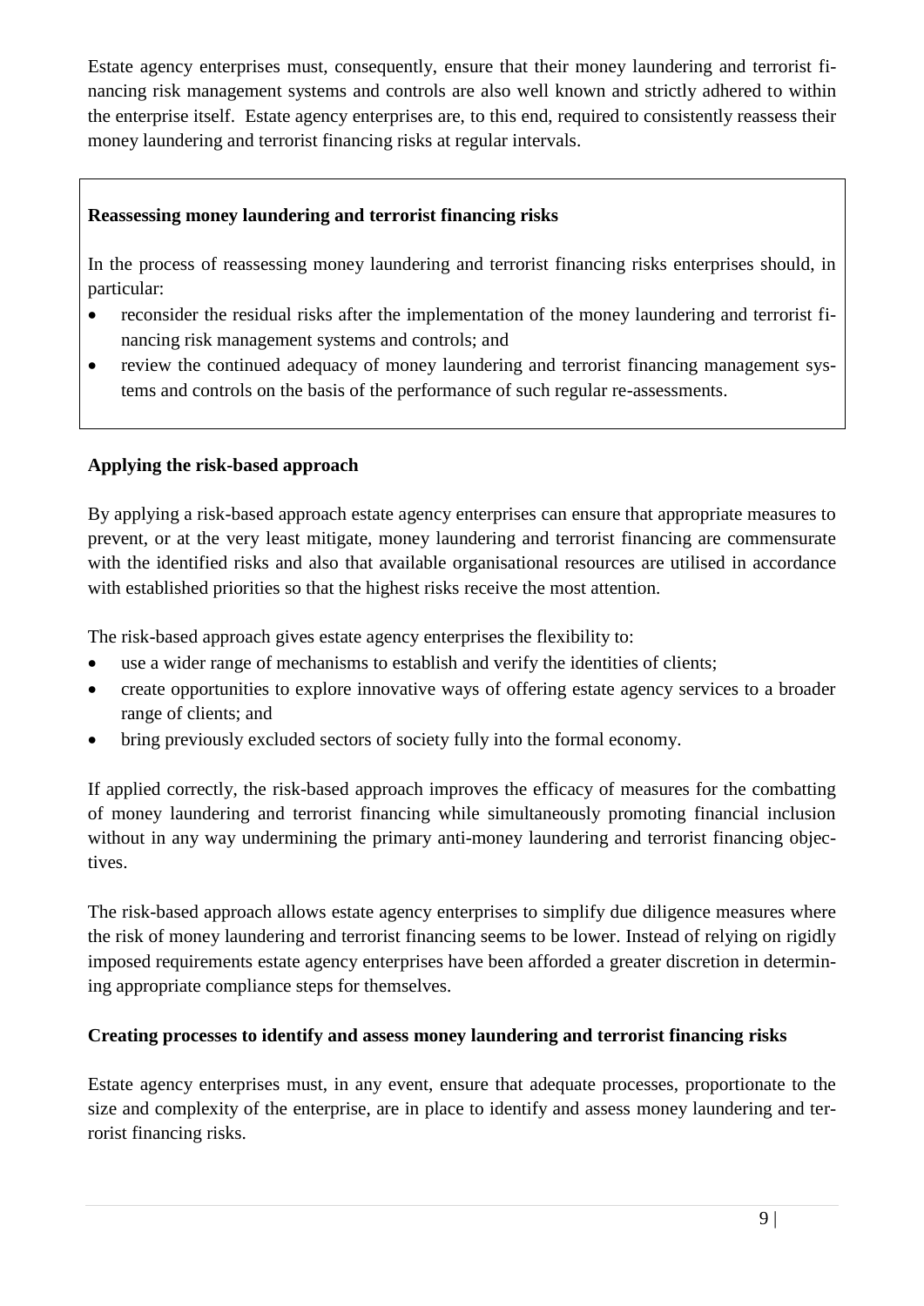Estate agency enterprises must, consequently, ensure that their money laundering and terrorist financing risk management systems and controls are also well known and strictly adhered to within the enterprise itself. Estate agency enterprises are, to this end, required to consistently reassess their money laundering and terrorist financing risks at regular intervals.

**Reassessing money laundering and terrorist financing risks**

In the process of reassessing money laundering and terrorist financing risks enterprises should, in particular:

- reconsider the residual risks after the implementation of the money laundering and terrorist financing risk management systems and controls; and
- review the continued adequacy of money laundering and terrorist financing management systems and controls on the basis of the performance of such regular re-assessments.

**Applying the risk-based approach**

By applying a risk-based approach estate agency enterprises can ensure that appropriate measures to prevent, or at the very least mitigate, money laundering and terrorist financing are commensurate with the identified risks and also that available organisational resources are utilised in accordance with established priorities so that the highest risks receive the most attention.

The risk-based approach gives estate agency enterprises the flexibility to:

- use a wider range of mechanisms to establish and verify the identities of clients;
- create opportunities to explore innovative ways of offering estate agency services to a broader range of clients; and
- bring previously excluded sectors of society fully into the formal economy.

If applied correctly, the risk-based approach improves the efficacy of measures for the combatting of money laundering and terrorist financing while simultaneously promoting financial inclusion without in any way undermining the primary anti-money laundering and terrorist financing objectives.

The risk-based approach allows estate agency enterprises to simplify due diligence measures where the risk of money laundering and terrorist financing seems to be lower. Instead of relying on rigidly imposed requirements estate agency enterprises have been afforded a greater discretion in determining appropriate compliance steps for themselves.

**Creating processes to identify and assess money laundering and terrorist financing risks**

Estate agency enterprises must, in any event, ensure that adequate processes, proportionate to the size and complexity of the enterprise, are in place to identify and assess money laundering and terrorist financing risks.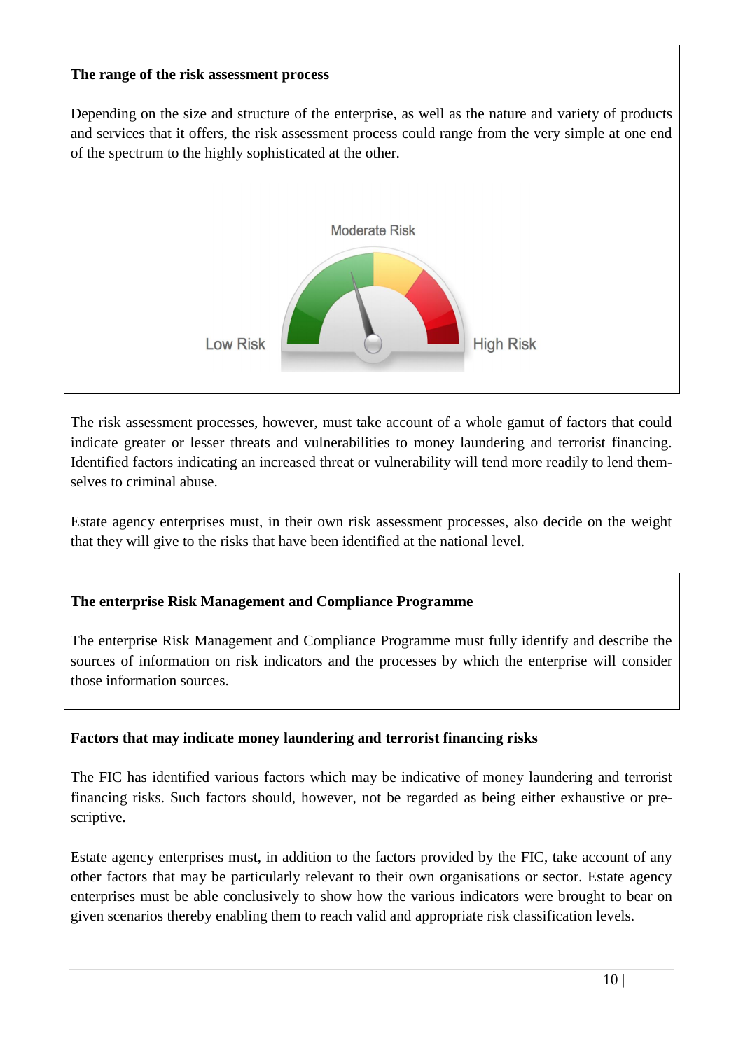**The range of the risk assessment process**

Depending on the size and structure of the enterprise, as well as the nature and variety of products and services that it offers, the risk assessment process could range from the very simple at one end of the spectrum to the highly sophisticated at the other.

The risk assessment processes, however, must take account of a whole gamut of factors that could indicate greater or lesser threats and vulnerabilities to money laundering and terrorist financing. Identified factors indicating an increased threat or vulnerability will tend more readily to lend themselves to criminal abuse.

Estate agency enterprises must, in their own risk assessment processes, also decide on the weight that they will give to the risks that have been identified at the national level.

**The enterprise Risk Management and Compliance Programme**

The enterprise Risk Management and Compliance Programme must fully identify and describe the sources of information on risk indicators and the processes by which the enterprise will consider those information sources.

**Factors that may indicate money laundering and terrorist financing risks**

The FIC has identified various factors which may be indicative of money laundering and terrorist financing risks. Such factors should, however, not be regarded as being either exhaustive or prescriptive.

Estate agency enterprises must, in addition to the factors provided by the FIC, take account of any other factors that may be particularly relevant to their own organisations or sector. Estate agency enterprises must be able conclusively to show how the various indicators were brought to bear on given scenarios thereby enabling them to reach valid and appropriate risk classification levels.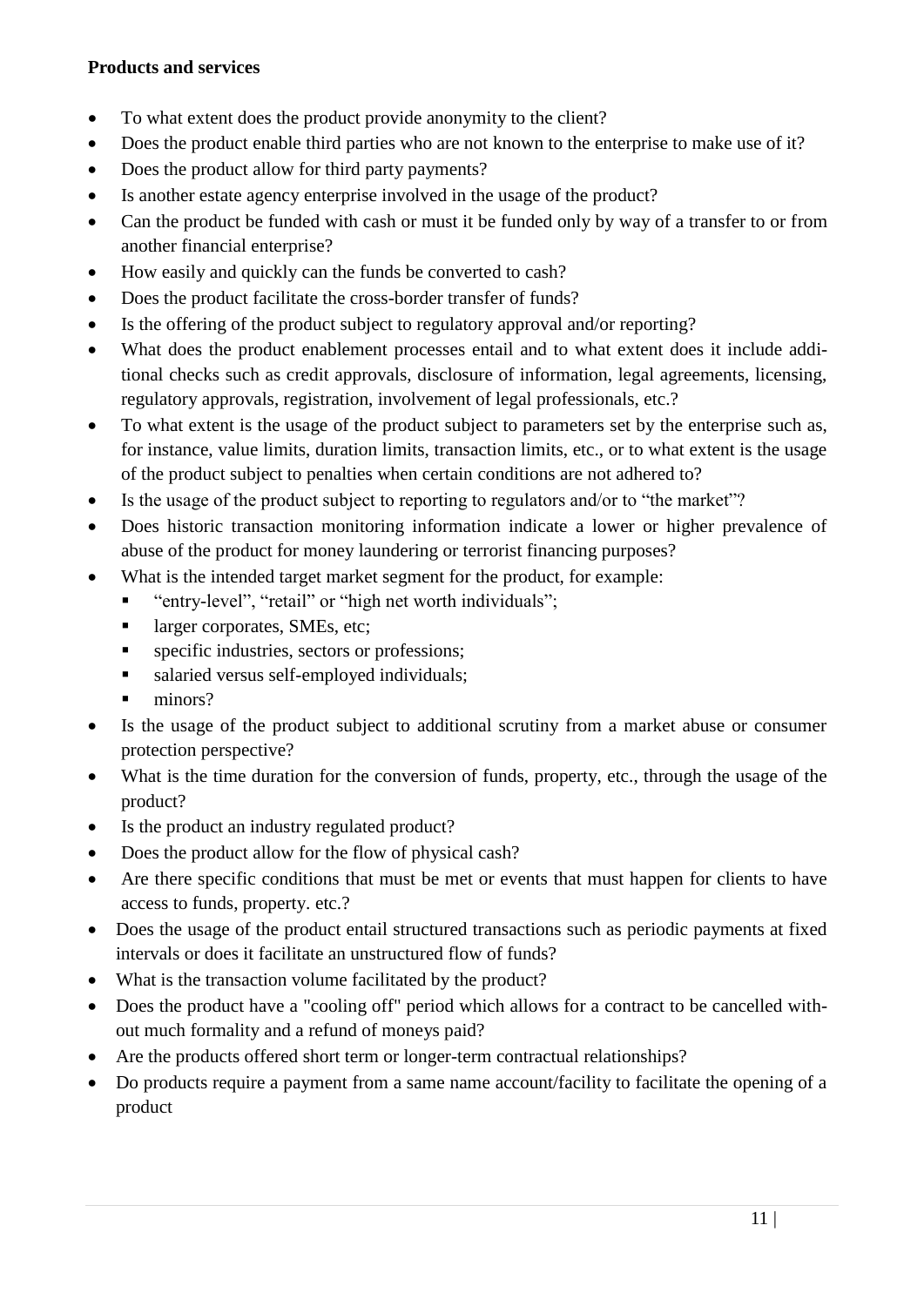**Products and services**

- To what extent does the product provide anonymity to the client?
- Does the product enable third parties who are not known to the enterprise to make use of it?
- Does the product allow for third party payments?
- Is another estate agency enterprise involved in the usage of the product?
- Can the product be funded with cash or must it be funded only by way of a transfer to or from another financial enterprise?
- How easily and quickly can the funds be converted to cash?
- Does the product facilitate the cross-border transfer of funds?
- Is the offering of the product subject to regulatory approval and/or reporting?
- What does the product enablement processes entail and to what extent does it include additional checks such as credit approvals, disclosure of information, legal agreements, licensing, regulatory approvals, registration, involvement of legal professionals, etc.?
- To what extent is the usage of the product subject to parameters set by the enterprise such as, for instance, value limits, duration limits, transaction limits, etc., or to what extent is the usage of the product subject to penalties when certain conditions are not adhered to?
- Is the usage of the product subject to reporting to regulators and/or to "the market"?
- Does historic transaction monitoring information indicate a lower or higher prevalence of abuse of the product for money laundering or terrorist financing purposes?
- What is the intended target market segment for the product, for example:
  - "entry-level", "retail" or "high net worth individuals";
  - larger corporates, SMEs, etc;
  - specific industries, sectors or professions;
  - salaried versus self-employed individuals;
  - minors?
- Is the usage of the product subject to additional scrutiny from a market abuse or consumer protection perspective?
- What is the time duration for the conversion of funds, property, etc., through the usage of the product?
- Is the product an industry regulated product?
- Does the product allow for the flow of physical cash?
- Are there specific conditions that must be met or events that must happen for clients to have access to funds, property. etc.?
- Does the usage of the product entail structured transactions such as periodic payments at fixed intervals or does it facilitate an unstructured flow of funds?
- What is the transaction volume facilitated by the product?
- Does the product have a "cooling off" period which allows for a contract to be cancelled without much formality and a refund of moneys paid?
- Are the products offered short term or longer-term contractual relationships?
- Do products require a payment from a same name account/facility to facilitate the opening of a product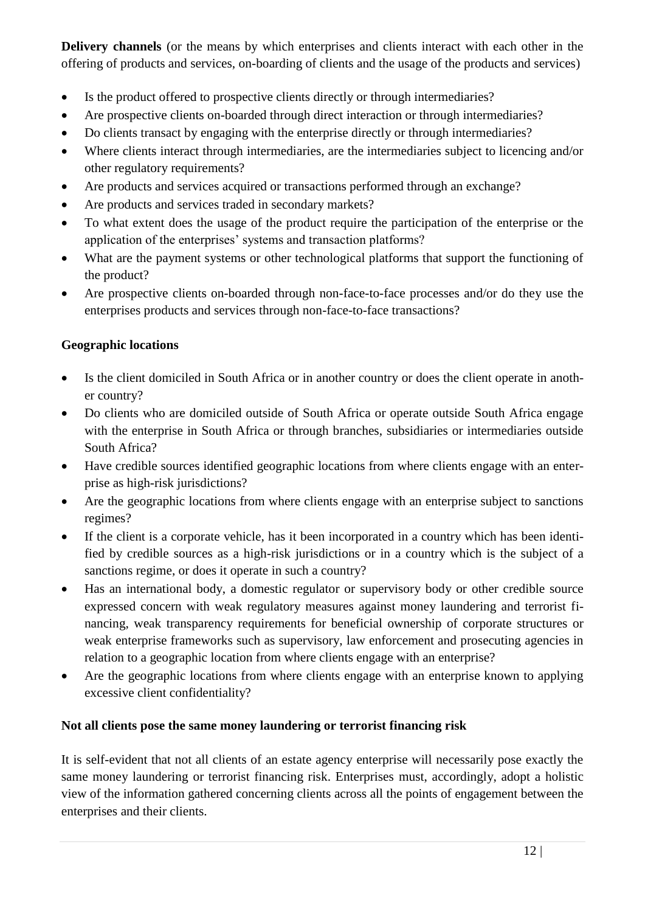**Delivery channels** (or the means by which enterprises and clients interact with each other in the offering of products and services, on-boarding of clients and the usage of the products and services)

- Is the product offered to prospective clients directly or through intermediaries?
- Are prospective clients on-boarded through direct interaction or through intermediaries?
- Do clients transact by engaging with the enterprise directly or through intermediaries?
- Where clients interact through intermediaries, are the intermediaries subject to licencing and/or other regulatory requirements?
- Are products and services acquired or transactions performed through an exchange?
- Are products and services traded in secondary markets?
- To what extent does the usage of the product require the participation of the enterprise or the application of the enterprises' systems and transaction platforms?
- What are the payment systems or other technological platforms that support the functioning of the product?
- Are prospective clients on-boarded through non-face-to-face processes and/or do they use the enterprises products and services through non-face-to-face transactions?

**Geographic locations**

- Is the client domiciled in South Africa or in another country or does the client operate in another country?
- Do clients who are domiciled outside of South Africa or operate outside South Africa engage with the enterprise in South Africa or through branches, subsidiaries or intermediaries outside South Africa?
- Have credible sources identified geographic locations from where clients engage with an enterprise as high-risk jurisdictions?
- Are the geographic locations from where clients engage with an enterprise subject to sanctions regimes?
- If the client is a corporate vehicle, has it been incorporated in a country which has been identified by credible sources as a high-risk jurisdictions or in a country which is the subject of a sanctions regime, or does it operate in such a country?
- Has an international body, a domestic regulator or supervisory body or other credible source expressed concern with weak regulatory measures against money laundering and terrorist financing, weak transparency requirements for beneficial ownership of corporate structures or weak enterprise frameworks such as supervisory, law enforcement and prosecuting agencies in relation to a geographic location from where clients engage with an enterprise?
- Are the geographic locations from where clients engage with an enterprise known to applying excessive client confidentiality?

**Not all clients pose the same money laundering or terrorist financing risk**

It is self-evident that not all clients of an estate agency enterprise will necessarily pose exactly the same money laundering or terrorist financing risk. Enterprises must, accordingly, adopt a holistic view of the information gathered concerning clients across all the points of engagement between the enterprises and their clients.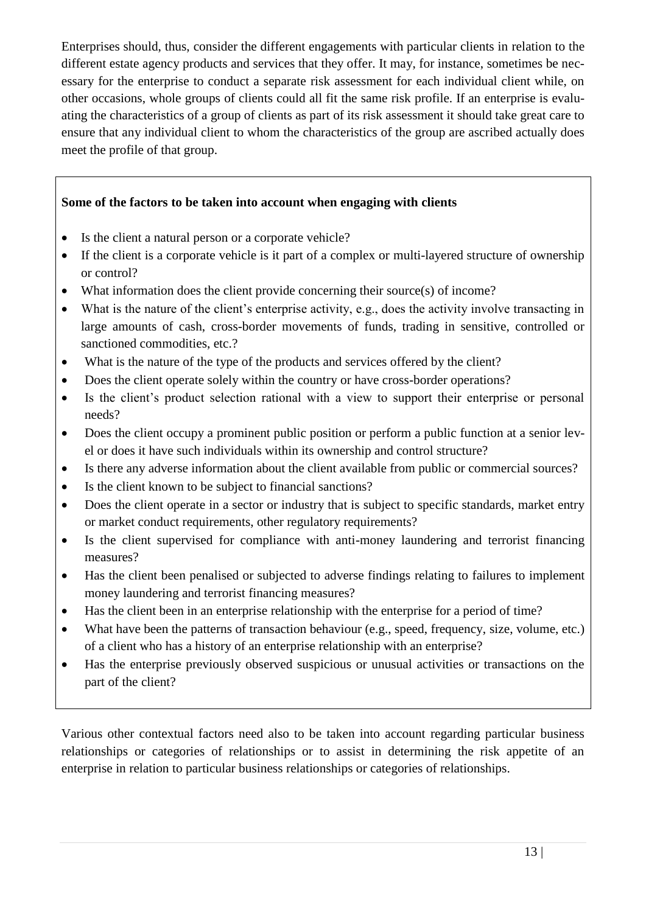Enterprises should, thus, consider the different engagements with particular clients in relation to the different estate agency products and services that they offer. It may, for instance, sometimes be necessary for the enterprise to conduct a separate risk assessment for each individual client while, on other occasions, whole groups of clients could all fit the same risk profile. If an enterprise is evaluating the characteristics of a group of clients as part of its risk assessment it should take great care to ensure that any individual client to whom the characteristics of the group are ascribed actually does meet the profile of that group.

**Some of the factors to be taken into account when engaging with clients**

- Is the client a natural person or a corporate vehicle?
- If the client is a corporate vehicle is it part of a complex or multi-layered structure of ownership or control?
- What information does the client provide concerning their source(s) of income?
- What is the nature of the client's enterprise activity, e.g., does the activity involve transacting in large amounts of cash, cross-border movements of funds, trading in sensitive, controlled or sanctioned commodities, etc.?
- What is the nature of the type of the products and services offered by the client?
- Does the client operate solely within the country or have cross-border operations?
- Is the client's product selection rational with a view to support their enterprise or personal needs?
- Does the client occupy a prominent public position or perform a public function at a senior level or does it have such individuals within its ownership and control structure?
- Is there any adverse information about the client available from public or commercial sources?
- Is the client known to be subject to financial sanctions?
- Does the client operate in a sector or industry that is subject to specific standards, market entry or market conduct requirements, other regulatory requirements?
- Is the client supervised for compliance with anti-money laundering and terrorist financing measures?
- Has the client been penalised or subjected to adverse findings relating to failures to implement money laundering and terrorist financing measures?
- Has the client been in an enterprise relationship with the enterprise for a period of time?
- What have been the patterns of transaction behaviour (e.g., speed, frequency, size, volume, etc.) of a client who has a history of an enterprise relationship with an enterprise?
- Has the enterprise previously observed suspicious or unusual activities or transactions on the part of the client?

Various other contextual factors need also to be taken into account regarding particular business relationships or categories of relationships or to assist in determining the risk appetite of an enterprise in relation to particular business relationships or categories of relationships.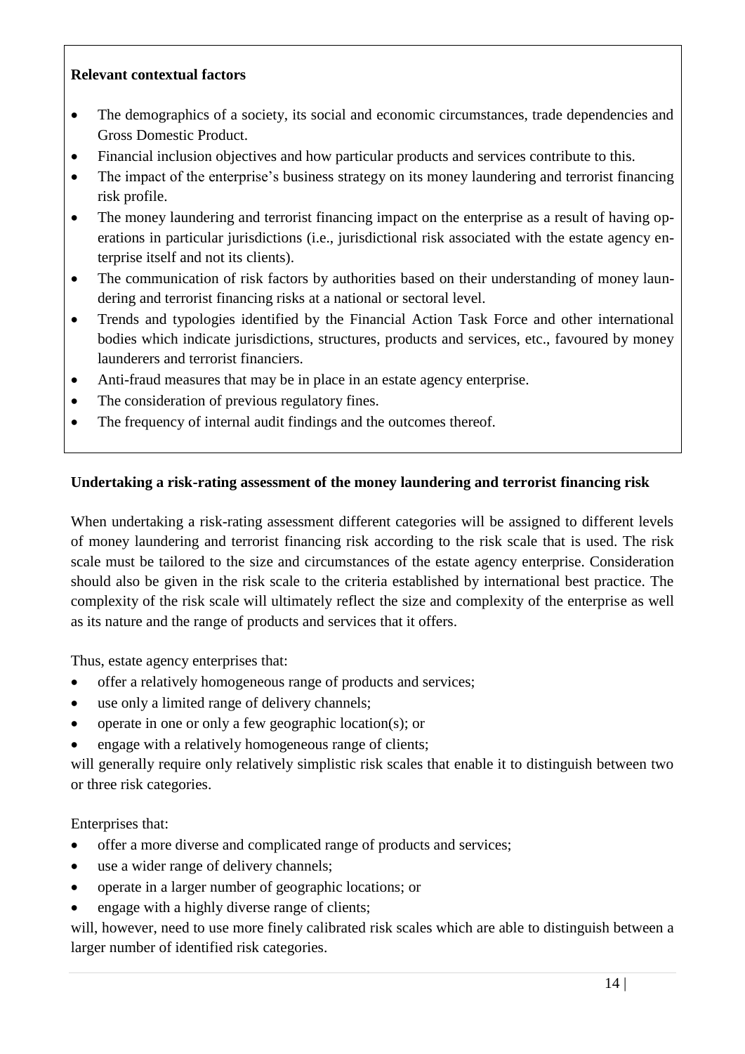**Relevant contextual factors**

- The demographics of a society, its social and economic circumstances, trade dependencies and Gross Domestic Product.
- Financial inclusion objectives and how particular products and services contribute to this.
- The impact of the enterprise's business strategy on its money laundering and terrorist financing risk profile.
- The money laundering and terrorist financing impact on the enterprise as a result of having operations in particular jurisdictions (i.e., jurisdictional risk associated with the estate agency enterprise itself and not its clients).
- The communication of risk factors by authorities based on their understanding of money laundering and terrorist financing risks at a national or sectoral level.
- Trends and typologies identified by the Financial Action Task Force and other international bodies which indicate jurisdictions, structures, products and services, etc., favoured by money launderers and terrorist financiers.
- Anti-fraud measures that may be in place in an estate agency enterprise.
- The consideration of previous regulatory fines.
- The frequency of internal audit findings and the outcomes thereof.

**Undertaking a risk-rating assessment of the money laundering and terrorist financing risk**

When undertaking a risk-rating assessment different categories will be assigned to different levels of money laundering and terrorist financing risk according to the risk scale that is used. The risk scale must be tailored to the size and circumstances of the estate agency enterprise. Consideration should also be given in the risk scale to the criteria established by international best practice. The complexity of the risk scale will ultimately reflect the size and complexity of the enterprise as well as its nature and the range of products and services that it offers.

Thus, estate agency enterprises that:

- offer a relatively homogeneous range of products and services;
- use only a limited range of delivery channels;
- operate in one or only a few geographic location(s); or
- engage with a relatively homogeneous range of clients;

will generally require only relatively simplistic risk scales that enable it to distinguish between two or three risk categories.

Enterprises that:

- offer a more diverse and complicated range of products and services;
- use a wider range of delivery channels;
- operate in a larger number of geographic locations; or
- engage with a highly diverse range of clients;

will, however, need to use more finely calibrated risk scales which are able to distinguish between a larger number of identified risk categories.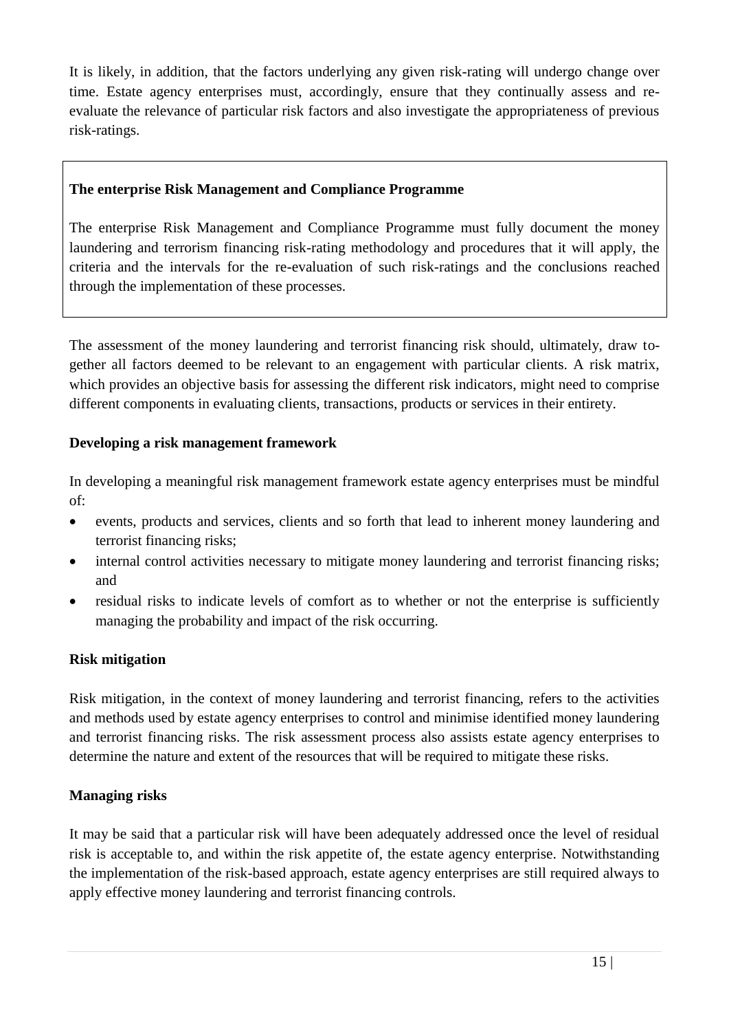It is likely, in addition, that the factors underlying any given risk-rating will undergo change over time. Estate agency enterprises must, accordingly, ensure that they continually assess and re-evaluate the relevance of particular risk factors and also investigate the appropriateness of previous risk-ratings.

> **The enterprise Risk Management and Compliance Programme**
>
> The enterprise Risk Management and Compliance Programme must fully document the money laundering and terrorism financing risk-rating methodology and procedures that it will apply, the criteria and the intervals for the re-evaluation of such risk-ratings and the conclusions reached through the implementation of these processes.

The assessment of the money laundering and terrorist financing risk should, ultimately, draw together all factors deemed to be relevant to an engagement with particular clients. A risk matrix, which provides an objective basis for assessing the different risk indicators, might need to comprise different components in evaluating clients, transactions, products or services in their entirety.

**Developing a risk management framework**

In developing a meaningful risk management framework estate agency enterprises must be mindful of:

- events, products and services, clients and so forth that lead to inherent money laundering and terrorist financing risks;
- internal control activities necessary to mitigate money laundering and terrorist financing risks; and
- residual risks to indicate levels of comfort as to whether or not the enterprise is sufficiently managing the probability and impact of the risk occurring.

**Risk mitigation**

Risk mitigation, in the context of money laundering and terrorist financing, refers to the activities and methods used by estate agency enterprises to control and minimise identified money laundering and terrorist financing risks. The risk assessment process also assists estate agency enterprises to determine the nature and extent of the resources that will be required to mitigate these risks.

**Managing risks**

It may be said that a particular risk will have been adequately addressed once the level of residual risk is acceptable to, and within the risk appetite of, the estate agency enterprise. Notwithstanding the implementation of the risk-based approach, estate agency enterprises are still required always to apply effective money laundering and terrorist financing controls.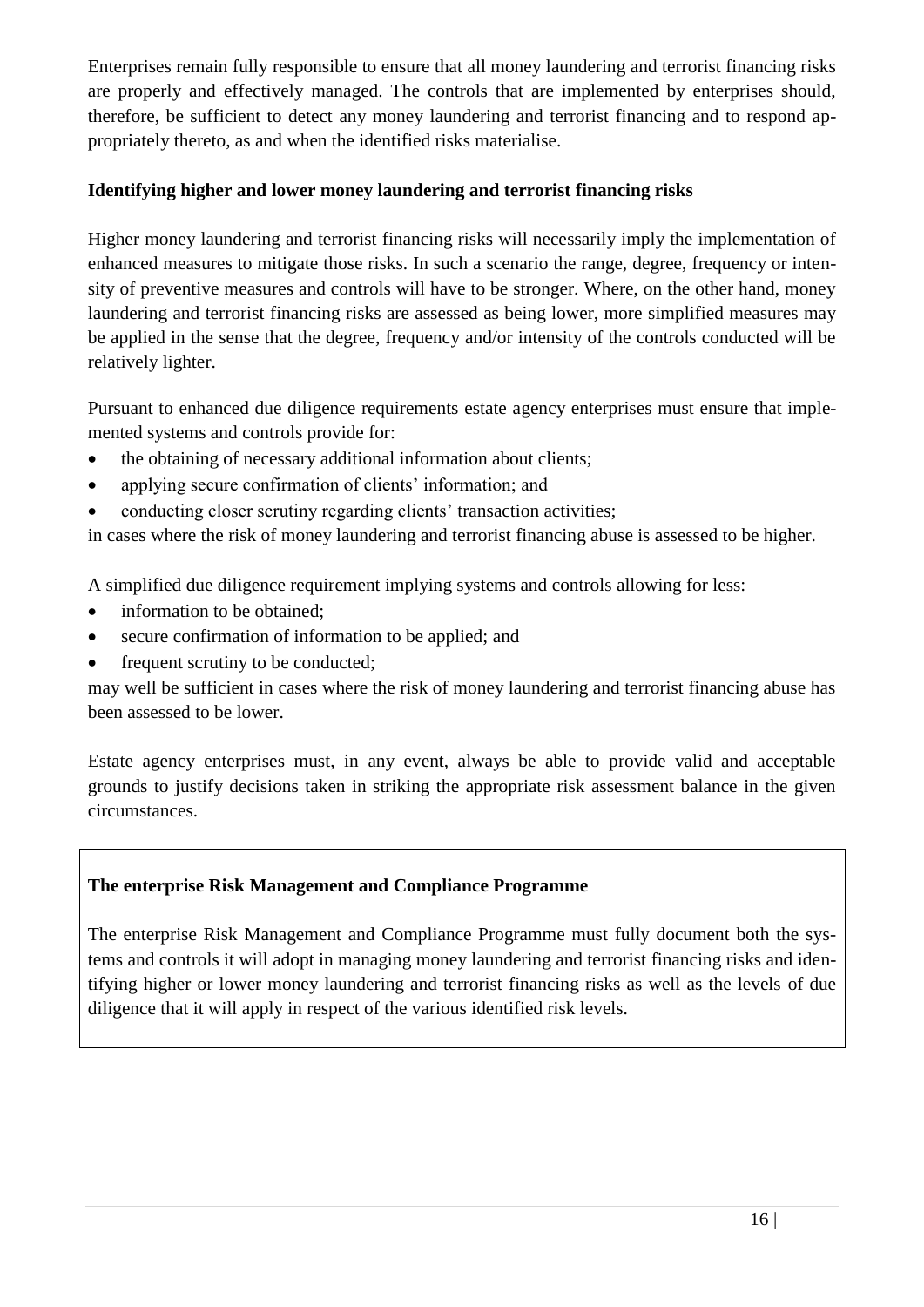Enterprises remain fully responsible to ensure that all money laundering and terrorist financing risks are properly and effectively managed. The controls that are implemented by enterprises should, therefore, be sufficient to detect any money laundering and terrorist financing and to respond appropriately thereto, as and when the identified risks materialise.

**Identifying higher and lower money laundering and terrorist financing risks**

Higher money laundering and terrorist financing risks will necessarily imply the implementation of enhanced measures to mitigate those risks. In such a scenario the range, degree, frequency or intensity of preventive measures and controls will have to be stronger. Where, on the other hand, money laundering and terrorist financing risks are assessed as being lower, more simplified measures may be applied in the sense that the degree, frequency and/or intensity of the controls conducted will be relatively lighter.

Pursuant to enhanced due diligence requirements estate agency enterprises must ensure that implemented systems and controls provide for:

- the obtaining of necessary additional information about clients;
- applying secure confirmation of clients' information; and
- conducting closer scrutiny regarding clients' transaction activities;

in cases where the risk of money laundering and terrorist financing abuse is assessed to be higher.

A simplified due diligence requirement implying systems and controls allowing for less:

- information to be obtained;
- secure confirmation of information to be applied; and
- frequent scrutiny to be conducted;

may well be sufficient in cases where the risk of money laundering and terrorist financing abuse has been assessed to be lower.

Estate agency enterprises must, in any event, always be able to provide valid and acceptable grounds to justify decisions taken in striking the appropriate risk assessment balance in the given circumstances.

**The enterprise Risk Management and Compliance Programme**

The enterprise Risk Management and Compliance Programme must fully document both the systems and controls it will adopt in managing money laundering and terrorist financing risks and identifying higher or lower money laundering and terrorist financing risks as well as the levels of due diligence that it will apply in respect of the various identified risk levels.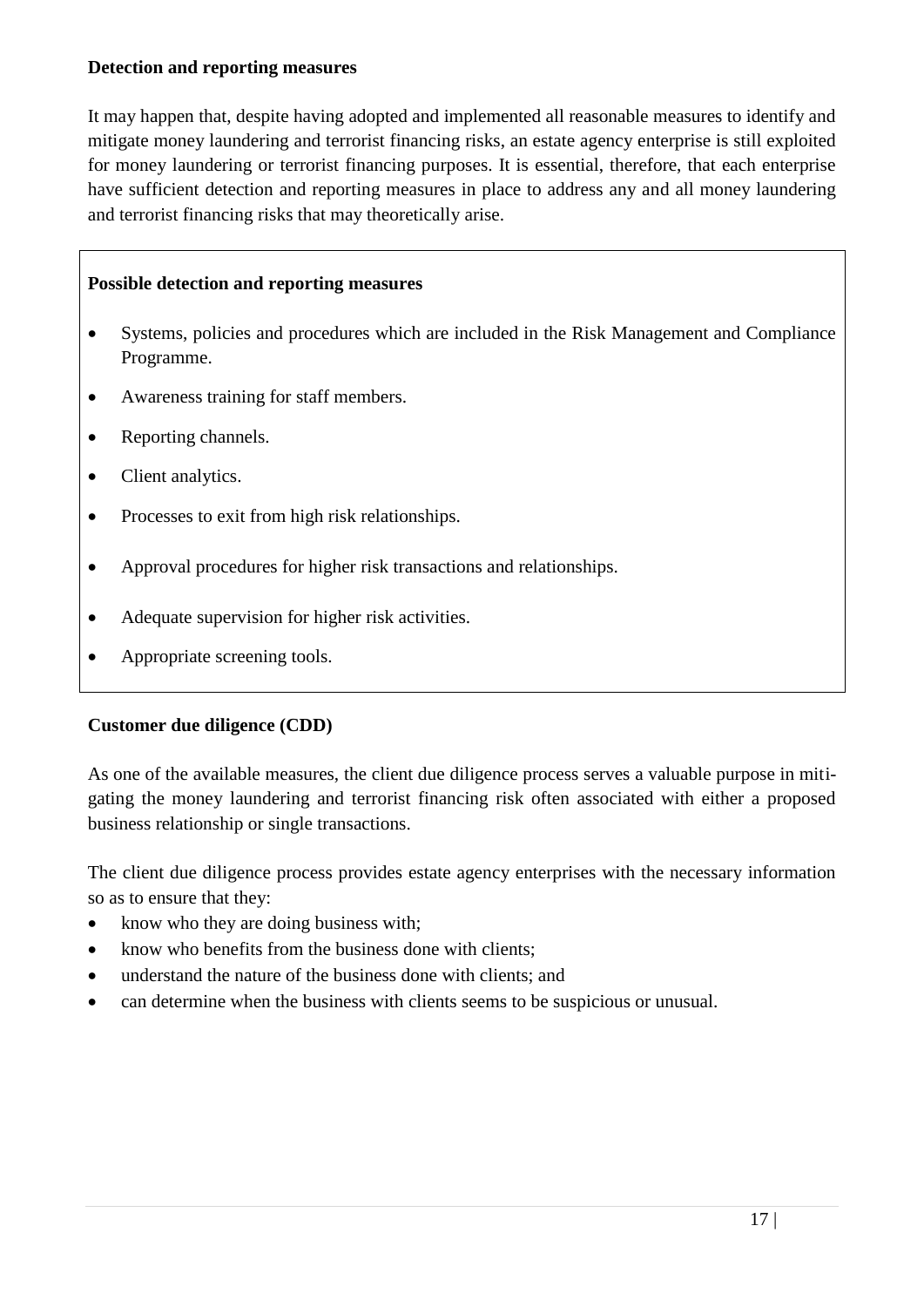### Detection and reporting measures

It may happen that, despite having adopted and implemented all reasonable measures to identify and mitigate money laundering and terrorist financing risks, an estate agency enterprise is still exploited for money laundering or terrorist financing purposes. It is essential, therefore, that each enterprise have sufficient detection and reporting measures in place to address any and all money laundering and terrorist financing risks that may theoretically arise.

> **Possible detection and reporting measures**
>
> - Systems, policies and procedures which are included in the Risk Management and Compliance Programme.
> - Awareness training for staff members.
> - Reporting channels.
> - Client analytics.
> - Processes to exit from high risk relationships.
> - Approval procedures for higher risk transactions and relationships.
> - Adequate supervision for higher risk activities.
> - Appropriate screening tools.

### Customer due diligence (CDD)

As one of the available measures, the client due diligence process serves a valuable purpose in mitigating the money laundering and terrorist financing risk often associated with either a proposed business relationship or single transactions.

The client due diligence process provides estate agency enterprises with the necessary information so as to ensure that they:

- know who they are doing business with;
- know who benefits from the business done with clients;
- understand the nature of the business done with clients; and
- can determine when the business with clients seems to be suspicious or unusual.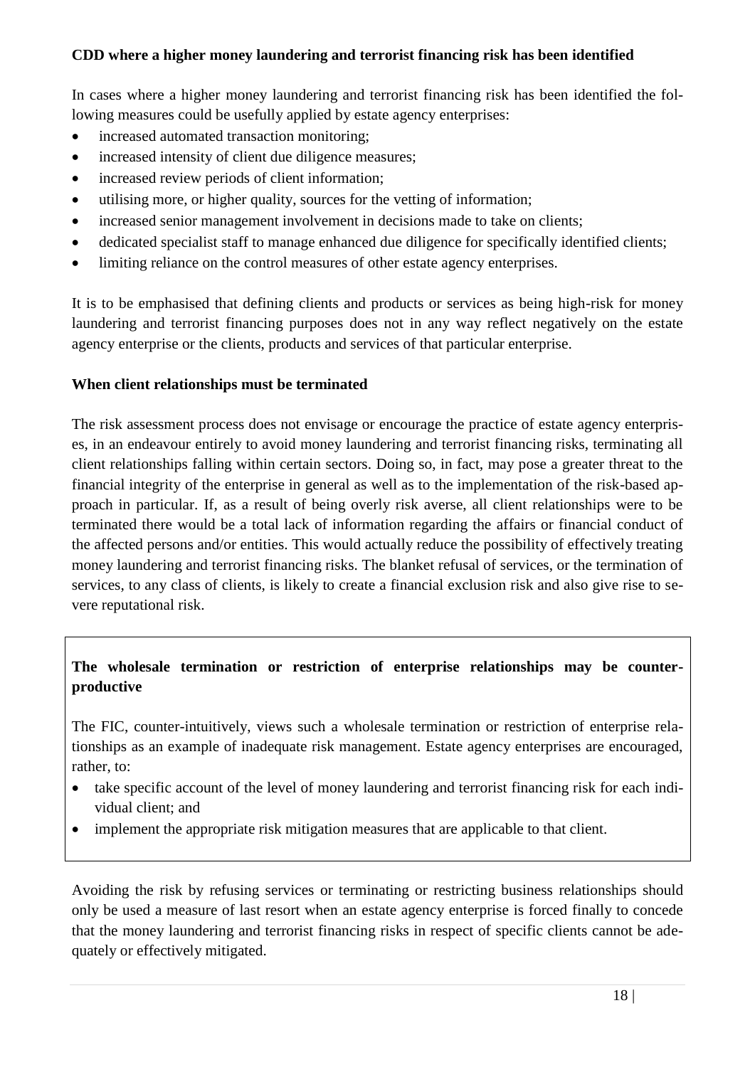**CDD where a higher money laundering and terrorist financing risk has been identified**

In cases where a higher money laundering and terrorist financing risk has been identified the following measures could be usefully applied by estate agency enterprises:

- increased automated transaction monitoring;
- increased intensity of client due diligence measures;
- increased review periods of client information;
- utilising more, or higher quality, sources for the vetting of information;
- increased senior management involvement in decisions made to take on clients;
- dedicated specialist staff to manage enhanced due diligence for specifically identified clients;
- limiting reliance on the control measures of other estate agency enterprises.

It is to be emphasised that defining clients and products or services as being high-risk for money laundering and terrorist financing purposes does not in any way reflect negatively on the estate agency enterprise or the clients, products and services of that particular enterprise.

**When client relationships must be terminated**

The risk assessment process does not envisage or encourage the practice of estate agency enterprises, in an endeavour entirely to avoid money laundering and terrorist financing risks, terminating all client relationships falling within certain sectors. Doing so, in fact, may pose a greater threat to the financial integrity of the enterprise in general as well as to the implementation of the risk-based approach in particular. If, as a result of being overly risk averse, all client relationships were to be terminated there would be a total lack of information regarding the affairs or financial conduct of the affected persons and/or entities. This would actually reduce the possibility of effectively treating money laundering and terrorist financing risks. The blanket refusal of services, or the termination of services, to any class of clients, is likely to create a financial exclusion risk and also give rise to severe reputational risk.

**The wholesale termination or restriction of enterprise relationships may be counter-productive**

The FIC, counter-intuitively, views such a wholesale termination or restriction of enterprise relationships as an example of inadequate risk management. Estate agency enterprises are encouraged, rather, to:

- take specific account of the level of money laundering and terrorist financing risk for each individual client; and
- implement the appropriate risk mitigation measures that are applicable to that client.

Avoiding the risk by refusing services or terminating or restricting business relationships should only be used a measure of last resort when an estate agency enterprise is forced finally to concede that the money laundering and terrorist financing risks in respect of specific clients cannot be adequately or effectively mitigated.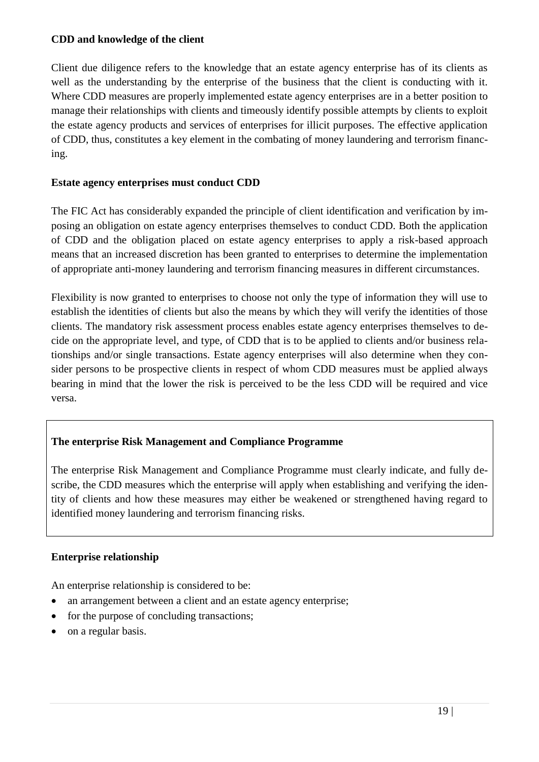**CDD and knowledge of the client**

Client due diligence refers to the knowledge that an estate agency enterprise has of its clients as well as the understanding by the enterprise of the business that the client is conducting with it. Where CDD measures are properly implemented estate agency enterprises are in a better position to manage their relationships with clients and timeously identify possible attempts by clients to exploit the estate agency products and services of enterprises for illicit purposes. The effective application of CDD, thus, constitutes a key element in the combating of money laundering and terrorism financing.

**Estate agency enterprises must conduct CDD**

The FIC Act has considerably expanded the principle of client identification and verification by imposing an obligation on estate agency enterprises themselves to conduct CDD. Both the application of CDD and the obligation placed on estate agency enterprises to apply a risk-based approach means that an increased discretion has been granted to enterprises to determine the implementation of appropriate anti-money laundering and terrorism financing measures in different circumstances.

Flexibility is now granted to enterprises to choose not only the type of information they will use to establish the identities of clients but also the means by which they will verify the identities of those clients. The mandatory risk assessment process enables estate agency enterprises themselves to decide on the appropriate level, and type, of CDD that is to be applied to clients and/or business relationships and/or single transactions. Estate agency enterprises will also determine when they consider persons to be prospective clients in respect of whom CDD measures must be applied always bearing in mind that the lower the risk is perceived to be the less CDD will be required and vice versa.

**The enterprise Risk Management and Compliance Programme**

The enterprise Risk Management and Compliance Programme must clearly indicate, and fully describe, the CDD measures which the enterprise will apply when establishing and verifying the identity of clients and how these measures may either be weakened or strengthened having regard to identified money laundering and terrorism financing risks.

**Enterprise relationship**

An enterprise relationship is considered to be:

- an arrangement between a client and an estate agency enterprise;
- for the purpose of concluding transactions;
- on a regular basis.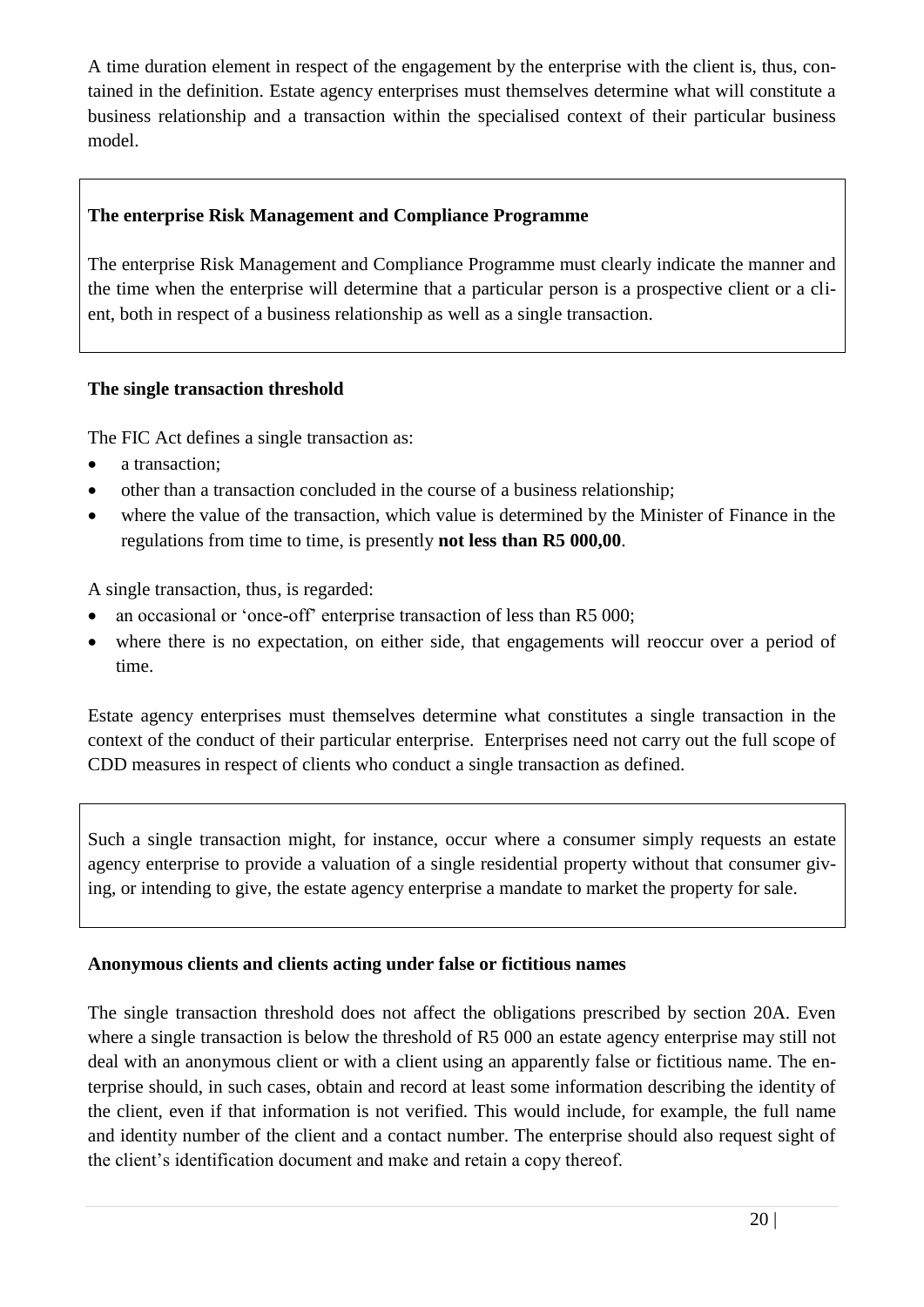A time duration element in respect of the engagement by the enterprise with the client is, thus, contained in the definition. Estate agency enterprises must themselves determine what will constitute a business relationship and a transaction within the specialised context of their particular business model.

**The enterprise Risk Management and Compliance Programme**

The enterprise Risk Management and Compliance Programme must clearly indicate the manner and the time when the enterprise will determine that a particular person is a prospective client or a client, both in respect of a business relationship as well as a single transaction.

**The single transaction threshold**

The FIC Act defines a single transaction as:

- a transaction;
- other than a transaction concluded in the course of a business relationship;
- where the value of the transaction, which value is determined by the Minister of Finance in the regulations from time to time, is presently **not less than R5 000,00**.

A single transaction, thus, is regarded:

- an occasional or 'once-off' enterprise transaction of less than R5 000;
- where there is no expectation, on either side, that engagements will reoccur over a period of time.

Estate agency enterprises must themselves determine what constitutes a single transaction in the context of the conduct of their particular enterprise. Enterprises need not carry out the full scope of CDD measures in respect of clients who conduct a single transaction as defined.

Such a single transaction might, for instance, occur where a consumer simply requests an estate agency enterprise to provide a valuation of a single residential property without that consumer giving, or intending to give, the estate agency enterprise a mandate to market the property for sale.

**Anonymous clients and clients acting under false or fictitious names**

The single transaction threshold does not affect the obligations prescribed by section 20A. Even where a single transaction is below the threshold of R5 000 an estate agency enterprise may still not deal with an anonymous client or with a client using an apparently false or fictitious name. The enterprise should, in such cases, obtain and record at least some information describing the identity of the client, even if that information is not verified. This would include, for example, the full name and identity number of the client and a contact number. The enterprise should also request sight of the client's identification document and make and retain a copy thereof.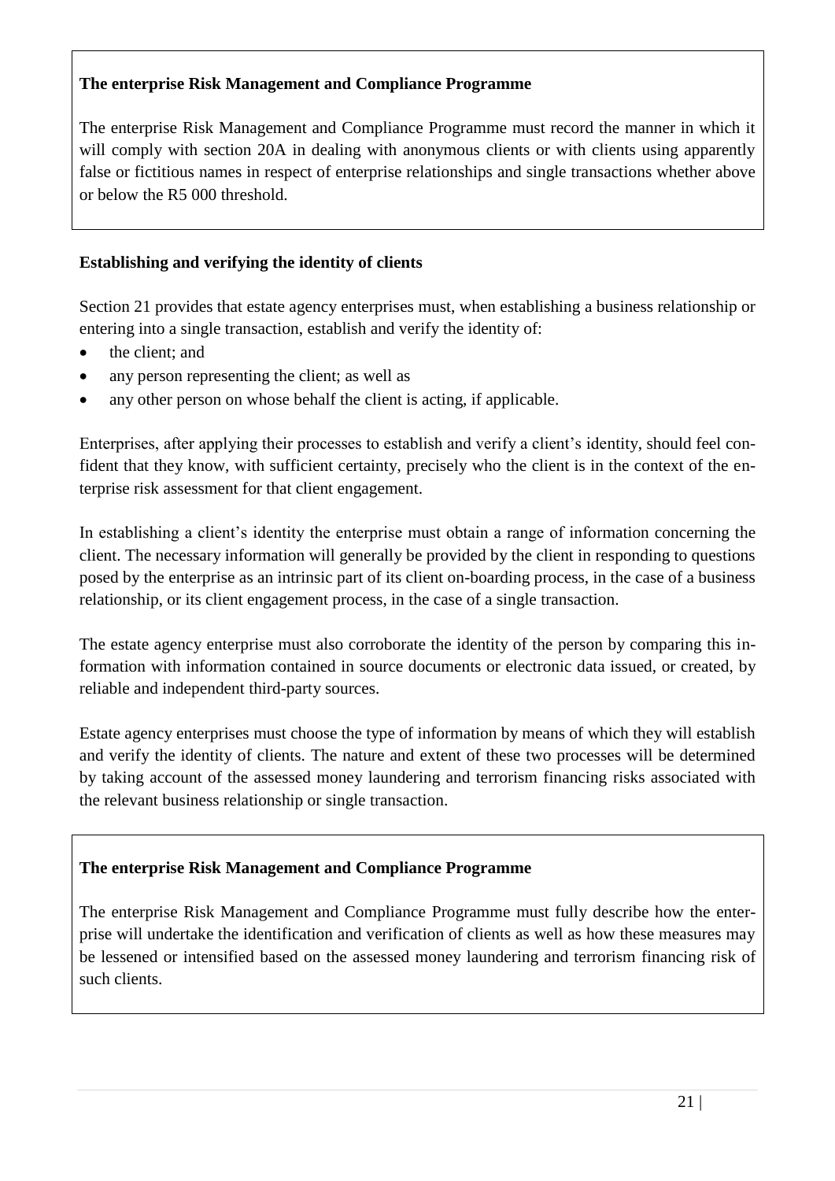**The enterprise Risk Management and Compliance Programme**

The enterprise Risk Management and Compliance Programme must record the manner in which it will comply with section 20A in dealing with anonymous clients or with clients using apparently false or fictitious names in respect of enterprise relationships and single transactions whether above or below the R5 000 threshold.

**Establishing and verifying the identity of clients**

Section 21 provides that estate agency enterprises must, when establishing a business relationship or entering into a single transaction, establish and verify the identity of:

- the client; and
- any person representing the client; as well as
- any other person on whose behalf the client is acting, if applicable.

Enterprises, after applying their processes to establish and verify a client's identity, should feel confident that they know, with sufficient certainty, precisely who the client is in the context of the enterprise risk assessment for that client engagement.

In establishing a client's identity the enterprise must obtain a range of information concerning the client. The necessary information will generally be provided by the client in responding to questions posed by the enterprise as an intrinsic part of its client on-boarding process, in the case of a business relationship, or its client engagement process, in the case of a single transaction.

The estate agency enterprise must also corroborate the identity of the person by comparing this information with information contained in source documents or electronic data issued, or created, by reliable and independent third-party sources.

Estate agency enterprises must choose the type of information by means of which they will establish and verify the identity of clients. The nature and extent of these two processes will be determined by taking account of the assessed money laundering and terrorism financing risks associated with the relevant business relationship or single transaction.

**The enterprise Risk Management and Compliance Programme**

The enterprise Risk Management and Compliance Programme must fully describe how the enterprise will undertake the identification and verification of clients as well as how these measures may be lessened or intensified based on the assessed money laundering and terrorism financing risk of such clients.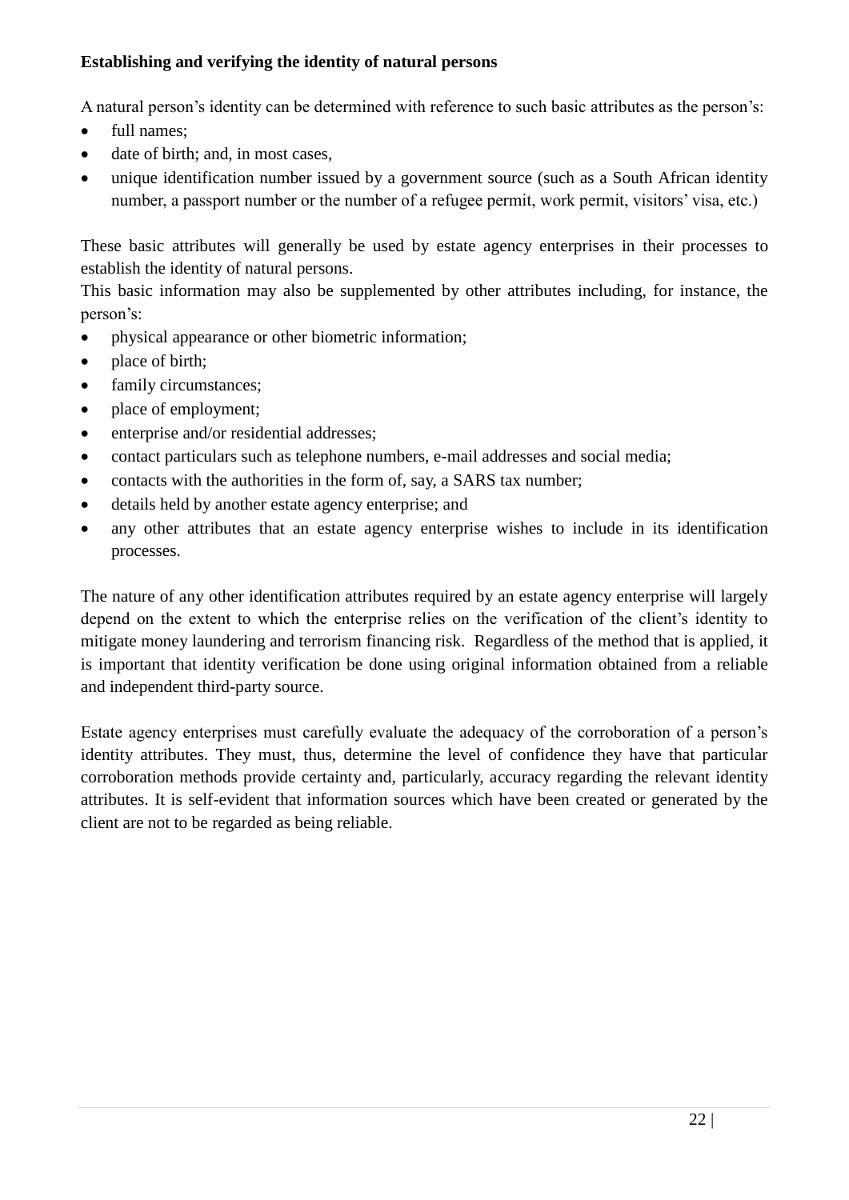**Establishing and verifying the identity of natural persons**

A natural person's identity can be determined with reference to such basic attributes as the person's:

- full names;
- date of birth; and, in most cases,
- unique identification number issued by a government source (such as a South African identity number, a passport number or the number of a refugee permit, work permit, visitors' visa, etc.)

These basic attributes will generally be used by estate agency enterprises in their processes to establish the identity of natural persons.

This basic information may also be supplemented by other attributes including, for instance, the person's:

- physical appearance or other biometric information;
- place of birth;
- family circumstances;
- place of employment;
- enterprise and/or residential addresses;
- contact particulars such as telephone numbers, e-mail addresses and social media;
- contacts with the authorities in the form of, say, a SARS tax number;
- details held by another estate agency enterprise; and
- any other attributes that an estate agency enterprise wishes to include in its identification processes.

The nature of any other identification attributes required by an estate agency enterprise will largely depend on the extent to which the enterprise relies on the verification of the client's identity to mitigate money laundering and terrorism financing risk. Regardless of the method that is applied, it is important that identity verification be done using original information obtained from a reliable and independent third-party source.

Estate agency enterprises must carefully evaluate the adequacy of the corroboration of a person's identity attributes. They must, thus, determine the level of confidence they have that particular corroboration methods provide certainty and, particularly, accuracy regarding the relevant identity attributes. It is self-evident that information sources which have been created or generated by the client are not to be regarded as being reliable.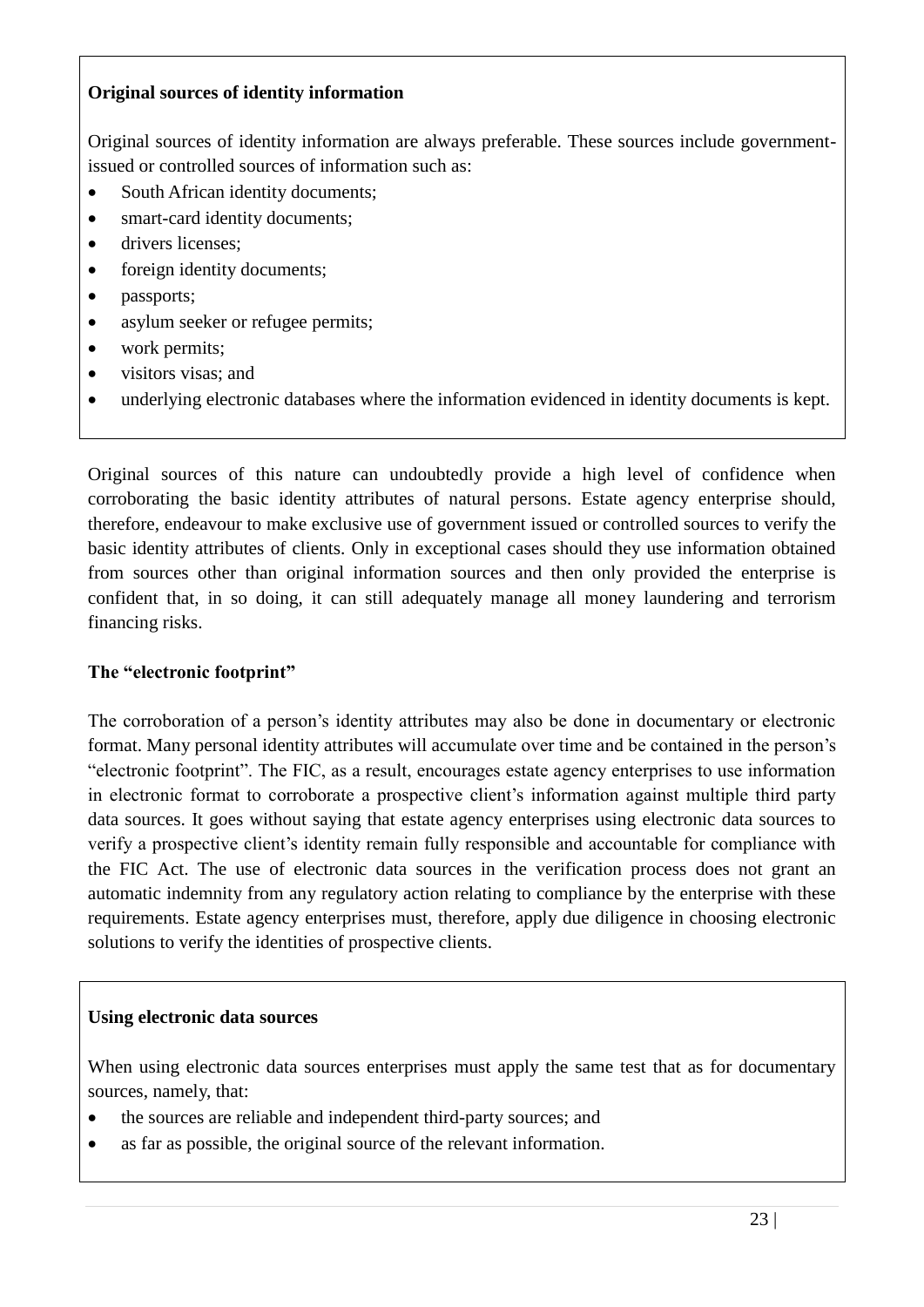**Original sources of identity information**

Original sources of identity information are always preferable. These sources include government-issued or controlled sources of information such as:

- South African identity documents;
- smart-card identity documents;
- drivers licenses;
- foreign identity documents;
- passports;
- asylum seeker or refugee permits;
- work permits;
- visitors visas; and
- underlying electronic databases where the information evidenced in identity documents is kept.

Original sources of this nature can undoubtedly provide a high level of confidence when corroborating the basic identity attributes of natural persons. Estate agency enterprise should, therefore, endeavour to make exclusive use of government issued or controlled sources to verify the basic identity attributes of clients. Only in exceptional cases should they use information obtained from sources other than original information sources and then only provided the enterprise is confident that, in so doing, it can still adequately manage all money laundering and terrorism financing risks.

**The "electronic footprint"**

The corroboration of a person's identity attributes may also be done in documentary or electronic format. Many personal identity attributes will accumulate over time and be contained in the person's "electronic footprint". The FIC, as a result, encourages estate agency enterprises to use information in electronic format to corroborate a prospective client's information against multiple third party data sources. It goes without saying that estate agency enterprises using electronic data sources to verify a prospective client's identity remain fully responsible and accountable for compliance with the FIC Act. The use of electronic data sources in the verification process does not grant an automatic indemnity from any regulatory action relating to compliance by the enterprise with these requirements. Estate agency enterprises must, therefore, apply due diligence in choosing electronic solutions to verify the identities of prospective clients.

**Using electronic data sources**

When using electronic data sources enterprises must apply the same test that as for documentary sources, namely, that:

- the sources are reliable and independent third-party sources; and
- as far as possible, the original source of the relevant information.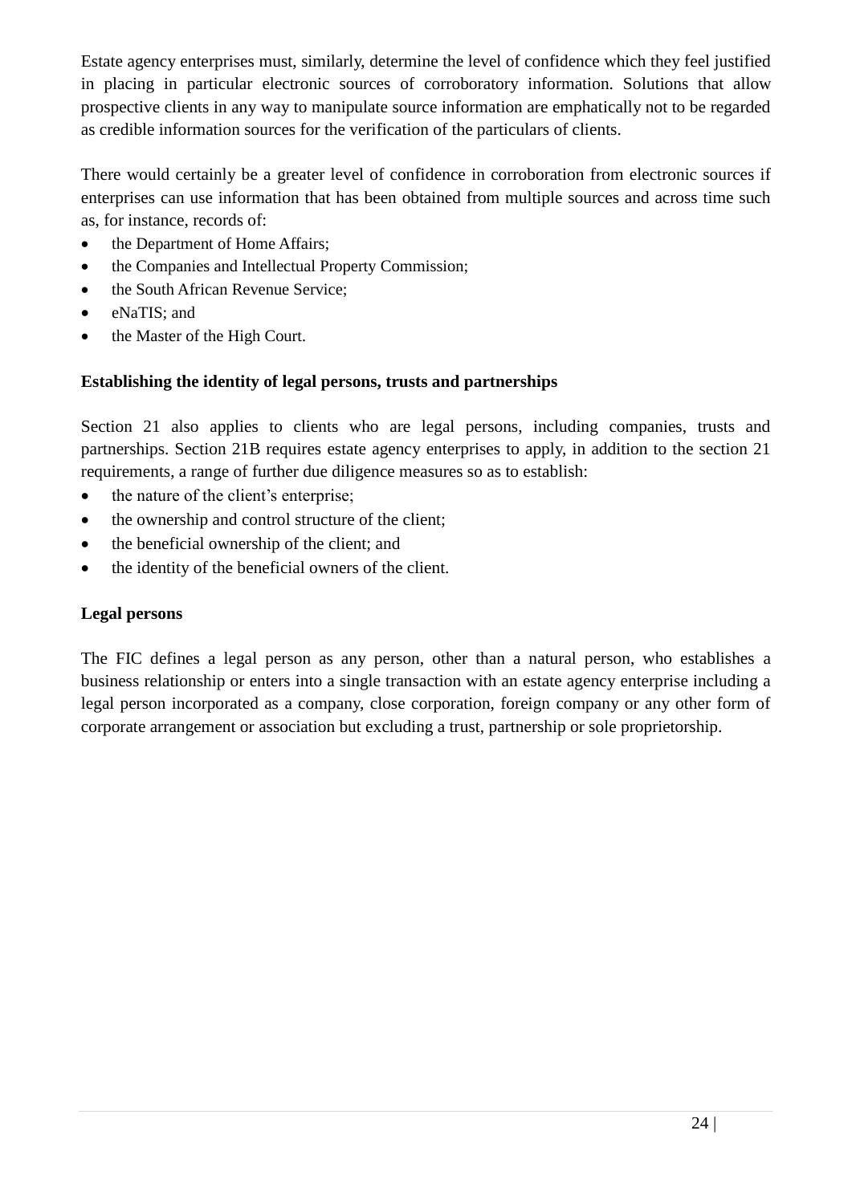Estate agency enterprises must, similarly, determine the level of confidence which they feel justified in placing in particular electronic sources of corroboratory information. Solutions that allow prospective clients in any way to manipulate source information are emphatically not to be regarded as credible information sources for the verification of the particulars of clients.

There would certainly be a greater level of confidence in corroboration from electronic sources if enterprises can use information that has been obtained from multiple sources and across time such as, for instance, records of:

- the Department of Home Affairs;
- the Companies and Intellectual Property Commission;
- the South African Revenue Service;
- eNaTIS; and
- the Master of the High Court.

**Establishing the identity of legal persons, trusts and partnerships**

Section 21 also applies to clients who are legal persons, including companies, trusts and partnerships. Section 21B requires estate agency enterprises to apply, in addition to the section 21 requirements, a range of further due diligence measures so as to establish:

- the nature of the client's enterprise;
- the ownership and control structure of the client;
- the beneficial ownership of the client; and
- the identity of the beneficial owners of the client.

**Legal persons**

The FIC defines a legal person as any person, other than a natural person, who establishes a business relationship or enters into a single transaction with an estate agency enterprise including a legal person incorporated as a company, close corporation, foreign company or any other form of corporate arrangement or association but excluding a trust, partnership or sole proprietorship.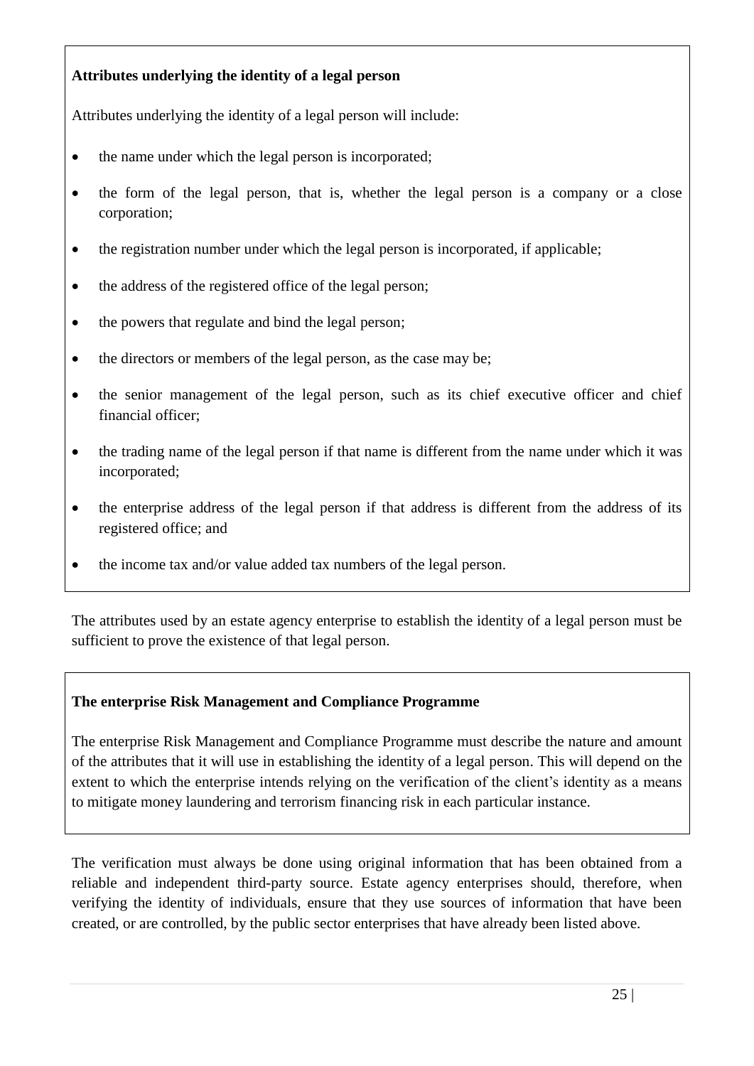**Attributes underlying the identity of a legal person**

Attributes underlying the identity of a legal person will include:

- the name under which the legal person is incorporated;
- the form of the legal person, that is, whether the legal person is a company or a close corporation;
- the registration number under which the legal person is incorporated, if applicable;
- the address of the registered office of the legal person;
- the powers that regulate and bind the legal person;
- the directors or members of the legal person, as the case may be;
- the senior management of the legal person, such as its chief executive officer and chief financial officer;
- the trading name of the legal person if that name is different from the name under which it was incorporated;
- the enterprise address of the legal person if that address is different from the address of its registered office; and
- the income tax and/or value added tax numbers of the legal person.

The attributes used by an estate agency enterprise to establish the identity of a legal person must be sufficient to prove the existence of that legal person.

**The enterprise Risk Management and Compliance Programme**

The enterprise Risk Management and Compliance Programme must describe the nature and amount of the attributes that it will use in establishing the identity of a legal person. This will depend on the extent to which the enterprise intends relying on the verification of the client's identity as a means to mitigate money laundering and terrorism financing risk in each particular instance.

The verification must always be done using original information that has been obtained from a reliable and independent third-party source. Estate agency enterprises should, therefore, when verifying the identity of individuals, ensure that they use sources of information that have been created, or are controlled, by the public sector enterprises that have already been listed above.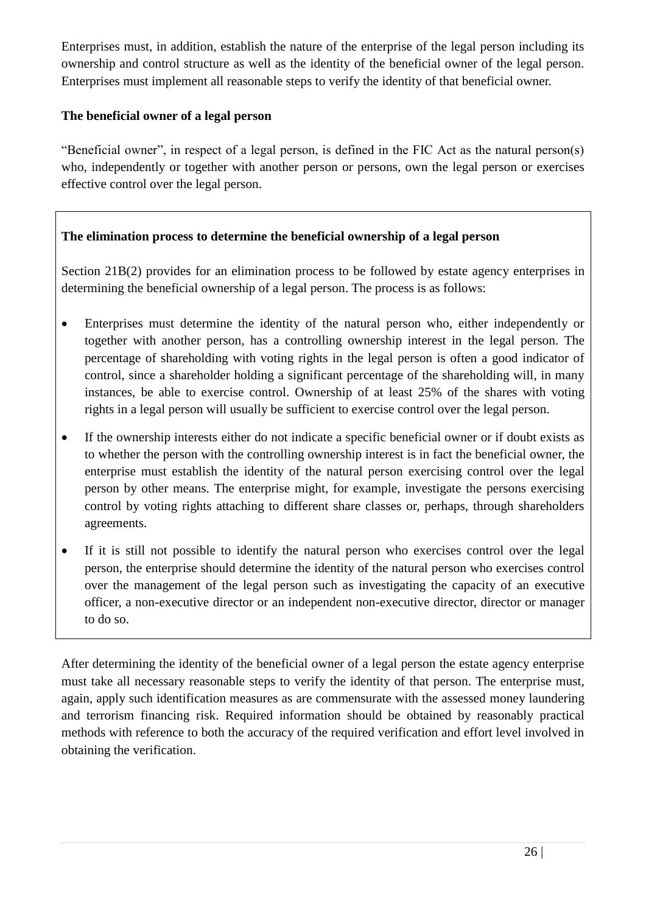Enterprises must, in addition, establish the nature of the enterprise of the legal person including its ownership and control structure as well as the identity of the beneficial owner of the legal person. Enterprises must implement all reasonable steps to verify the identity of that beneficial owner.

**The beneficial owner of a legal person**

"Beneficial owner", in respect of a legal person, is defined in the FIC Act as the natural person(s) who, independently or together with another person or persons, own the legal person or exercises effective control over the legal person.

**The elimination process to determine the beneficial ownership of a legal person**

Section 21B(2) provides for an elimination process to be followed by estate agency enterprises in determining the beneficial ownership of a legal person. The process is as follows:

- Enterprises must determine the identity of the natural person who, either independently or together with another person, has a controlling ownership interest in the legal person. The percentage of shareholding with voting rights in the legal person is often a good indicator of control, since a shareholder holding a significant percentage of the shareholding will, in many instances, be able to exercise control. Ownership of at least 25% of the shares with voting rights in a legal person will usually be sufficient to exercise control over the legal person.
- If the ownership interests either do not indicate a specific beneficial owner or if doubt exists as to whether the person with the controlling ownership interest is in fact the beneficial owner, the enterprise must establish the identity of the natural person exercising control over the legal person by other means. The enterprise might, for example, investigate the persons exercising control by voting rights attaching to different share classes or, perhaps, through shareholders agreements.
- If it is still not possible to identify the natural person who exercises control over the legal person, the enterprise should determine the identity of the natural person who exercises control over the management of the legal person such as investigating the capacity of an executive officer, a non-executive director or an independent non-executive director, director or manager to do so.

After determining the identity of the beneficial owner of a legal person the estate agency enterprise must take all necessary reasonable steps to verify the identity of that person. The enterprise must, again, apply such identification measures as are commensurate with the assessed money laundering and terrorism financing risk. Required information should be obtained by reasonably practical methods with reference to both the accuracy of the required verification and effort level involved in obtaining the verification.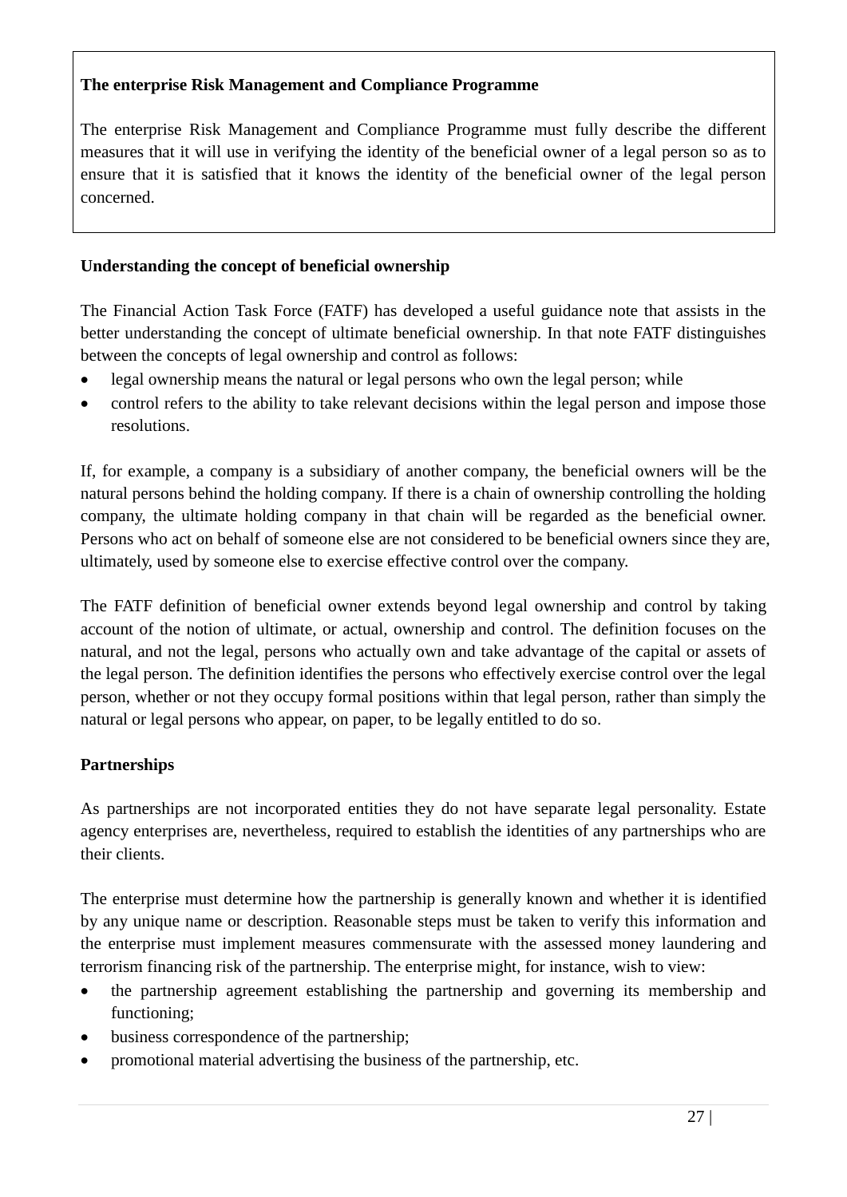**The enterprise Risk Management and Compliance Programme**

The enterprise Risk Management and Compliance Programme must fully describe the different measures that it will use in verifying the identity of the beneficial owner of a legal person so as to ensure that it is satisfied that it knows the identity of the beneficial owner of the legal person concerned.

**Understanding the concept of beneficial ownership**

The Financial Action Task Force (FATF) has developed a useful guidance note that assists in the better understanding the concept of ultimate beneficial ownership. In that note FATF distinguishes between the concepts of legal ownership and control as follows:

- legal ownership means the natural or legal persons who own the legal person; while
- control refers to the ability to take relevant decisions within the legal person and impose those resolutions.

If, for example, a company is a subsidiary of another company, the beneficial owners will be the natural persons behind the holding company. If there is a chain of ownership controlling the holding company, the ultimate holding company in that chain will be regarded as the beneficial owner. Persons who act on behalf of someone else are not considered to be beneficial owners since they are, ultimately, used by someone else to exercise effective control over the company.

The FATF definition of beneficial owner extends beyond legal ownership and control by taking account of the notion of ultimate, or actual, ownership and control. The definition focuses on the natural, and not the legal, persons who actually own and take advantage of the capital or assets of the legal person. The definition identifies the persons who effectively exercise control over the legal person, whether or not they occupy formal positions within that legal person, rather than simply the natural or legal persons who appear, on paper, to be legally entitled to do so.

**Partnerships**

As partnerships are not incorporated entities they do not have separate legal personality. Estate agency enterprises are, nevertheless, required to establish the identities of any partnerships who are their clients.

The enterprise must determine how the partnership is generally known and whether it is identified by any unique name or description. Reasonable steps must be taken to verify this information and the enterprise must implement measures commensurate with the assessed money laundering and terrorism financing risk of the partnership. The enterprise might, for instance, wish to view:

- the partnership agreement establishing the partnership and governing its membership and functioning;
- business correspondence of the partnership;
- promotional material advertising the business of the partnership, etc.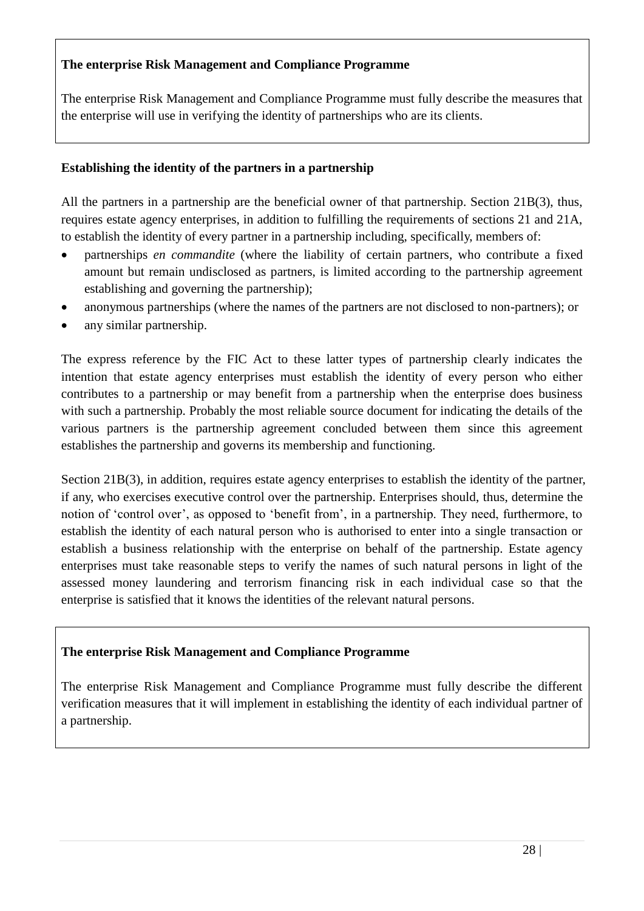**The enterprise Risk Management and Compliance Programme**

The enterprise Risk Management and Compliance Programme must fully describe the measures that the enterprise will use in verifying the identity of partnerships who are its clients.

**Establishing the identity of the partners in a partnership**

All the partners in a partnership are the beneficial owner of that partnership. Section 21B(3), thus, requires estate agency enterprises, in addition to fulfilling the requirements of sections 21 and 21A, to establish the identity of every partner in a partnership including, specifically, members of:

- partnerships *en commandite* (where the liability of certain partners, who contribute a fixed amount but remain undisclosed as partners, is limited according to the partnership agreement establishing and governing the partnership);
- anonymous partnerships (where the names of the partners are not disclosed to non-partners); or
- any similar partnership.

The express reference by the FIC Act to these latter types of partnership clearly indicates the intention that estate agency enterprises must establish the identity of every person who either contributes to a partnership or may benefit from a partnership when the enterprise does business with such a partnership. Probably the most reliable source document for indicating the details of the various partners is the partnership agreement concluded between them since this agreement establishes the partnership and governs its membership and functioning.

Section 21B(3), in addition, requires estate agency enterprises to establish the identity of the partner, if any, who exercises executive control over the partnership. Enterprises should, thus, determine the notion of 'control over', as opposed to 'benefit from', in a partnership. They need, furthermore, to establish the identity of each natural person who is authorised to enter into a single transaction or establish a business relationship with the enterprise on behalf of the partnership. Estate agency enterprises must take reasonable steps to verify the names of such natural persons in light of the assessed money laundering and terrorism financing risk in each individual case so that the enterprise is satisfied that it knows the identities of the relevant natural persons.

**The enterprise Risk Management and Compliance Programme**

The enterprise Risk Management and Compliance Programme must fully describe the different verification measures that it will implement in establishing the identity of each individual partner of a partnership.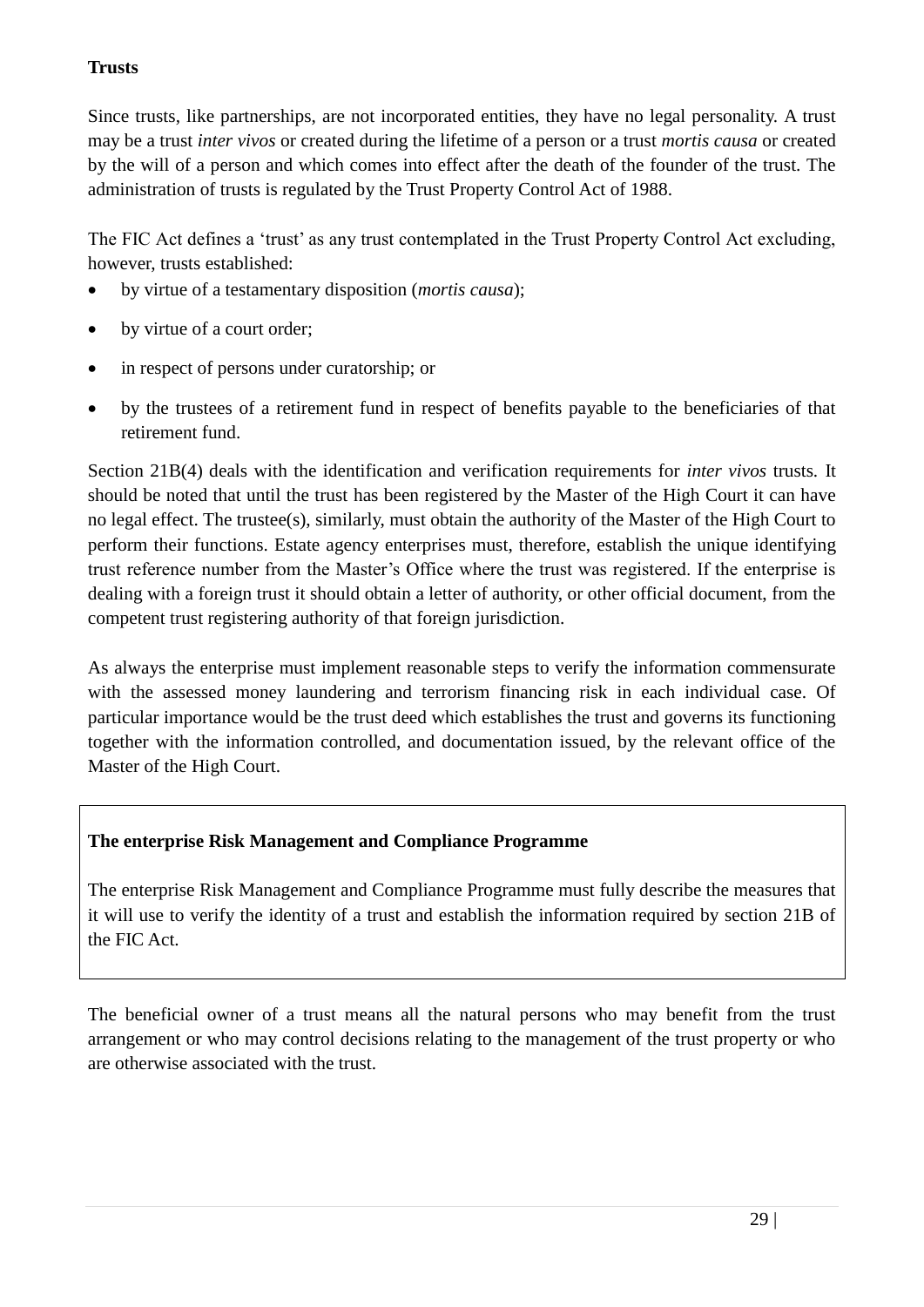**Trusts**

Since trusts, like partnerships, are not incorporated entities, they have no legal personality. A trust may be a trust *inter vivos* or created during the lifetime of a person or a trust *mortis causa* or created by the will of a person and which comes into effect after the death of the founder of the trust. The administration of trusts is regulated by the Trust Property Control Act of 1988.

The FIC Act defines a 'trust' as any trust contemplated in the Trust Property Control Act excluding, however, trusts established:

- by virtue of a testamentary disposition (*mortis causa*);
- by virtue of a court order;
- in respect of persons under curatorship; or
- by the trustees of a retirement fund in respect of benefits payable to the beneficiaries of that retirement fund.

Section 21B(4) deals with the identification and verification requirements for *inter vivos* trusts. It should be noted that until the trust has been registered by the Master of the High Court it can have no legal effect. The trustee(s), similarly, must obtain the authority of the Master of the High Court to perform their functions. Estate agency enterprises must, therefore, establish the unique identifying trust reference number from the Master's Office where the trust was registered. If the enterprise is dealing with a foreign trust it should obtain a letter of authority, or other official document, from the competent trust registering authority of that foreign jurisdiction.

As always the enterprise must implement reasonable steps to verify the information commensurate with the assessed money laundering and terrorism financing risk in each individual case. Of particular importance would be the trust deed which establishes the trust and governs its functioning together with the information controlled, and documentation issued, by the relevant office of the Master of the High Court.

**The enterprise Risk Management and Compliance Programme**

The enterprise Risk Management and Compliance Programme must fully describe the measures that it will use to verify the identity of a trust and establish the information required by section 21B of the FIC Act.

The beneficial owner of a trust means all the natural persons who may benefit from the trust arrangement or who may control decisions relating to the management of the trust property or who are otherwise associated with the trust.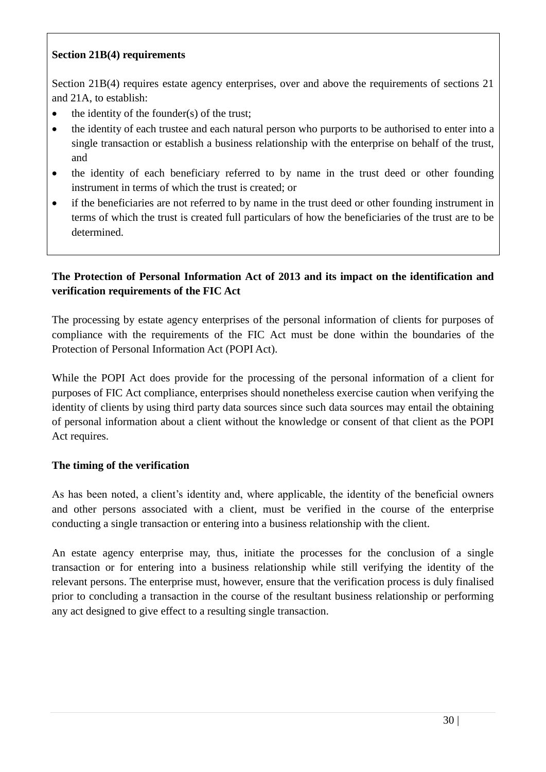**Section 21B(4) requirements**

Section 21B(4) requires estate agency enterprises, over and above the requirements of sections 21 and 21A, to establish:

- the identity of the founder(s) of the trust;
- the identity of each trustee and each natural person who purports to be authorised to enter into a single transaction or establish a business relationship with the enterprise on behalf of the trust, and
- the identity of each beneficiary referred to by name in the trust deed or other founding instrument in terms of which the trust is created; or
- if the beneficiaries are not referred to by name in the trust deed or other founding instrument in terms of which the trust is created full particulars of how the beneficiaries of the trust are to be determined.

**The Protection of Personal Information Act of 2013 and its impact on the identification and verification requirements of the FIC Act**

The processing by estate agency enterprises of the personal information of clients for purposes of compliance with the requirements of the FIC Act must be done within the boundaries of the Protection of Personal Information Act (POPI Act).

While the POPI Act does provide for the processing of the personal information of a client for purposes of FIC Act compliance, enterprises should nonetheless exercise caution when verifying the identity of clients by using third party data sources since such data sources may entail the obtaining of personal information about a client without the knowledge or consent of that client as the POPI Act requires.

**The timing of the verification**

As has been noted, a client's identity and, where applicable, the identity of the beneficial owners and other persons associated with a client, must be verified in the course of the enterprise conducting a single transaction or entering into a business relationship with the client.

An estate agency enterprise may, thus, initiate the processes for the conclusion of a single transaction or for entering into a business relationship while still verifying the identity of the relevant persons. The enterprise must, however, ensure that the verification process is duly finalised prior to concluding a transaction in the course of the resultant business relationship or performing any act designed to give effect to a resulting single transaction.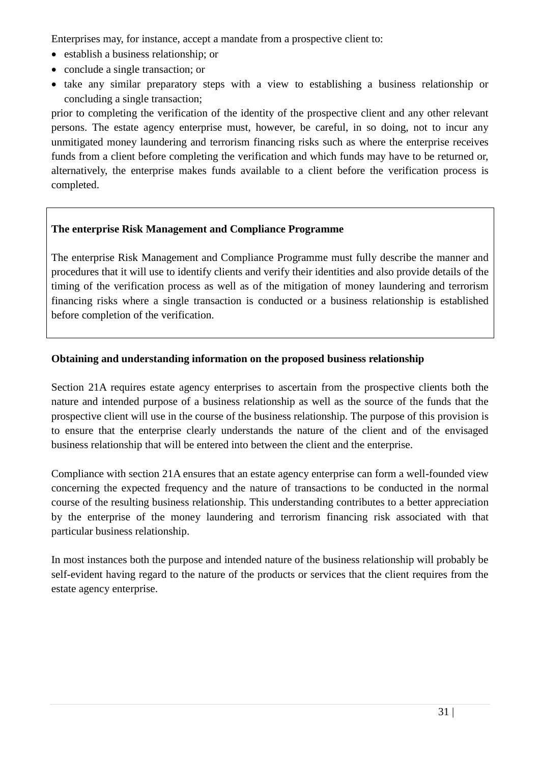Enterprises may, for instance, accept a mandate from a prospective client to:

- establish a business relationship; or
- conclude a single transaction; or
- take any similar preparatory steps with a view to establishing a business relationship or concluding a single transaction;

prior to completing the verification of the identity of the prospective client and any other relevant persons. The estate agency enterprise must, however, be careful, in so doing, not to incur any unmitigated money laundering and terrorism financing risks such as where the enterprise receives funds from a client before completing the verification and which funds may have to be returned or, alternatively, the enterprise makes funds available to a client before the verification process is completed.

**The enterprise Risk Management and Compliance Programme**

The enterprise Risk Management and Compliance Programme must fully describe the manner and procedures that it will use to identify clients and verify their identities and also provide details of the timing of the verification process as well as of the mitigation of money laundering and terrorism financing risks where a single transaction is conducted or a business relationship is established before completion of the verification.

**Obtaining and understanding information on the proposed business relationship**

Section 21A requires estate agency enterprises to ascertain from the prospective clients both the nature and intended purpose of a business relationship as well as the source of the funds that the prospective client will use in the course of the business relationship. The purpose of this provision is to ensure that the enterprise clearly understands the nature of the client and of the envisaged business relationship that will be entered into between the client and the enterprise.

Compliance with section 21A ensures that an estate agency enterprise can form a well-founded view concerning the expected frequency and the nature of transactions to be conducted in the normal course of the resulting business relationship. This understanding contributes to a better appreciation by the enterprise of the money laundering and terrorism financing risk associated with that particular business relationship.

In most instances both the purpose and intended nature of the business relationship will probably be self-evident having regard to the nature of the products or services that the client requires from the estate agency enterprise.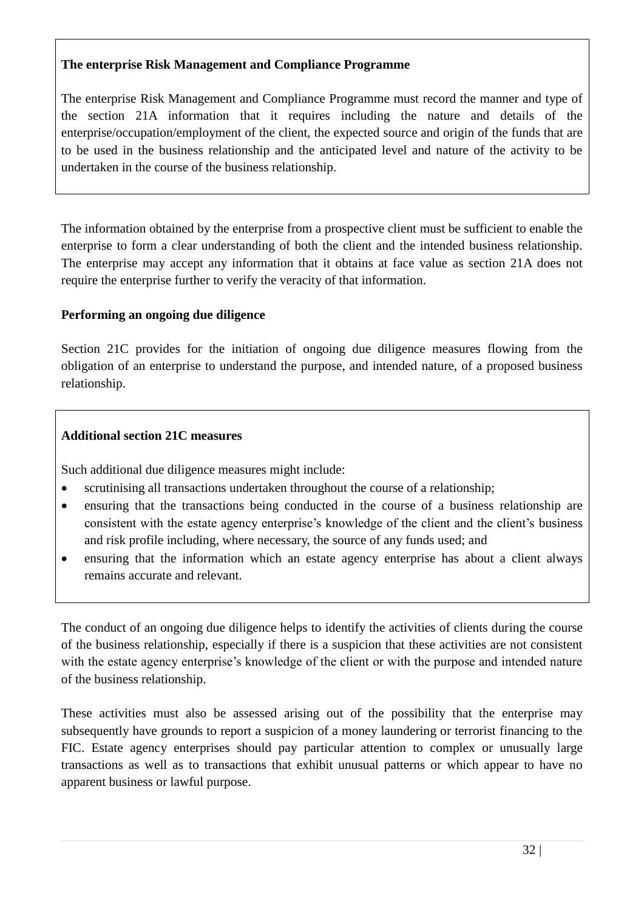**The enterprise Risk Management and Compliance Programme**

The enterprise Risk Management and Compliance Programme must record the manner and type of the section 21A information that it requires including the nature and details of the enterprise/occupation/employment of the client, the expected source and origin of the funds that are to be used in the business relationship and the anticipated level and nature of the activity to be undertaken in the course of the business relationship.

The information obtained by the enterprise from a prospective client must be sufficient to enable the enterprise to form a clear understanding of both the client and the intended business relationship. The enterprise may accept any information that it obtains at face value as section 21A does not require the enterprise further to verify the veracity of that information.

**Performing an ongoing due diligence**

Section 21C provides for the initiation of ongoing due diligence measures flowing from the obligation of an enterprise to understand the purpose, and intended nature, of a proposed business relationship.

**Additional section 21C measures**

Such additional due diligence measures might include:

- scrutinising all transactions undertaken throughout the course of a relationship;
- ensuring that the transactions being conducted in the course of a business relationship are consistent with the estate agency enterprise's knowledge of the client and the client's business and risk profile including, where necessary, the source of any funds used; and
- ensuring that the information which an estate agency enterprise has about a client always remains accurate and relevant.

The conduct of an ongoing due diligence helps to identify the activities of clients during the course of the business relationship, especially if there is a suspicion that these activities are not consistent with the estate agency enterprise's knowledge of the client or with the purpose and intended nature of the business relationship.

These activities must also be assessed arising out of the possibility that the enterprise may subsequently have grounds to report a suspicion of a money laundering or terrorist financing to the FIC. Estate agency enterprises should pay particular attention to complex or unusually large transactions as well as to transactions that exhibit unusual patterns or which appear to have no apparent business or lawful purpose.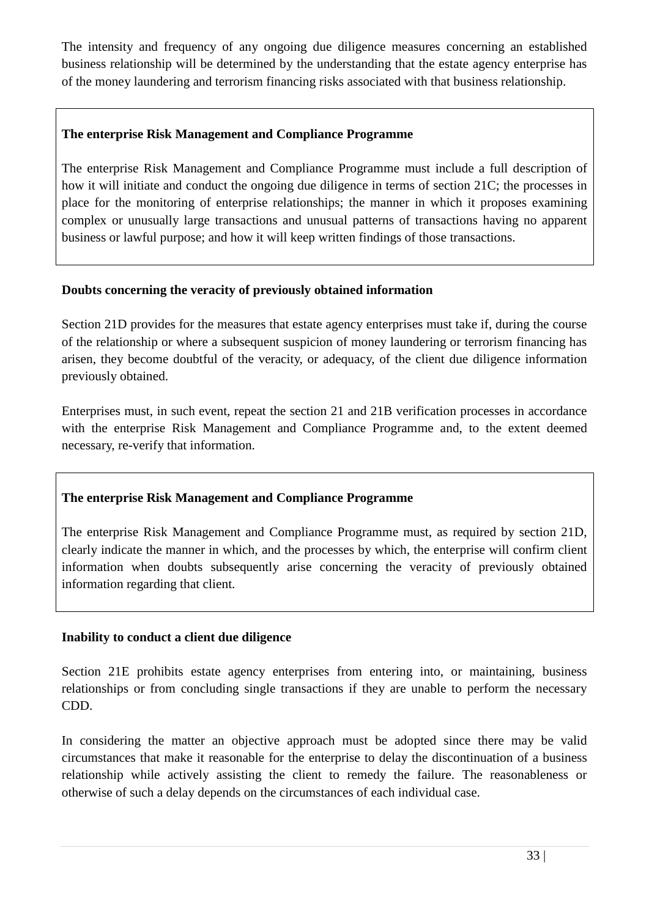The intensity and frequency of any ongoing due diligence measures concerning an established business relationship will be determined by the understanding that the estate agency enterprise has of the money laundering and terrorism financing risks associated with that business relationship.

> **The enterprise Risk Management and Compliance Programme**
>
> The enterprise Risk Management and Compliance Programme must include a full description of how it will initiate and conduct the ongoing due diligence in terms of section 21C; the processes in place for the monitoring of enterprise relationships; the manner in which it proposes examining complex or unusually large transactions and unusual patterns of transactions having no apparent business or lawful purpose; and how it will keep written findings of those transactions.

**Doubts concerning the veracity of previously obtained information**

Section 21D provides for the measures that estate agency enterprises must take if, during the course of the relationship or where a subsequent suspicion of money laundering or terrorism financing has arisen, they become doubtful of the veracity, or adequacy, of the client due diligence information previously obtained.

Enterprises must, in such event, repeat the section 21 and 21B verification processes in accordance with the enterprise Risk Management and Compliance Programme and, to the extent deemed necessary, re-verify that information.

> **The enterprise Risk Management and Compliance Programme**
>
> The enterprise Risk Management and Compliance Programme must, as required by section 21D, clearly indicate the manner in which, and the processes by which, the enterprise will confirm client information when doubts subsequently arise concerning the veracity of previously obtained information regarding that client.

**Inability to conduct a client due diligence**

Section 21E prohibits estate agency enterprises from entering into, or maintaining, business relationships or from concluding single transactions if they are unable to perform the necessary CDD.

In considering the matter an objective approach must be adopted since there may be valid circumstances that make it reasonable for the enterprise to delay the discontinuation of a business relationship while actively assisting the client to remedy the failure. The reasonableness or otherwise of such a delay depends on the circumstances of each individual case.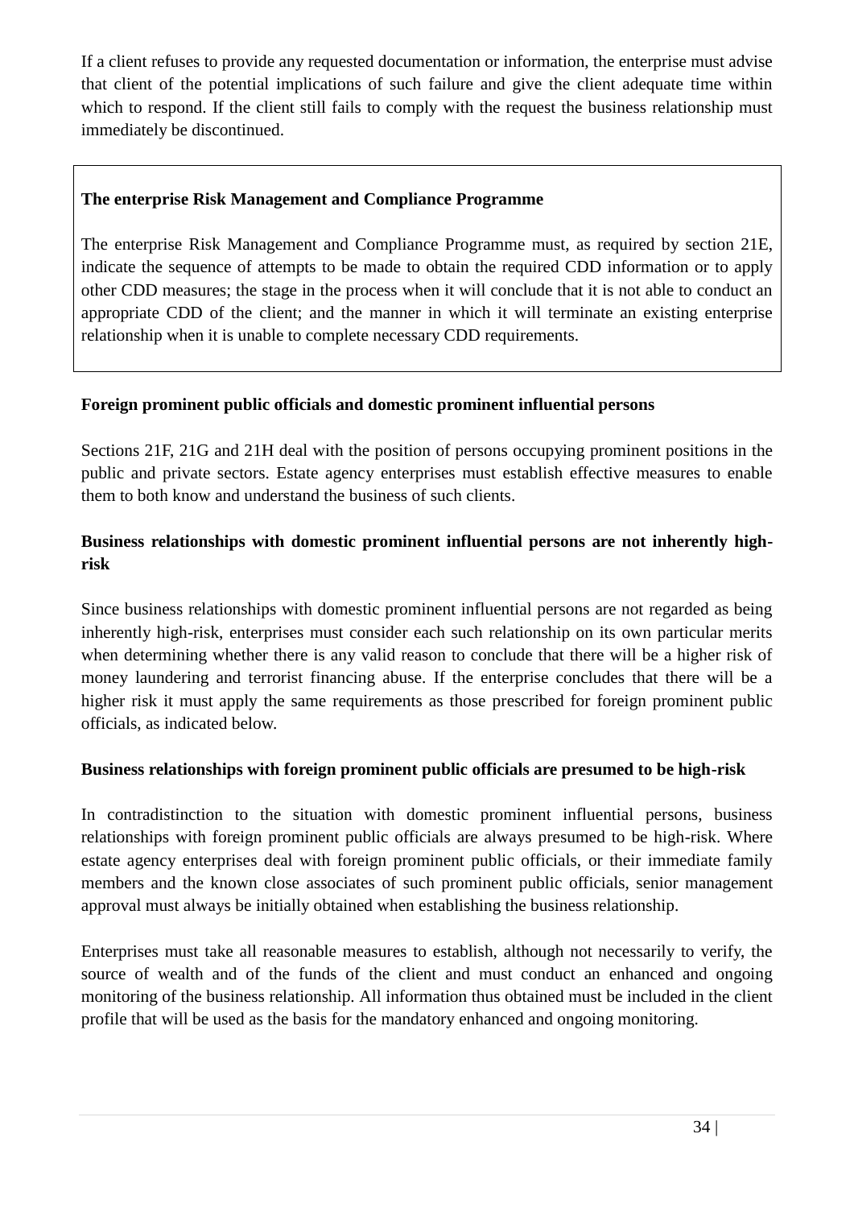If a client refuses to provide any requested documentation or information, the enterprise must advise that client of the potential implications of such failure and give the client adequate time within which to respond. If the client still fails to comply with the request the business relationship must immediately be discontinued.

> **The enterprise Risk Management and Compliance Programme**
>
> The enterprise Risk Management and Compliance Programme must, as required by section 21E, indicate the sequence of attempts to be made to obtain the required CDD information or to apply other CDD measures; the stage in the process when it will conclude that it is not able to conduct an appropriate CDD of the client; and the manner in which it will terminate an existing enterprise relationship when it is unable to complete necessary CDD requirements.

**Foreign prominent public officials and domestic prominent influential persons**

Sections 21F, 21G and 21H deal with the position of persons occupying prominent positions in the public and private sectors. Estate agency enterprises must establish effective measures to enable them to both know and understand the business of such clients.

**Business relationships with domestic prominent influential persons are not inherently high-risk**

Since business relationships with domestic prominent influential persons are not regarded as being inherently high-risk, enterprises must consider each such relationship on its own particular merits when determining whether there is any valid reason to conclude that there will be a higher risk of money laundering and terrorist financing abuse. If the enterprise concludes that there will be a higher risk it must apply the same requirements as those prescribed for foreign prominent public officials, as indicated below.

**Business relationships with foreign prominent public officials are presumed to be high-risk**

In contradistinction to the situation with domestic prominent influential persons, business relationships with foreign prominent public officials are always presumed to be high-risk. Where estate agency enterprises deal with foreign prominent public officials, or their immediate family members and the known close associates of such prominent public officials, senior management approval must always be initially obtained when establishing the business relationship.

Enterprises must take all reasonable measures to establish, although not necessarily to verify, the source of wealth and of the funds of the client and must conduct an enhanced and ongoing monitoring of the business relationship. All information thus obtained must be included in the client profile that will be used as the basis for the mandatory enhanced and ongoing monitoring.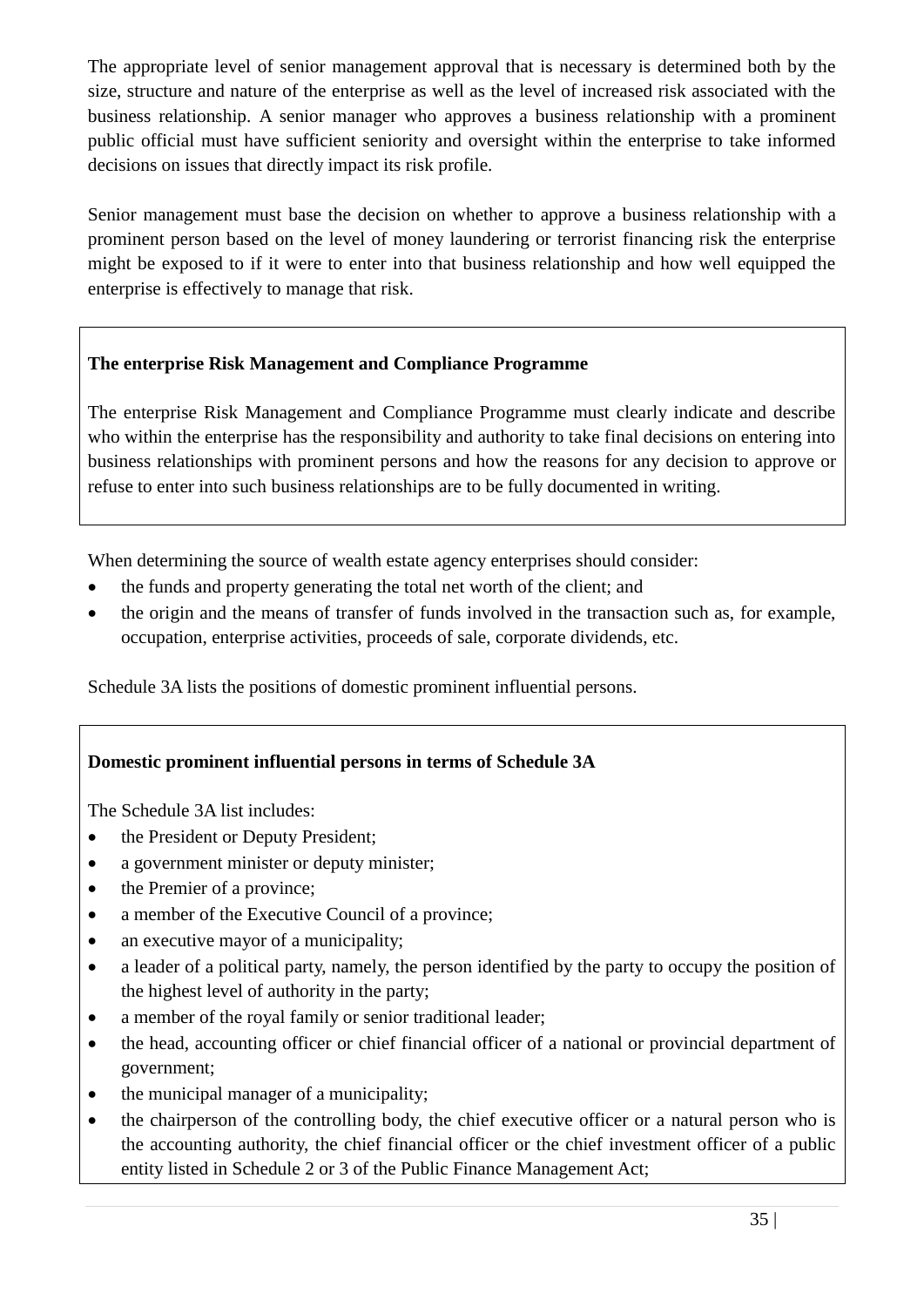The appropriate level of senior management approval that is necessary is determined both by the size, structure and nature of the enterprise as well as the level of increased risk associated with the business relationship. A senior manager who approves a business relationship with a prominent public official must have sufficient seniority and oversight within the enterprise to take informed decisions on issues that directly impact its risk profile.

Senior management must base the decision on whether to approve a business relationship with a prominent person based on the level of money laundering or terrorist financing risk the enterprise might be exposed to if it were to enter into that business relationship and how well equipped the enterprise is effectively to manage that risk.

**The enterprise Risk Management and Compliance Programme**

The enterprise Risk Management and Compliance Programme must clearly indicate and describe who within the enterprise has the responsibility and authority to take final decisions on entering into business relationships with prominent persons and how the reasons for any decision to approve or refuse to enter into such business relationships are to be fully documented in writing.

When determining the source of wealth estate agency enterprises should consider:

- the funds and property generating the total net worth of the client; and
- the origin and the means of transfer of funds involved in the transaction such as, for example, occupation, enterprise activities, proceeds of sale, corporate dividends, etc.

Schedule 3A lists the positions of domestic prominent influential persons.

**Domestic prominent influential persons in terms of Schedule 3A**

The Schedule 3A list includes:

- the President or Deputy President;
- a government minister or deputy minister;
- the Premier of a province;
- a member of the Executive Council of a province;
- an executive mayor of a municipality;
- a leader of a political party, namely, the person identified by the party to occupy the position of the highest level of authority in the party;
- a member of the royal family or senior traditional leader;
- the head, accounting officer or chief financial officer of a national or provincial department of government;
- the municipal manager of a municipality;
- the chairperson of the controlling body, the chief executive officer or a natural person who is the accounting authority, the chief financial officer or the chief investment officer of a public entity listed in Schedule 2 or 3 of the Public Finance Management Act;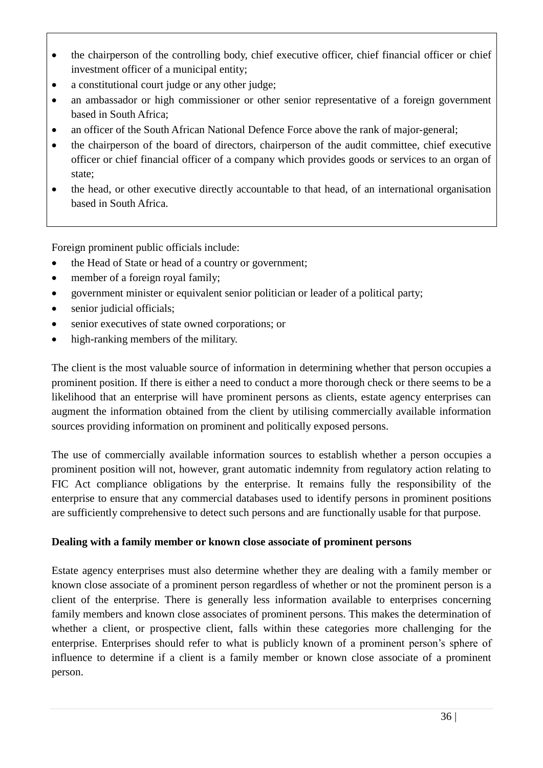- the chairperson of the controlling body, chief executive officer, chief financial officer or chief investment officer of a municipal entity;
- a constitutional court judge or any other judge;
- an ambassador or high commissioner or other senior representative of a foreign government based in South Africa;
- an officer of the South African National Defence Force above the rank of major-general;
- the chairperson of the board of directors, chairperson of the audit committee, chief executive officer or chief financial officer of a company which provides goods or services to an organ of state;
- the head, or other executive directly accountable to that head, of an international organisation based in South Africa.

Foreign prominent public officials include:

- the Head of State or head of a country or government;
- member of a foreign royal family;
- government minister or equivalent senior politician or leader of a political party;
- senior judicial officials;
- senior executives of state owned corporations; or
- high-ranking members of the military.

The client is the most valuable source of information in determining whether that person occupies a prominent position. If there is either a need to conduct a more thorough check or there seems to be a likelihood that an enterprise will have prominent persons as clients, estate agency enterprises can augment the information obtained from the client by utilising commercially available information sources providing information on prominent and politically exposed persons.

The use of commercially available information sources to establish whether a person occupies a prominent position will not, however, grant automatic indemnity from regulatory action relating to FIC Act compliance obligations by the enterprise. It remains fully the responsibility of the enterprise to ensure that any commercial databases used to identify persons in prominent positions are sufficiently comprehensive to detect such persons and are functionally usable for that purpose.

**Dealing with a family member or known close associate of prominent persons**

Estate agency enterprises must also determine whether they are dealing with a family member or known close associate of a prominent person regardless of whether or not the prominent person is a client of the enterprise. There is generally less information available to enterprises concerning family members and known close associates of prominent persons. This makes the determination of whether a client, or prospective client, falls within these categories more challenging for the enterprise. Enterprises should refer to what is publicly known of a prominent person's sphere of influence to determine if a client is a family member or known close associate of a prominent person.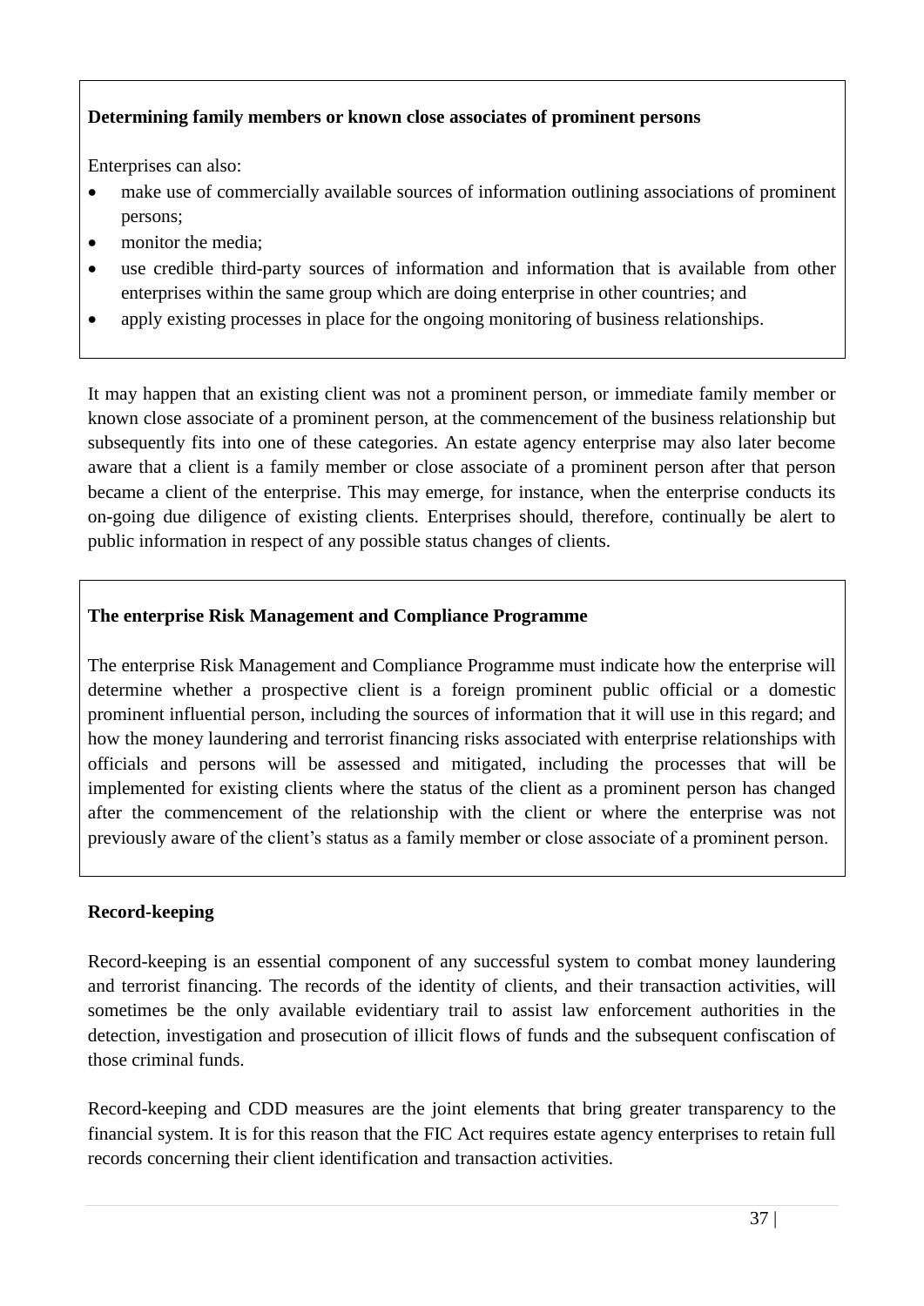**Determining family members or known close associates of prominent persons**

Enterprises can also:

- make use of commercially available sources of information outlining associations of prominent persons;
- monitor the media;
- use credible third-party sources of information and information that is available from other enterprises within the same group which are doing enterprise in other countries; and
- apply existing processes in place for the ongoing monitoring of business relationships.

It may happen that an existing client was not a prominent person, or immediate family member or known close associate of a prominent person, at the commencement of the business relationship but subsequently fits into one of these categories. An estate agency enterprise may also later become aware that a client is a family member or close associate of a prominent person after that person became a client of the enterprise. This may emerge, for instance, when the enterprise conducts its on-going due diligence of existing clients. Enterprises should, therefore, continually be alert to public information in respect of any possible status changes of clients.

**The enterprise Risk Management and Compliance Programme**

The enterprise Risk Management and Compliance Programme must indicate how the enterprise will determine whether a prospective client is a foreign prominent public official or a domestic prominent influential person, including the sources of information that it will use in this regard; and how the money laundering and terrorist financing risks associated with enterprise relationships with officials and persons will be assessed and mitigated, including the processes that will be implemented for existing clients where the status of the client as a prominent person has changed after the commencement of the relationship with the client or where the enterprise was not previously aware of the client's status as a family member or close associate of a prominent person.

**Record-keeping**

Record-keeping is an essential component of any successful system to combat money laundering and terrorist financing. The records of the identity of clients, and their transaction activities, will sometimes be the only available evidentiary trail to assist law enforcement authorities in the detection, investigation and prosecution of illicit flows of funds and the subsequent confiscation of those criminal funds.

Record-keeping and CDD measures are the joint elements that bring greater transparency to the financial system. It is for this reason that the FIC Act requires estate agency enterprises to retain full records concerning their client identification and transaction activities.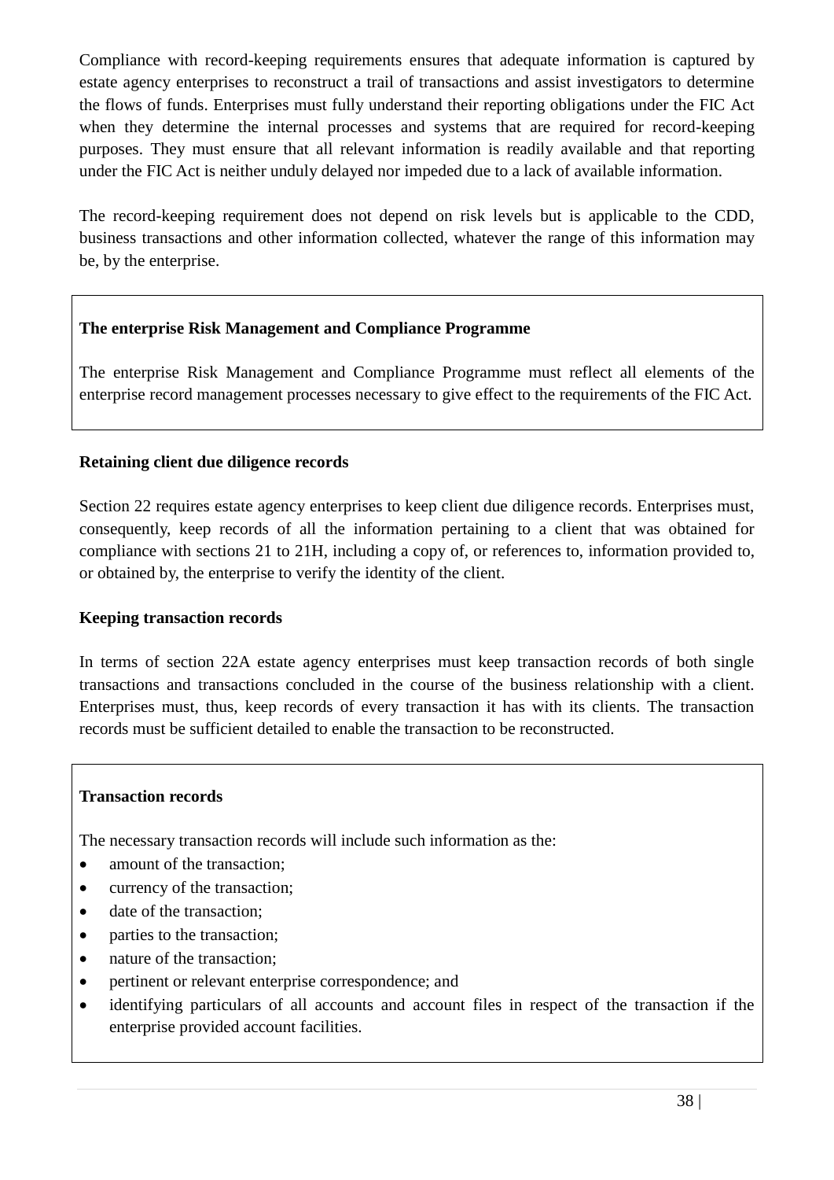Compliance with record-keeping requirements ensures that adequate information is captured by estate agency enterprises to reconstruct a trail of transactions and assist investigators to determine the flows of funds. Enterprises must fully understand their reporting obligations under the FIC Act when they determine the internal processes and systems that are required for record-keeping purposes. They must ensure that all relevant information is readily available and that reporting under the FIC Act is neither unduly delayed nor impeded due to a lack of available information.

The record-keeping requirement does not depend on risk levels but is applicable to the CDD, business transactions and other information collected, whatever the range of this information may be, by the enterprise.

**The enterprise Risk Management and Compliance Programme**

The enterprise Risk Management and Compliance Programme must reflect all elements of the enterprise record management processes necessary to give effect to the requirements of the FIC Act.

**Retaining client due diligence records**

Section 22 requires estate agency enterprises to keep client due diligence records. Enterprises must, consequently, keep records of all the information pertaining to a client that was obtained for compliance with sections 21 to 21H, including a copy of, or references to, information provided to, or obtained by, the enterprise to verify the identity of the client.

**Keeping transaction records**

In terms of section 22A estate agency enterprises must keep transaction records of both single transactions and transactions concluded in the course of the business relationship with a client. Enterprises must, thus, keep records of every transaction it has with its clients. The transaction records must be sufficient detailed to enable the transaction to be reconstructed.

**Transaction records**

The necessary transaction records will include such information as the:

- amount of the transaction;
- currency of the transaction;
- date of the transaction;
- parties to the transaction;
- nature of the transaction;
- pertinent or relevant enterprise correspondence; and
- identifying particulars of all accounts and account files in respect of the transaction if the enterprise provided account facilities.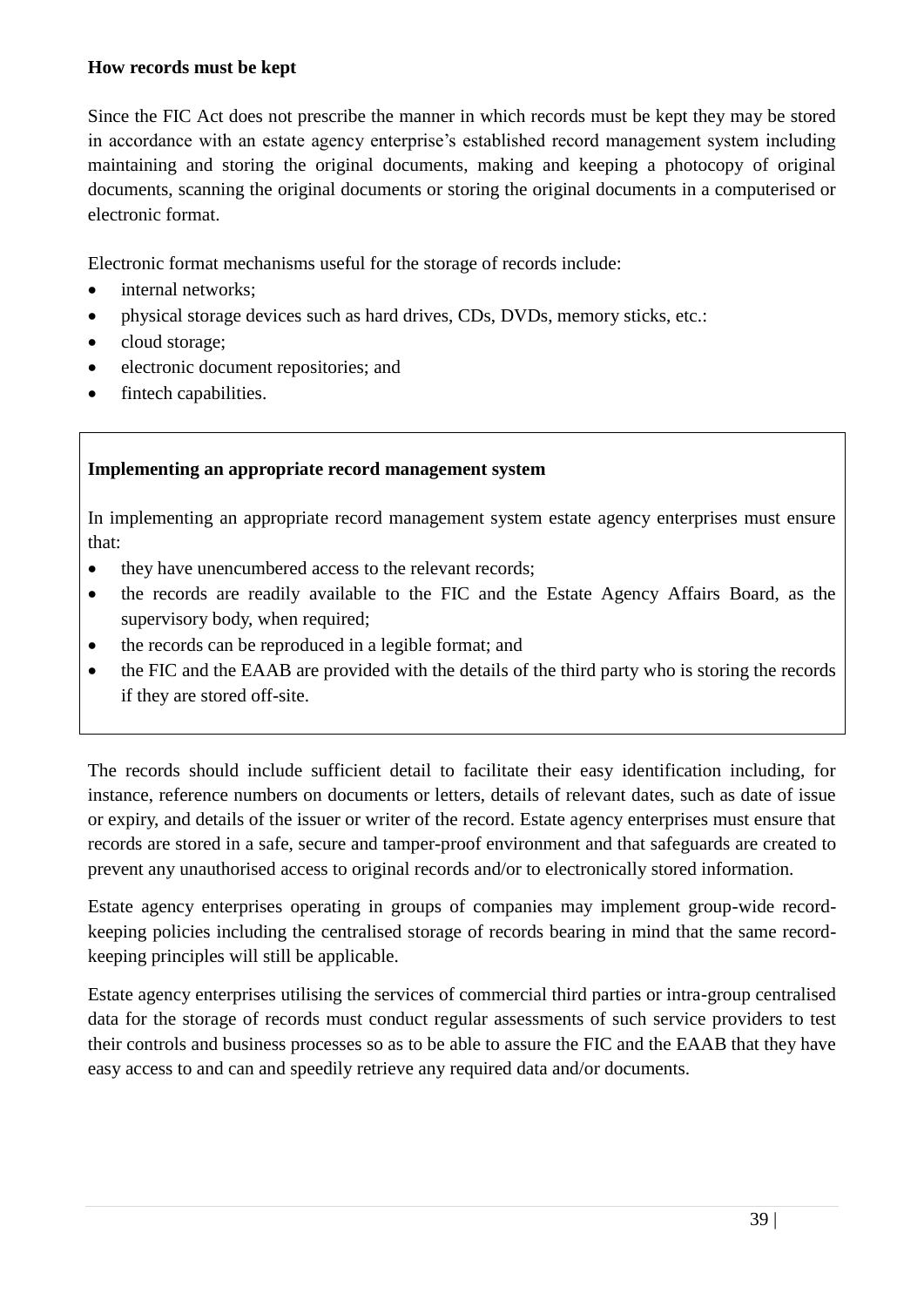**How records must be kept**

Since the FIC Act does not prescribe the manner in which records must be kept they may be stored in accordance with an estate agency enterprise's established record management system including maintaining and storing the original documents, making and keeping a photocopy of original documents, scanning the original documents or storing the original documents in a computerised or electronic format.

Electronic format mechanisms useful for the storage of records include:

- internal networks;
- physical storage devices such as hard drives, CDs, DVDs, memory sticks, etc.:
- cloud storage;
- electronic document repositories; and
- fintech capabilities.

**Implementing an appropriate record management system**

In implementing an appropriate record management system estate agency enterprises must ensure that:

- they have unencumbered access to the relevant records;
- the records are readily available to the FIC and the Estate Agency Affairs Board, as the supervisory body, when required;
- the records can be reproduced in a legible format; and
- the FIC and the EAAB are provided with the details of the third party who is storing the records if they are stored off-site.

The records should include sufficient detail to facilitate their easy identification including, for instance, reference numbers on documents or letters, details of relevant dates, such as date of issue or expiry, and details of the issuer or writer of the record. Estate agency enterprises must ensure that records are stored in a safe, secure and tamper-proof environment and that safeguards are created to prevent any unauthorised access to original records and/or to electronically stored information.

Estate agency enterprises operating in groups of companies may implement group-wide record-keeping policies including the centralised storage of records bearing in mind that the same record-keeping principles will still be applicable.

Estate agency enterprises utilising the services of commercial third parties or intra-group centralised data for the storage of records must conduct regular assessments of such service providers to test their controls and business processes so as to be able to assure the FIC and the EAAB that they have easy access to and can and speedily retrieve any required data and/or documents.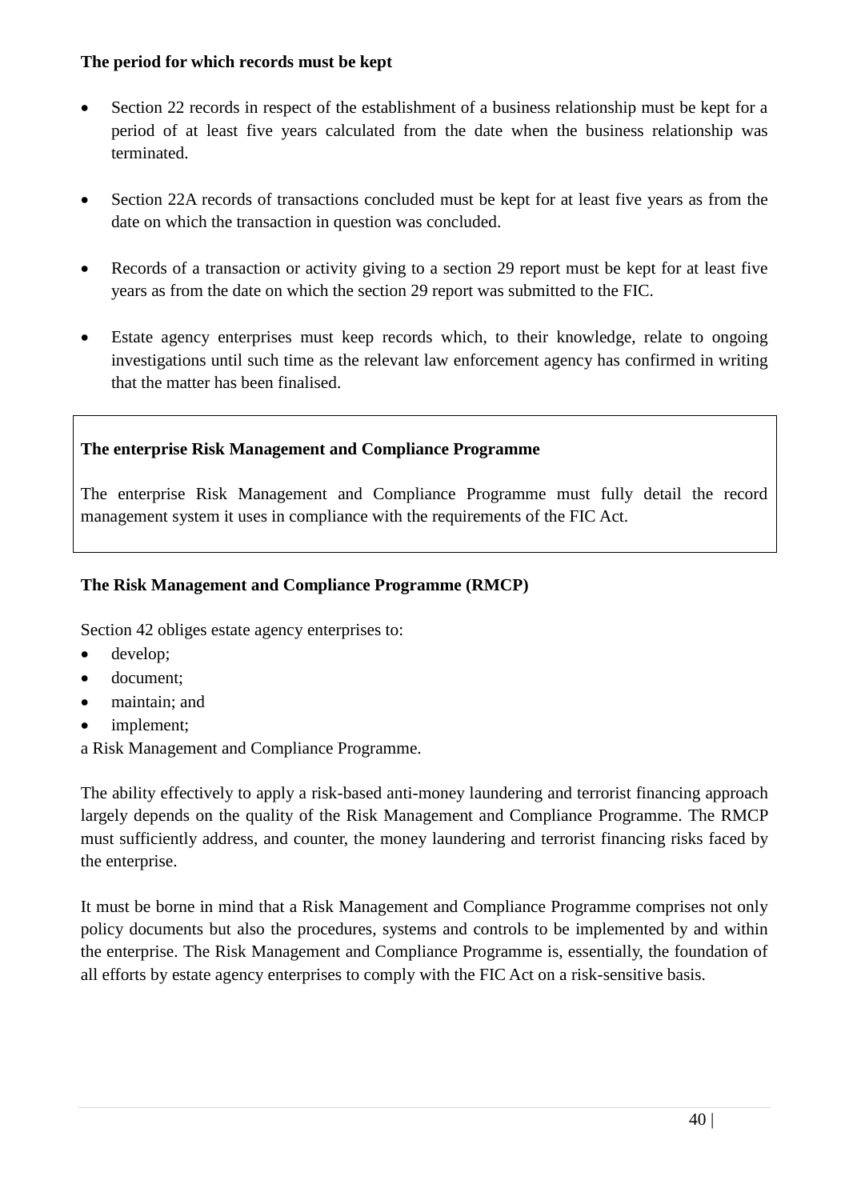**The period for which records must be kept**

- Section 22 records in respect of the establishment of a business relationship must be kept for a period of at least five years calculated from the date when the business relationship was terminated.

- Section 22A records of transactions concluded must be kept for at least five years as from the date on which the transaction in question was concluded.

- Records of a transaction or activity giving to a section 29 report must be kept for at least five years as from the date on which the section 29 report was submitted to the FIC.

- Estate agency enterprises must keep records which, to their knowledge, relate to ongoing investigations until such time as the relevant law enforcement agency has confirmed in writing that the matter has been finalised.

> **The enterprise Risk Management and Compliance Programme**
>
> The enterprise Risk Management and Compliance Programme must fully detail the record management system it uses in compliance with the requirements of the FIC Act.

**The Risk Management and Compliance Programme (RMCP)**

Section 42 obliges estate agency enterprises to:

- develop;
- document;
- maintain; and
- implement;

a Risk Management and Compliance Programme.

The ability effectively to apply a risk-based anti-money laundering and terrorist financing approach largely depends on the quality of the Risk Management and Compliance Programme. The RMCP must sufficiently address, and counter, the money laundering and terrorist financing risks faced by the enterprise.

It must be borne in mind that a Risk Management and Compliance Programme comprises not only policy documents but also the procedures, systems and controls to be implemented by and within the enterprise. The Risk Management and Compliance Programme is, essentially, the foundation of all efforts by estate agency enterprises to comply with the FIC Act on a risk-sensitive basis.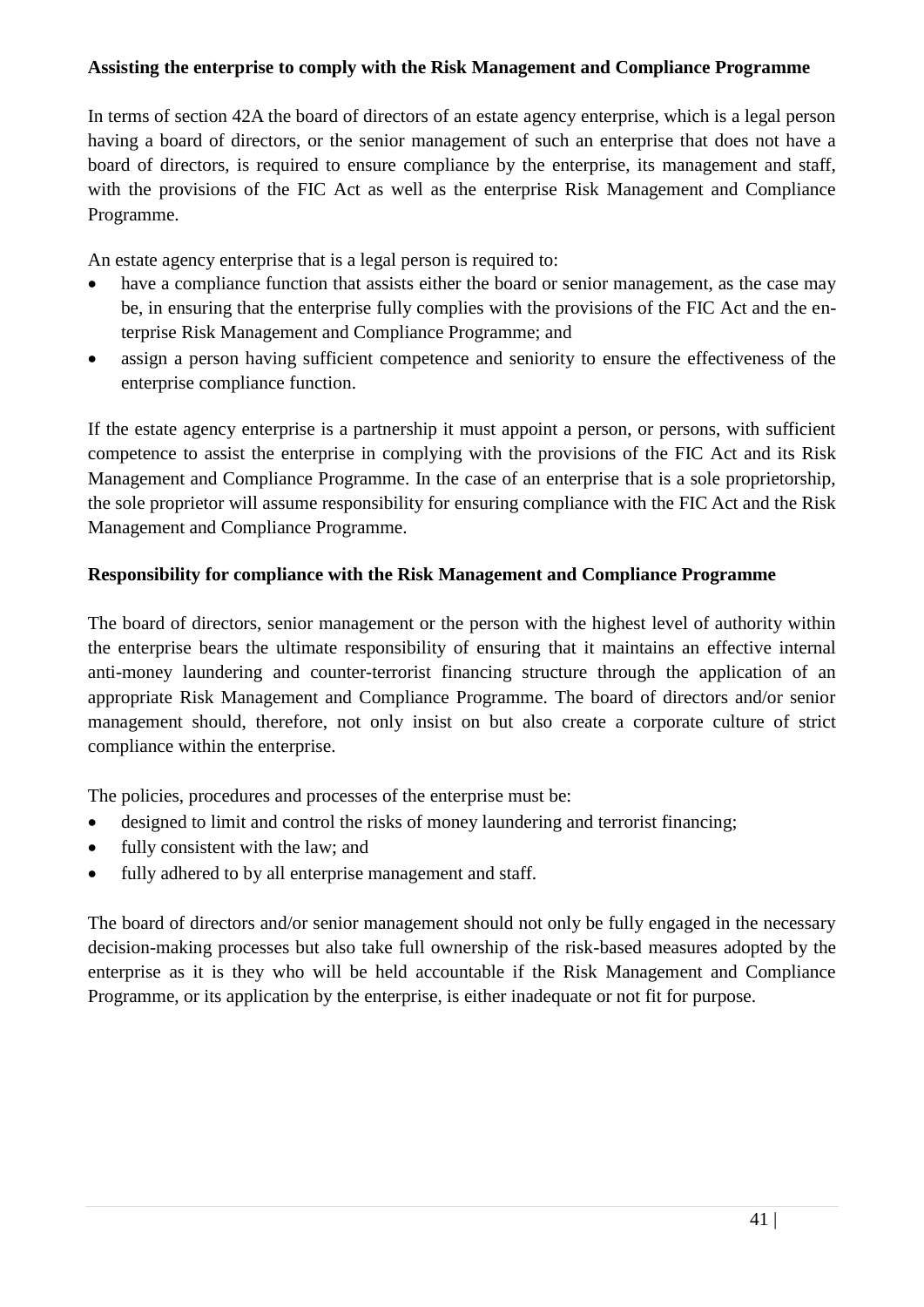**Assisting the enterprise to comply with the Risk Management and Compliance Programme**

In terms of section 42A the board of directors of an estate agency enterprise, which is a legal person having a board of directors, or the senior management of such an enterprise that does not have a board of directors, is required to ensure compliance by the enterprise, its management and staff, with the provisions of the FIC Act as well as the enterprise Risk Management and Compliance Programme.

An estate agency enterprise that is a legal person is required to:

- have a compliance function that assists either the board or senior management, as the case may be, in ensuring that the enterprise fully complies with the provisions of the FIC Act and the enterprise Risk Management and Compliance Programme; and
- assign a person having sufficient competence and seniority to ensure the effectiveness of the enterprise compliance function.

If the estate agency enterprise is a partnership it must appoint a person, or persons, with sufficient competence to assist the enterprise in complying with the provisions of the FIC Act and its Risk Management and Compliance Programme. In the case of an enterprise that is a sole proprietorship, the sole proprietor will assume responsibility for ensuring compliance with the FIC Act and the Risk Management and Compliance Programme.

**Responsibility for compliance with the Risk Management and Compliance Programme**

The board of directors, senior management or the person with the highest level of authority within the enterprise bears the ultimate responsibility of ensuring that it maintains an effective internal anti-money laundering and counter-terrorist financing structure through the application of an appropriate Risk Management and Compliance Programme. The board of directors and/or senior management should, therefore, not only insist on but also create a corporate culture of strict compliance within the enterprise.

The policies, procedures and processes of the enterprise must be:

- designed to limit and control the risks of money laundering and terrorist financing;
- fully consistent with the law; and
- fully adhered to by all enterprise management and staff.

The board of directors and/or senior management should not only be fully engaged in the necessary decision-making processes but also take full ownership of the risk-based measures adopted by the enterprise as it is they who will be held accountable if the Risk Management and Compliance Programme, or its application by the enterprise, is either inadequate or not fit for purpose.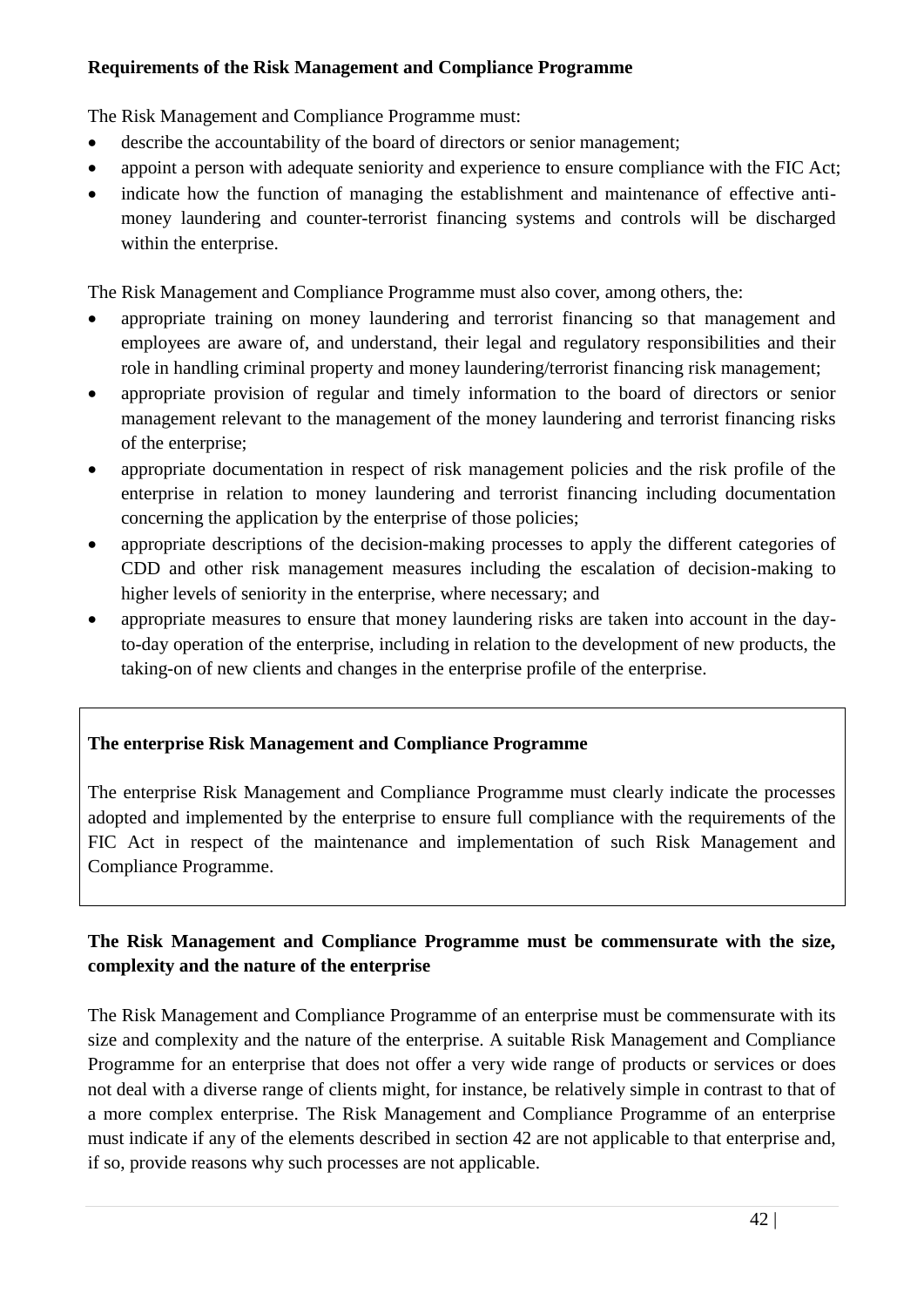**Requirements of the Risk Management and Compliance Programme**

The Risk Management and Compliance Programme must:

- describe the accountability of the board of directors or senior management;
- appoint a person with adequate seniority and experience to ensure compliance with the FIC Act;
- indicate how the function of managing the establishment and maintenance of effective anti-money laundering and counter-terrorist financing systems and controls will be discharged within the enterprise.

The Risk Management and Compliance Programme must also cover, among others, the:

- appropriate training on money laundering and terrorist financing so that management and employees are aware of, and understand, their legal and regulatory responsibilities and their role in handling criminal property and money laundering/terrorist financing risk management;
- appropriate provision of regular and timely information to the board of directors or senior management relevant to the management of the money laundering and terrorist financing risks of the enterprise;
- appropriate documentation in respect of risk management policies and the risk profile of the enterprise in relation to money laundering and terrorist financing including documentation concerning the application by the enterprise of those policies;
- appropriate descriptions of the decision-making processes to apply the different categories of CDD and other risk management measures including the escalation of decision-making to higher levels of seniority in the enterprise, where necessary; and
- appropriate measures to ensure that money laundering risks are taken into account in the day-to-day operation of the enterprise, including in relation to the development of new products, the taking-on of new clients and changes in the enterprise profile of the enterprise.

**The enterprise Risk Management and Compliance Programme**

The enterprise Risk Management and Compliance Programme must clearly indicate the processes adopted and implemented by the enterprise to ensure full compliance with the requirements of the FIC Act in respect of the maintenance and implementation of such Risk Management and Compliance Programme.

**The Risk Management and Compliance Programme must be commensurate with the size, complexity and the nature of the enterprise**

The Risk Management and Compliance Programme of an enterprise must be commensurate with its size and complexity and the nature of the enterprise. A suitable Risk Management and Compliance Programme for an enterprise that does not offer a very wide range of products or services or does not deal with a diverse range of clients might, for instance, be relatively simple in contrast to that of a more complex enterprise. The Risk Management and Compliance Programme of an enterprise must indicate if any of the elements described in section 42 are not applicable to that enterprise and, if so, provide reasons why such processes are not applicable.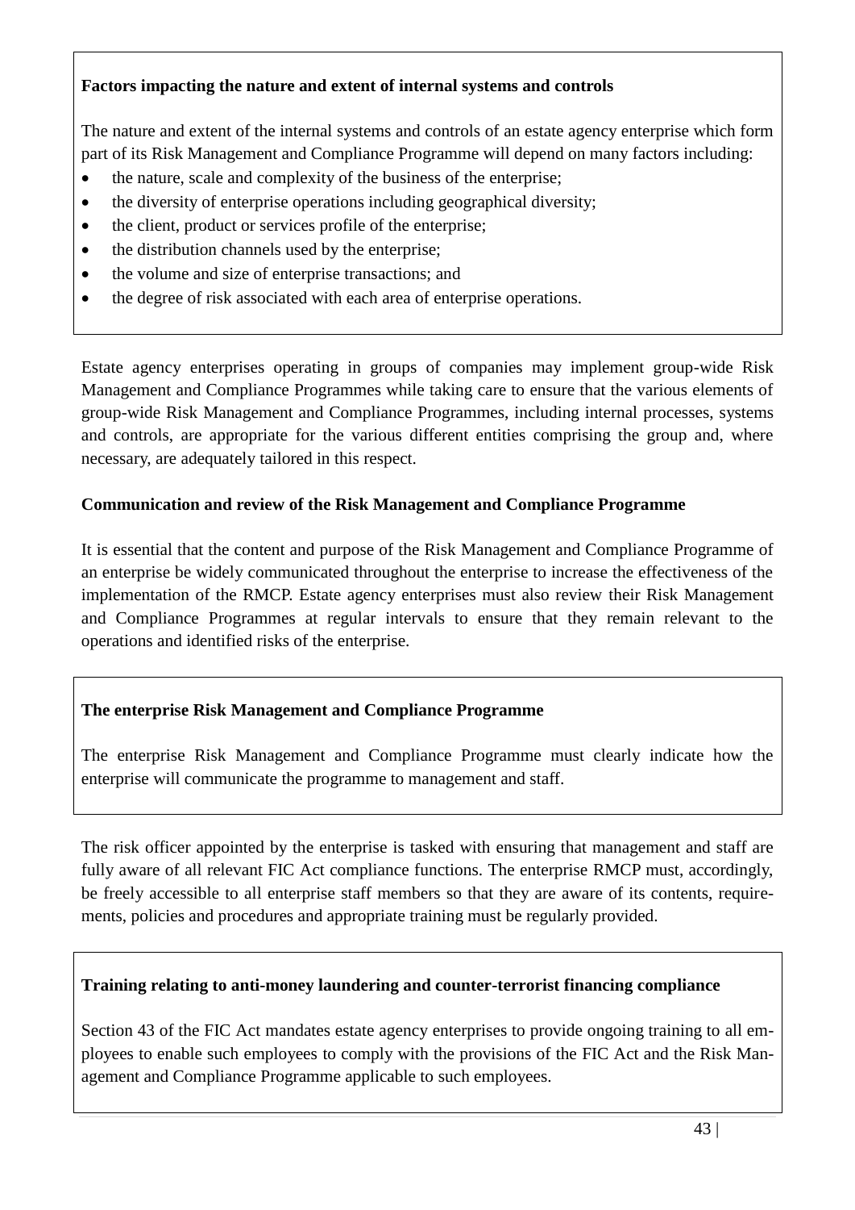**Factors impacting the nature and extent of internal systems and controls**

The nature and extent of the internal systems and controls of an estate agency enterprise which form part of its Risk Management and Compliance Programme will depend on many factors including:

- the nature, scale and complexity of the business of the enterprise;
- the diversity of enterprise operations including geographical diversity;
- the client, product or services profile of the enterprise;
- the distribution channels used by the enterprise;
- the volume and size of enterprise transactions; and
- the degree of risk associated with each area of enterprise operations.

Estate agency enterprises operating in groups of companies may implement group-wide Risk Management and Compliance Programmes while taking care to ensure that the various elements of group-wide Risk Management and Compliance Programmes, including internal processes, systems and controls, are appropriate for the various different entities comprising the group and, where necessary, are adequately tailored in this respect.

**Communication and review of the Risk Management and Compliance Programme**

It is essential that the content and purpose of the Risk Management and Compliance Programme of an enterprise be widely communicated throughout the enterprise to increase the effectiveness of the implementation of the RMCP. Estate agency enterprises must also review their Risk Management and Compliance Programmes at regular intervals to ensure that they remain relevant to the operations and identified risks of the enterprise.

**The enterprise Risk Management and Compliance Programme**

The enterprise Risk Management and Compliance Programme must clearly indicate how the enterprise will communicate the programme to management and staff.

The risk officer appointed by the enterprise is tasked with ensuring that management and staff are fully aware of all relevant FIC Act compliance functions. The enterprise RMCP must, accordingly, be freely accessible to all enterprise staff members so that they are aware of its contents, requirements, policies and procedures and appropriate training must be regularly provided.

**Training relating to anti-money laundering and counter-terrorist financing compliance**

Section 43 of the FIC Act mandates estate agency enterprises to provide ongoing training to all employees to enable such employees to comply with the provisions of the FIC Act and the Risk Management and Compliance Programme applicable to such employees.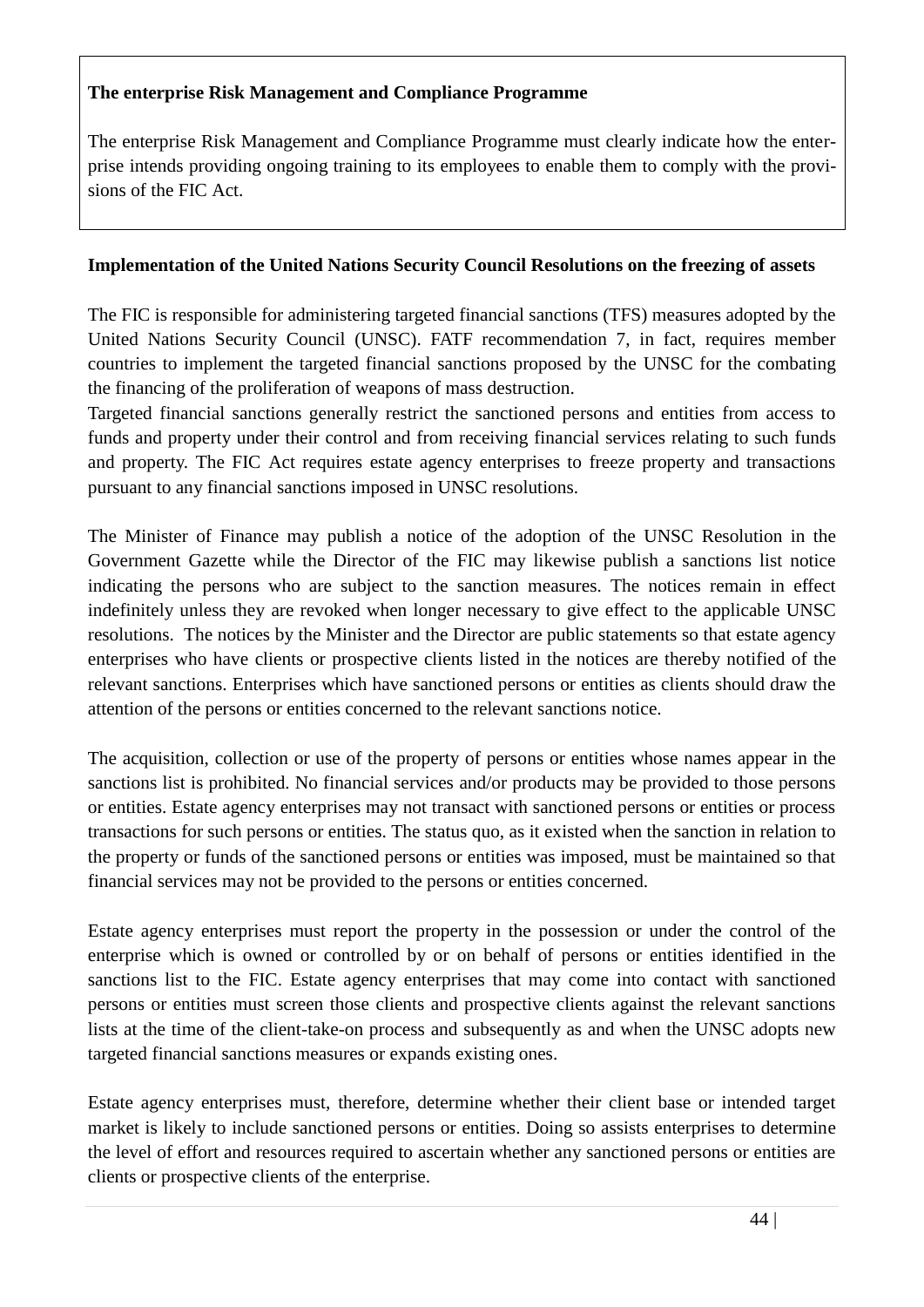**The enterprise Risk Management and Compliance Programme**

The enterprise Risk Management and Compliance Programme must clearly indicate how the enterprise intends providing ongoing training to its employees to enable them to comply with the provisions of the FIC Act.

**Implementation of the United Nations Security Council Resolutions on the freezing of assets**

The FIC is responsible for administering targeted financial sanctions (TFS) measures adopted by the United Nations Security Council (UNSC). FATF recommendation 7, in fact, requires member countries to implement the targeted financial sanctions proposed by the UNSC for the combating the financing of the proliferation of weapons of mass destruction.
Targeted financial sanctions generally restrict the sanctioned persons and entities from access to funds and property under their control and from receiving financial services relating to such funds and property. The FIC Act requires estate agency enterprises to freeze property and transactions pursuant to any financial sanctions imposed in UNSC resolutions.

The Minister of Finance may publish a notice of the adoption of the UNSC Resolution in the Government Gazette while the Director of the FIC may likewise publish a sanctions list notice indicating the persons who are subject to the sanction measures. The notices remain in effect indefinitely unless they are revoked when longer necessary to give effect to the applicable UNSC resolutions. The notices by the Minister and the Director are public statements so that estate agency enterprises who have clients or prospective clients listed in the notices are thereby notified of the relevant sanctions. Enterprises which have sanctioned persons or entities as clients should draw the attention of the persons or entities concerned to the relevant sanctions notice.

The acquisition, collection or use of the property of persons or entities whose names appear in the sanctions list is prohibited. No financial services and/or products may be provided to those persons or entities. Estate agency enterprises may not transact with sanctioned persons or entities or process transactions for such persons or entities. The status quo, as it existed when the sanction in relation to the property or funds of the sanctioned persons or entities was imposed, must be maintained so that financial services may not be provided to the persons or entities concerned.

Estate agency enterprises must report the property in the possession or under the control of the enterprise which is owned or controlled by or on behalf of persons or entities identified in the sanctions list to the FIC. Estate agency enterprises that may come into contact with sanctioned persons or entities must screen those clients and prospective clients against the relevant sanctions lists at the time of the client-take-on process and subsequently as and when the UNSC adopts new targeted financial sanctions measures or expands existing ones.

Estate agency enterprises must, therefore, determine whether their client base or intended target market is likely to include sanctioned persons or entities. Doing so assists enterprises to determine the level of effort and resources required to ascertain whether any sanctioned persons or entities are clients or prospective clients of the enterprise.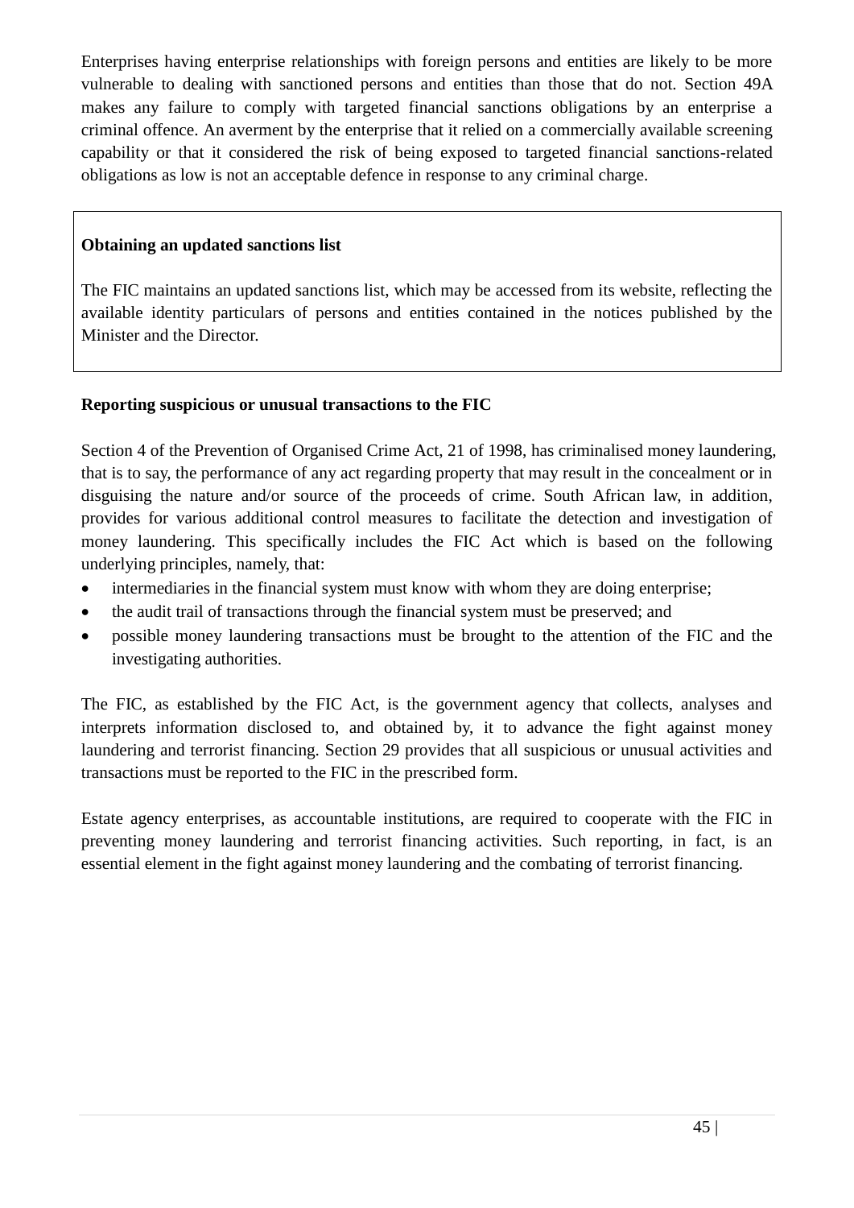Enterprises having enterprise relationships with foreign persons and entities are likely to be more vulnerable to dealing with sanctioned persons and entities than those that do not. Section 49A makes any failure to comply with targeted financial sanctions obligations by an enterprise a criminal offence. An averment by the enterprise that it relied on a commercially available screening capability or that it considered the risk of being exposed to targeted financial sanctions-related obligations as low is not an acceptable defence in response to any criminal charge.

**Obtaining an updated sanctions list**

The FIC maintains an updated sanctions list, which may be accessed from its website, reflecting the available identity particulars of persons and entities contained in the notices published by the Minister and the Director.

**Reporting suspicious or unusual transactions to the FIC**

Section 4 of the Prevention of Organised Crime Act, 21 of 1998, has criminalised money laundering, that is to say, the performance of any act regarding property that may result in the concealment or in disguising the nature and/or source of the proceeds of crime. South African law, in addition, provides for various additional control measures to facilitate the detection and investigation of money laundering. This specifically includes the FIC Act which is based on the following underlying principles, namely, that:

- intermediaries in the financial system must know with whom they are doing enterprise;
- the audit trail of transactions through the financial system must be preserved; and
- possible money laundering transactions must be brought to the attention of the FIC and the investigating authorities.

The FIC, as established by the FIC Act, is the government agency that collects, analyses and interprets information disclosed to, and obtained by, it to advance the fight against money laundering and terrorist financing. Section 29 provides that all suspicious or unusual activities and transactions must be reported to the FIC in the prescribed form.

Estate agency enterprises, as accountable institutions, are required to cooperate with the FIC in preventing money laundering and terrorist financing activities. Such reporting, in fact, is an essential element in the fight against money laundering and the combating of terrorist financing.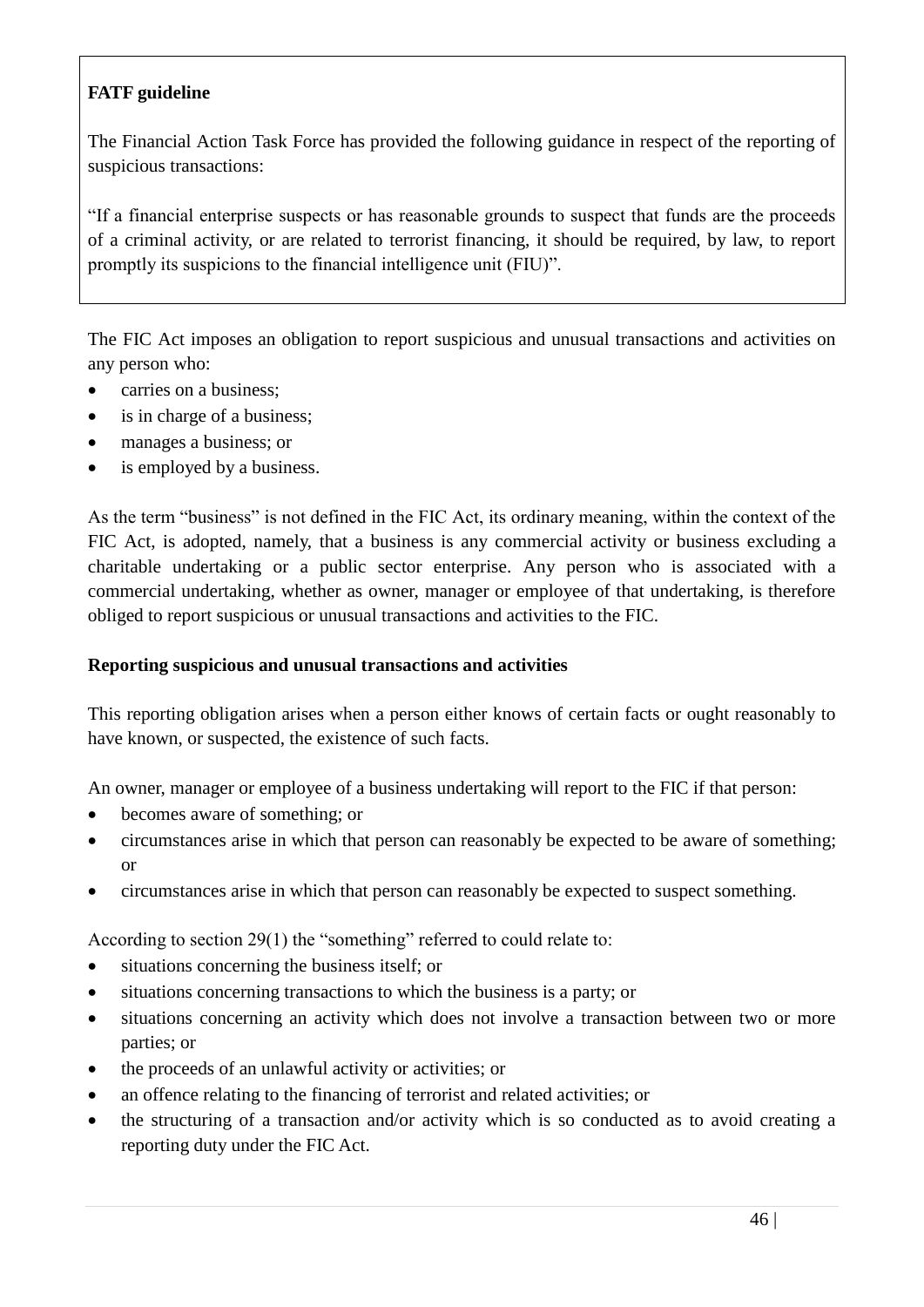**FATF guideline**

The Financial Action Task Force has provided the following guidance in respect of the reporting of suspicious transactions:

"If a financial enterprise suspects or has reasonable grounds to suspect that funds are the proceeds of a criminal activity, or are related to terrorist financing, it should be required, by law, to report promptly its suspicions to the financial intelligence unit (FIU)".

The FIC Act imposes an obligation to report suspicious and unusual transactions and activities on any person who:

- carries on a business;
- is in charge of a business;
- manages a business; or
- is employed by a business.

As the term "business" is not defined in the FIC Act, its ordinary meaning, within the context of the FIC Act, is adopted, namely, that a business is any commercial activity or business excluding a charitable undertaking or a public sector enterprise. Any person who is associated with a commercial undertaking, whether as owner, manager or employee of that undertaking, is therefore obliged to report suspicious or unusual transactions and activities to the FIC.

**Reporting suspicious and unusual transactions and activities**

This reporting obligation arises when a person either knows of certain facts or ought reasonably to have known, or suspected, the existence of such facts.

An owner, manager or employee of a business undertaking will report to the FIC if that person:

- becomes aware of something; or
- circumstances arise in which that person can reasonably be expected to be aware of something; or
- circumstances arise in which that person can reasonably be expected to suspect something.

According to section 29(1) the "something" referred to could relate to:

- situations concerning the business itself; or
- situations concerning transactions to which the business is a party; or
- situations concerning an activity which does not involve a transaction between two or more parties; or
- the proceeds of an unlawful activity or activities; or
- an offence relating to the financing of terrorist and related activities; or
- the structuring of a transaction and/or activity which is so conducted as to avoid creating a reporting duty under the FIC Act.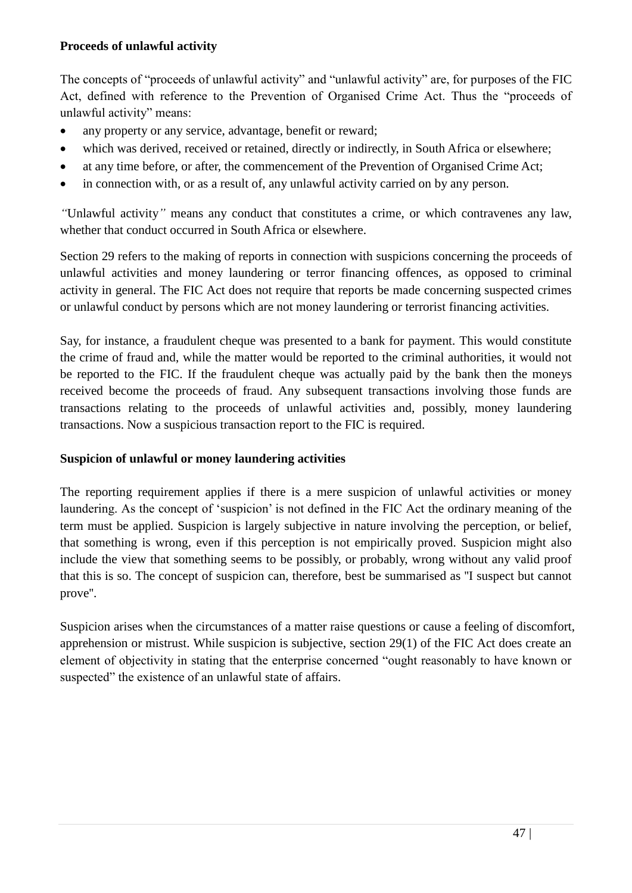**Proceeds of unlawful activity**

The concepts of "proceeds of unlawful activity" and "unlawful activity" are, for purposes of the FIC Act, defined with reference to the Prevention of Organised Crime Act. Thus the "proceeds of unlawful activity" means:

- any property or any service, advantage, benefit or reward;
- which was derived, received or retained, directly or indirectly, in South Africa or elsewhere;
- at any time before, or after, the commencement of the Prevention of Organised Crime Act;
- in connection with, or as a result of, any unlawful activity carried on by any person.

"Unlawful activity" means any conduct that constitutes a crime, or which contravenes any law, whether that conduct occurred in South Africa or elsewhere.

Section 29 refers to the making of reports in connection with suspicions concerning the proceeds of unlawful activities and money laundering or terror financing offences, as opposed to criminal activity in general. The FIC Act does not require that reports be made concerning suspected crimes or unlawful conduct by persons which are not money laundering or terrorist financing activities.

Say, for instance, a fraudulent cheque was presented to a bank for payment. This would constitute the crime of fraud and, while the matter would be reported to the criminal authorities, it would not be reported to the FIC. If the fraudulent cheque was actually paid by the bank then the moneys received become the proceeds of fraud. Any subsequent transactions involving those funds are transactions relating to the proceeds of unlawful activities and, possibly, money laundering transactions. Now a suspicious transaction report to the FIC is required.

**Suspicion of unlawful or money laundering activities**

The reporting requirement applies if there is a mere suspicion of unlawful activities or money laundering. As the concept of 'suspicion' is not defined in the FIC Act the ordinary meaning of the term must be applied. Suspicion is largely subjective in nature involving the perception, or belief, that something is wrong, even if this perception is not empirically proved. Suspicion might also include the view that something seems to be possibly, or probably, wrong without any valid proof that this is so. The concept of suspicion can, therefore, best be summarised as "I suspect but cannot prove".

Suspicion arises when the circumstances of a matter raise questions or cause a feeling of discomfort, apprehension or mistrust. While suspicion is subjective, section 29(1) of the FIC Act does create an element of objectivity in stating that the enterprise concerned "ought reasonably to have known or suspected" the existence of an unlawful state of affairs.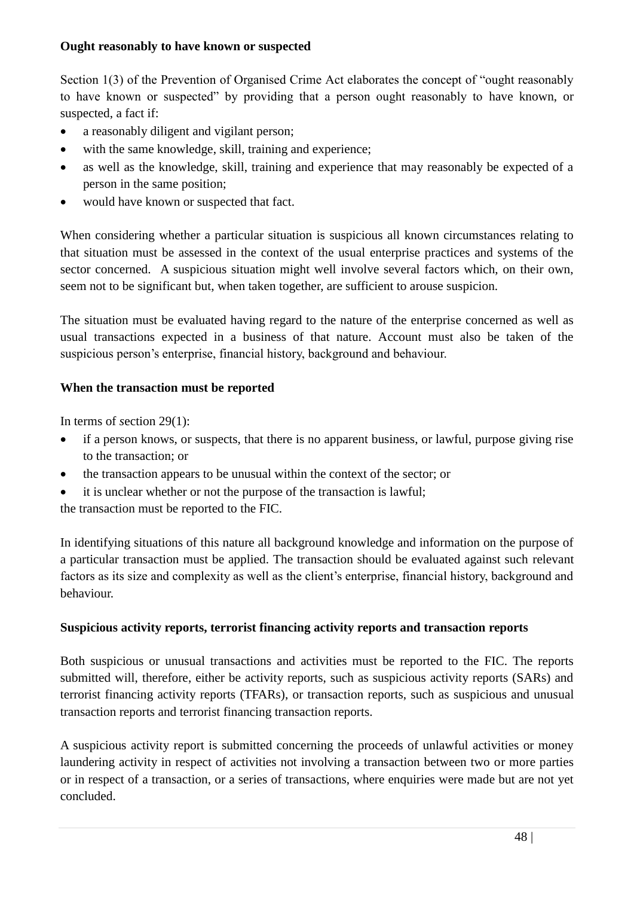**Ought reasonably to have known or suspected**

Section 1(3) of the Prevention of Organised Crime Act elaborates the concept of "ought reasonably to have known or suspected" by providing that a person ought reasonably to have known, or suspected, a fact if:

- a reasonably diligent and vigilant person;
- with the same knowledge, skill, training and experience;
- as well as the knowledge, skill, training and experience that may reasonably be expected of a person in the same position;
- would have known or suspected that fact.

When considering whether a particular situation is suspicious all known circumstances relating to that situation must be assessed in the context of the usual enterprise practices and systems of the sector concerned. A suspicious situation might well involve several factors which, on their own, seem not to be significant but, when taken together, are sufficient to arouse suspicion.

The situation must be evaluated having regard to the nature of the enterprise concerned as well as usual transactions expected in a business of that nature. Account must also be taken of the suspicious person's enterprise, financial history, background and behaviour.

**When the transaction must be reported**

In terms of *s*ection 29(1):

- if a person knows, or suspects, that there is no apparent business, or lawful, purpose giving rise to the transaction; or
- the transaction appears to be unusual within the context of the sector; or
- it is unclear whether or not the purpose of the transaction is lawful;

the transaction must be reported to the FIC.

In identifying situations of this nature all background knowledge and information on the purpose of a particular transaction must be applied. The transaction should be evaluated against such relevant factors as its size and complexity as well as the client's enterprise, financial history, background and behaviour.

**Suspicious activity reports, terrorist financing activity reports and transaction reports**

Both suspicious or unusual transactions and activities must be reported to the FIC. The reports submitted will, therefore, either be activity reports, such as suspicious activity reports (SARs) and terrorist financing activity reports (TFARs), or transaction reports, such as suspicious and unusual transaction reports and terrorist financing transaction reports.

A suspicious activity report is submitted concerning the proceeds of unlawful activities or money laundering activity in respect of activities not involving a transaction between two or more parties or in respect of a transaction, or a series of transactions, where enquiries were made but are not yet concluded.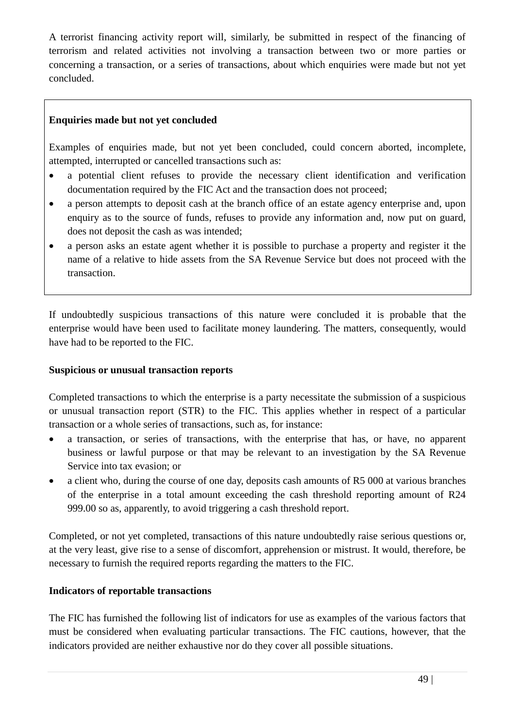A terrorist financing activity report will, similarly, be submitted in respect of the financing of terrorism and related activities not involving a transaction between two or more parties or concerning a transaction, or a series of transactions, about which enquiries were made but not yet concluded.

**Enquiries made but not yet concluded**

Examples of enquiries made, but not yet been concluded, could concern aborted, incomplete, attempted, interrupted or cancelled transactions such as:

- a potential client refuses to provide the necessary client identification and verification documentation required by the FIC Act and the transaction does not proceed;
- a person attempts to deposit cash at the branch office of an estate agency enterprise and, upon enquiry as to the source of funds, refuses to provide any information and, now put on guard, does not deposit the cash as was intended;
- a person asks an estate agent whether it is possible to purchase a property and register it the name of a relative to hide assets from the SA Revenue Service but does not proceed with the transaction.

If undoubtedly suspicious transactions of this nature were concluded it is probable that the enterprise would have been used to facilitate money laundering. The matters, consequently, would have had to be reported to the FIC.

**Suspicious or unusual transaction reports**

Completed transactions to which the enterprise is a party necessitate the submission of a suspicious or unusual transaction report (STR) to the FIC. This applies whether in respect of a particular transaction or a whole series of transactions, such as, for instance:

- a transaction, or series of transactions, with the enterprise that has, or have, no apparent business or lawful purpose or that may be relevant to an investigation by the SA Revenue Service into tax evasion; or
- a client who, during the course of one day, deposits cash amounts of R5 000 at various branches of the enterprise in a total amount exceeding the cash threshold reporting amount of R24 999.00 so as, apparently, to avoid triggering a cash threshold report.

Completed, or not yet completed, transactions of this nature undoubtedly raise serious questions or, at the very least, give rise to a sense of discomfort, apprehension or mistrust. It would, therefore, be necessary to furnish the required reports regarding the matters to the FIC.

**Indicators of reportable transactions**

The FIC has furnished the following list of indicators for use as examples of the various factors that must be considered when evaluating particular transactions. The FIC cautions, however, that the indicators provided are neither exhaustive nor do they cover all possible situations.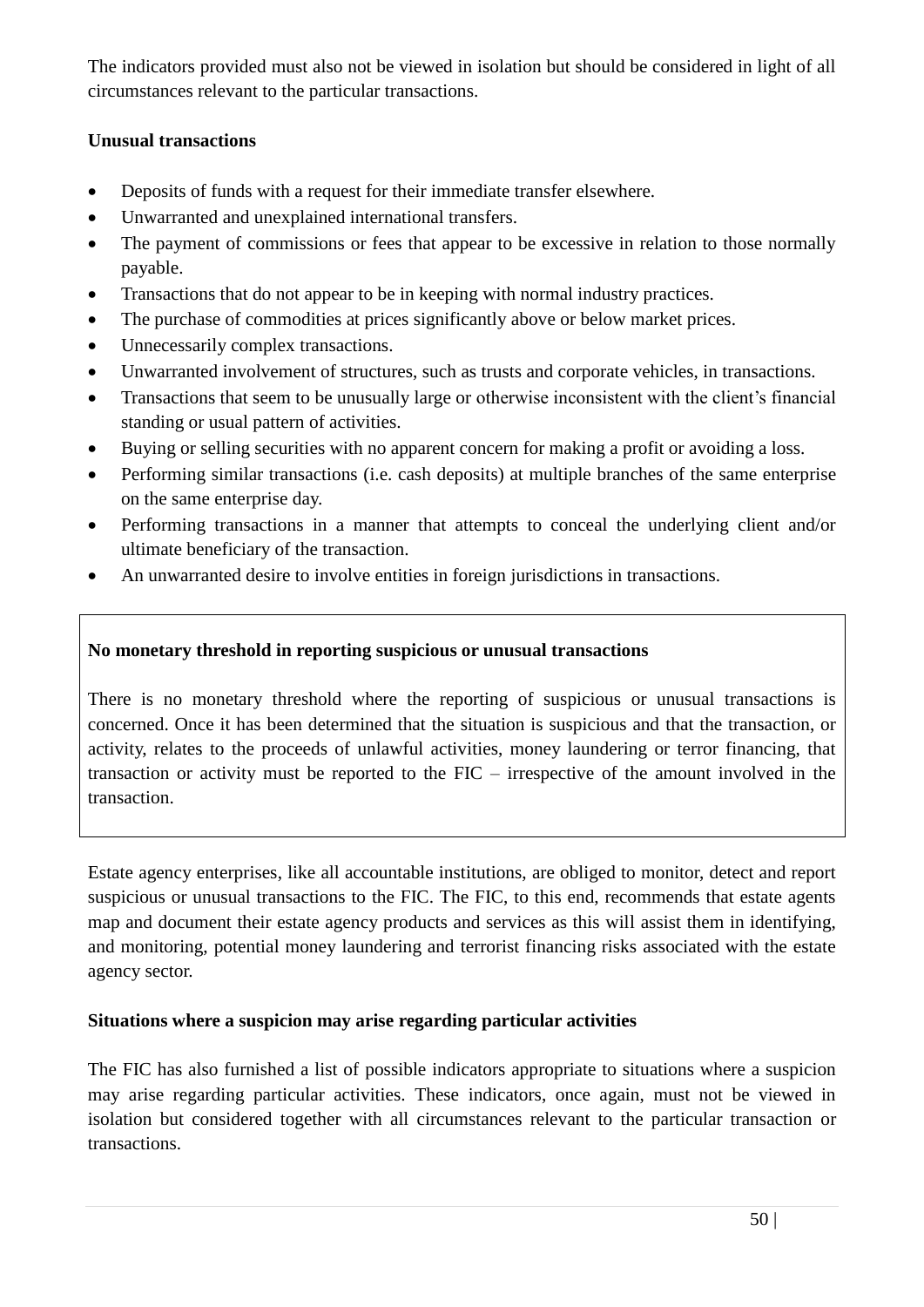The indicators provided must also not be viewed in isolation but should be considered in light of all circumstances relevant to the particular transactions.

**Unusual transactions**

- Deposits of funds with a request for their immediate transfer elsewhere.
- Unwarranted and unexplained international transfers.
- The payment of commissions or fees that appear to be excessive in relation to those normally payable.
- Transactions that do not appear to be in keeping with normal industry practices.
- The purchase of commodities at prices significantly above or below market prices.
- Unnecessarily complex transactions.
- Unwarranted involvement of structures, such as trusts and corporate vehicles, in transactions.
- Transactions that seem to be unusually large or otherwise inconsistent with the client's financial standing or usual pattern of activities.
- Buying or selling securities with no apparent concern for making a profit or avoiding a loss.
- Performing similar transactions (i.e. cash deposits) at multiple branches of the same enterprise on the same enterprise day.
- Performing transactions in a manner that attempts to conceal the underlying client and/or ultimate beneficiary of the transaction.
- An unwarranted desire to involve entities in foreign jurisdictions in transactions.

**No monetary threshold in reporting suspicious or unusual transactions**

There is no monetary threshold where the reporting of suspicious or unusual transactions is concerned. Once it has been determined that the situation is suspicious and that the transaction, or activity, relates to the proceeds of unlawful activities, money laundering or terror financing, that transaction or activity must be reported to the FIC – irrespective of the amount involved in the transaction.

Estate agency enterprises, like all accountable institutions, are obliged to monitor, detect and report suspicious or unusual transactions to the FIC. The FIC, to this end, recommends that estate agents map and document their estate agency products and services as this will assist them in identifying, and monitoring, potential money laundering and terrorist financing risks associated with the estate agency sector.

**Situations where a suspicion may arise regarding particular activities**

The FIC has also furnished a list of possible indicators appropriate to situations where a suspicion may arise regarding particular activities. These indicators, once again, must not be viewed in isolation but considered together with all circumstances relevant to the particular transaction or transactions.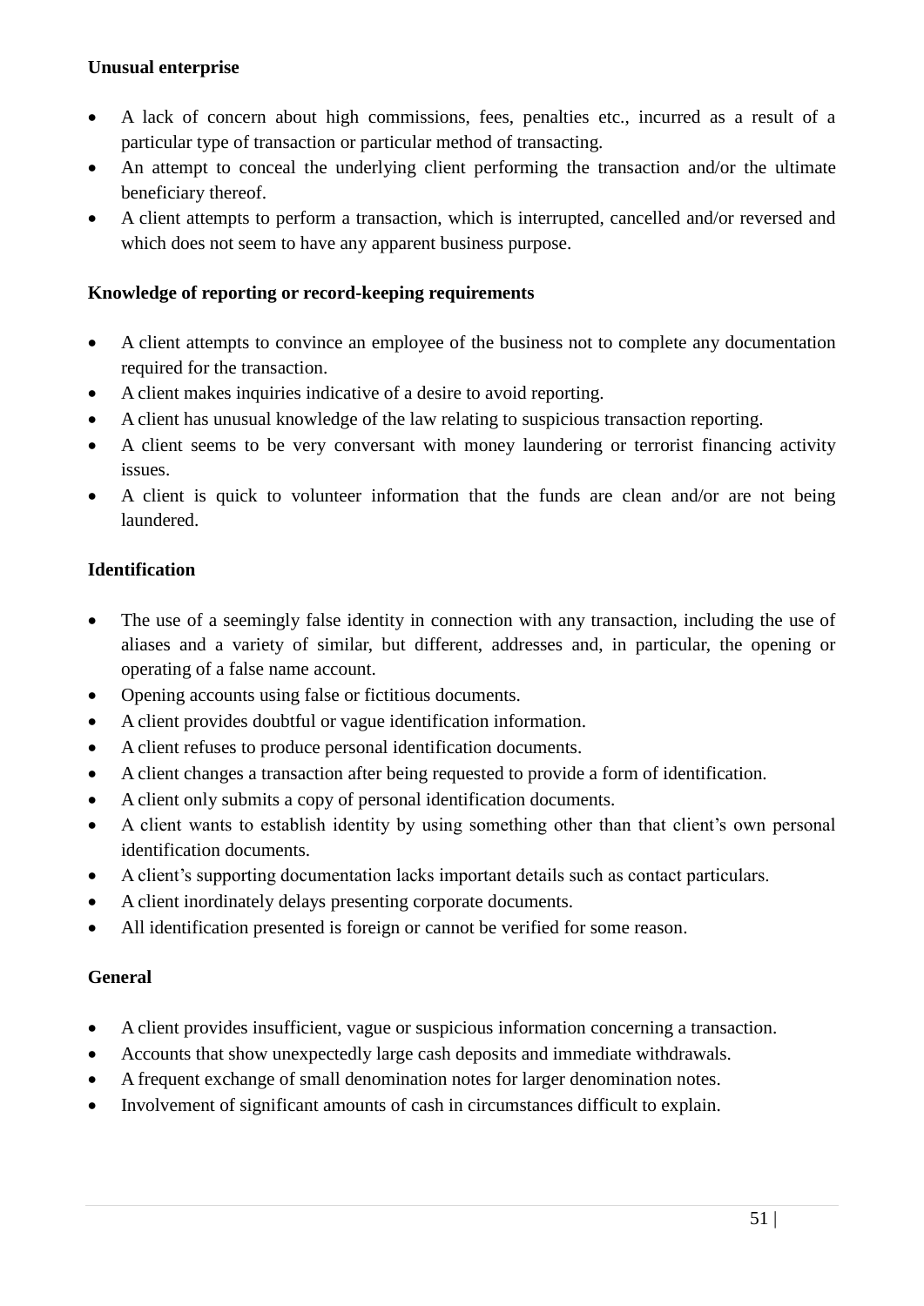**Unusual enterprise**

- A lack of concern about high commissions, fees, penalties etc., incurred as a result of a particular type of transaction or particular method of transacting.
- An attempt to conceal the underlying client performing the transaction and/or the ultimate beneficiary thereof.
- A client attempts to perform a transaction, which is interrupted, cancelled and/or reversed and which does not seem to have any apparent business purpose.

**Knowledge of reporting or record-keeping requirements**

- A client attempts to convince an employee of the business not to complete any documentation required for the transaction.
- A client makes inquiries indicative of a desire to avoid reporting.
- A client has unusual knowledge of the law relating to suspicious transaction reporting.
- A client seems to be very conversant with money laundering or terrorist financing activity issues.
- A client is quick to volunteer information that the funds are clean and/or are not being laundered.

**Identification**

- The use of a seemingly false identity in connection with any transaction, including the use of aliases and a variety of similar, but different, addresses and, in particular, the opening or operating of a false name account.
- Opening accounts using false or fictitious documents.
- A client provides doubtful or vague identification information.
- A client refuses to produce personal identification documents.
- A client changes a transaction after being requested to provide a form of identification.
- A client only submits a copy of personal identification documents.
- A client wants to establish identity by using something other than that client's own personal identification documents.
- A client's supporting documentation lacks important details such as contact particulars.
- A client inordinately delays presenting corporate documents.
- All identification presented is foreign or cannot be verified for some reason.

**General**

- A client provides insufficient, vague or suspicious information concerning a transaction.
- Accounts that show unexpectedly large cash deposits and immediate withdrawals.
- A frequent exchange of small denomination notes for larger denomination notes.
- Involvement of significant amounts of cash in circumstances difficult to explain.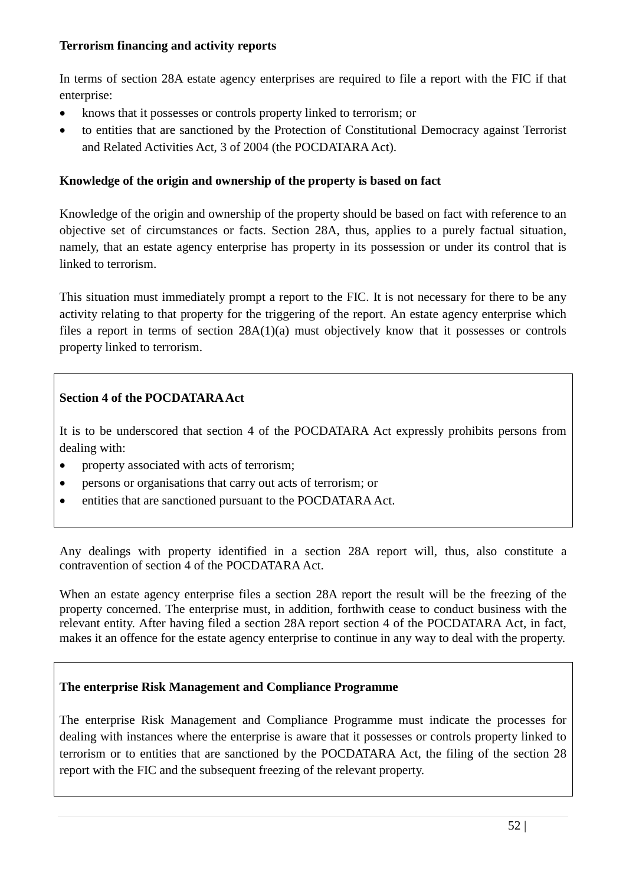**Terrorism financing and activity reports**

In terms of section 28A estate agency enterprises are required to file a report with the FIC if that enterprise:

- knows that it possesses or controls property linked to terrorism; or
- to entities that are sanctioned by the Protection of Constitutional Democracy against Terrorist and Related Activities Act, 3 of 2004 (the POCDATARA Act).

**Knowledge of the origin and ownership of the property is based on fact**

Knowledge of the origin and ownership of the property should be based on fact with reference to an objective set of circumstances or facts. Section 28A, thus, applies to a purely factual situation, namely, that an estate agency enterprise has property in its possession or under its control that is linked to terrorism.

This situation must immediately prompt a report to the FIC. It is not necessary for there to be any activity relating to that property for the triggering of the report. An estate agency enterprise which files a report in terms of section 28A(1)(a) must objectively know that it possesses or controls property linked to terrorism.

**Section 4 of the POCDATARA Act**

It is to be underscored that section 4 of the POCDATARA Act expressly prohibits persons from dealing with:

- property associated with acts of terrorism;
- persons or organisations that carry out acts of terrorism; or
- entities that are sanctioned pursuant to the POCDATARA Act.

Any dealings with property identified in a section 28A report will, thus, also constitute a contravention of section 4 of the POCDATARA Act.

When an estate agency enterprise files a section 28A report the result will be the freezing of the property concerned. The enterprise must, in addition, forthwith cease to conduct business with the relevant entity. After having filed a section 28A report section 4 of the POCDATARA Act, in fact, makes it an offence for the estate agency enterprise to continue in any way to deal with the property.

**The enterprise Risk Management and Compliance Programme**

The enterprise Risk Management and Compliance Programme must indicate the processes for dealing with instances where the enterprise is aware that it possesses or controls property linked to terrorism or to entities that are sanctioned by the POCDATARA Act, the filing of the section 28 report with the FIC and the subsequent freezing of the relevant property.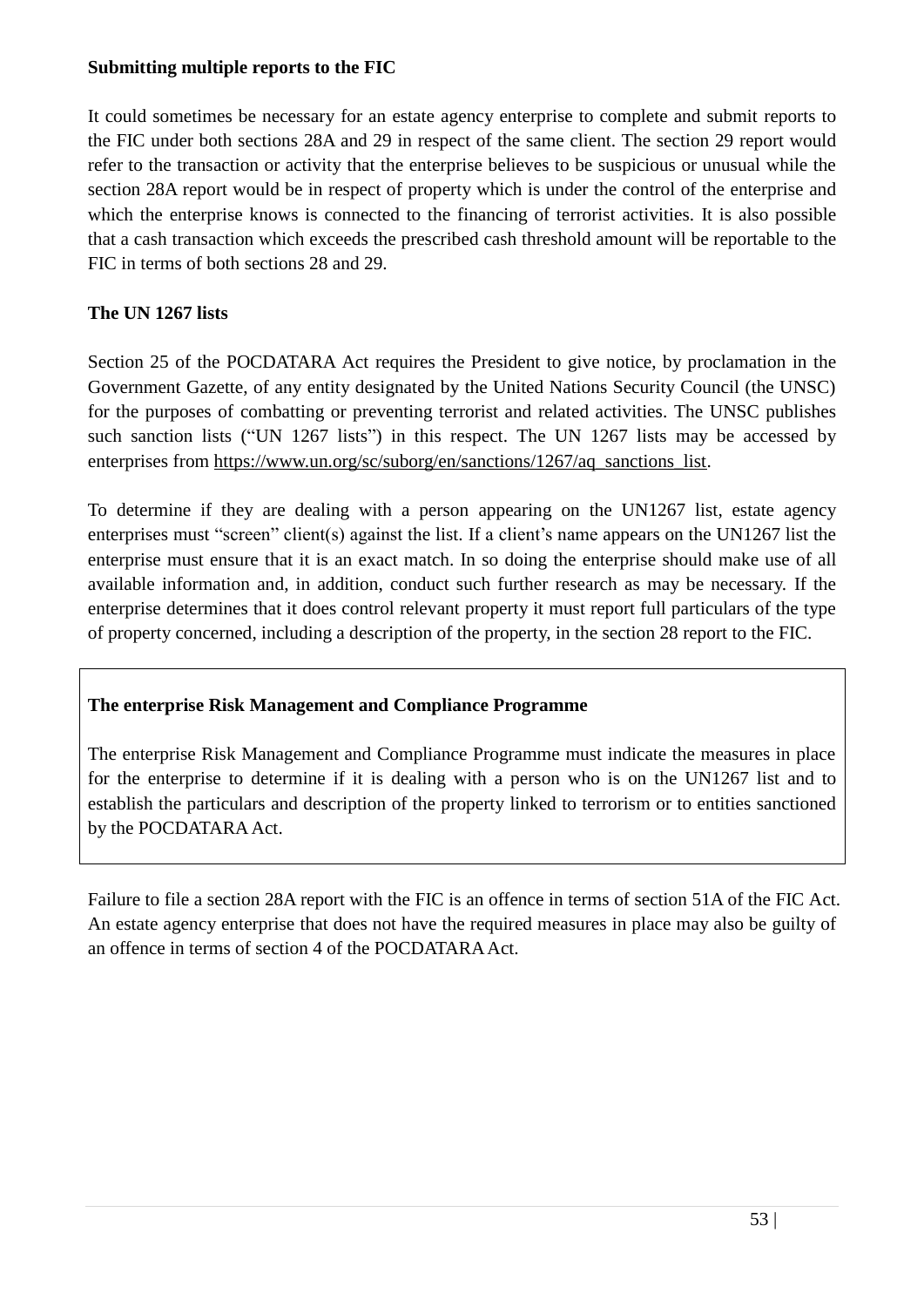**Submitting multiple reports to the FIC**

It could sometimes be necessary for an estate agency enterprise to complete and submit reports to the FIC under both sections 28A and 29 in respect of the same client. The section 29 report would refer to the transaction or activity that the enterprise believes to be suspicious or unusual while the section 28A report would be in respect of property which is under the control of the enterprise and which the enterprise knows is connected to the financing of terrorist activities. It is also possible that a cash transaction which exceeds the prescribed cash threshold amount will be reportable to the FIC in terms of both sections 28 and 29.

**The UN 1267 lists**

Section 25 of the POCDATARA Act requires the President to give notice, by proclamation in the Government Gazette, of any entity designated by the United Nations Security Council (the UNSC) for the purposes of combatting or preventing terrorist and related activities. The UNSC publishes such sanction lists ("UN 1267 lists") in this respect. The UN 1267 lists may be accessed by enterprises from https://www.un.org/sc/suborg/en/sanctions/1267/aq_sanctions_list.

To determine if they are dealing with a person appearing on the UN1267 list, estate agency enterprises must "screen" client(s) against the list. If a client's name appears on the UN1267 list the enterprise must ensure that it is an exact match. In so doing the enterprise should make use of all available information and, in addition, conduct such further research as may be necessary. If the enterprise determines that it does control relevant property it must report full particulars of the type of property concerned, including a description of the property, in the section 28 report to the FIC.

**The enterprise Risk Management and Compliance Programme**

The enterprise Risk Management and Compliance Programme must indicate the measures in place for the enterprise to determine if it is dealing with a person who is on the UN1267 list and to establish the particulars and description of the property linked to terrorism or to entities sanctioned by the POCDATARA Act.

Failure to file a section 28A report with the FIC is an offence in terms of section 51A of the FIC Act. An estate agency enterprise that does not have the required measures in place may also be guilty of an offence in terms of section 4 of the POCDATARA Act.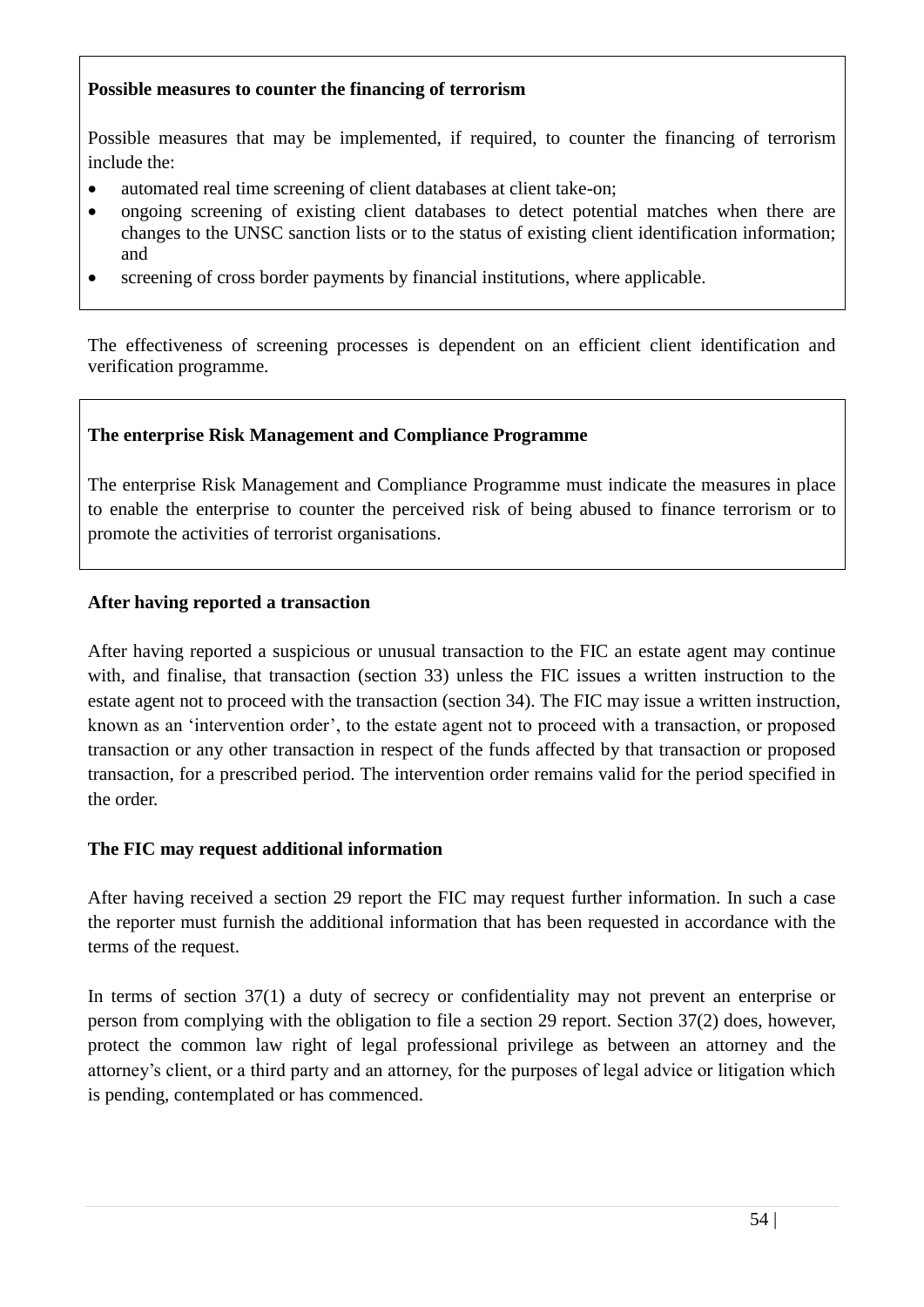**Possible measures to counter the financing of terrorism**

Possible measures that may be implemented, if required, to counter the financing of terrorism include the:

- automated real time screening of client databases at client take-on;
- ongoing screening of existing client databases to detect potential matches when there are changes to the UNSC sanction lists or to the status of existing client identification information; and
- screening of cross border payments by financial institutions, where applicable.

The effectiveness of screening processes is dependent on an efficient client identification and verification programme.

**The enterprise Risk Management and Compliance Programme**

The enterprise Risk Management and Compliance Programme must indicate the measures in place to enable the enterprise to counter the perceived risk of being abused to finance terrorism or to promote the activities of terrorist organisations.

**After having reported a transaction**

After having reported a suspicious or unusual transaction to the FIC an estate agent may continue with, and finalise, that transaction (section 33) unless the FIC issues a written instruction to the estate agent not to proceed with the transaction (section 34). The FIC may issue a written instruction, known as an 'intervention order', to the estate agent not to proceed with a transaction, or proposed transaction or any other transaction in respect of the funds affected by that transaction or proposed transaction, for a prescribed period. The intervention order remains valid for the period specified in the order.

**The FIC may request additional information**

After having received a section 29 report the FIC may request further information. In such a case the reporter must furnish the additional information that has been requested in accordance with the terms of the request.

In terms of section 37(1) a duty of secrecy or confidentiality may not prevent an enterprise or person from complying with the obligation to file a section 29 report. Section 37(2) does, however, protect the common law right of legal professional privilege as between an attorney and the attorney's client, or a third party and an attorney, for the purposes of legal advice or litigation which is pending, contemplated or has commenced.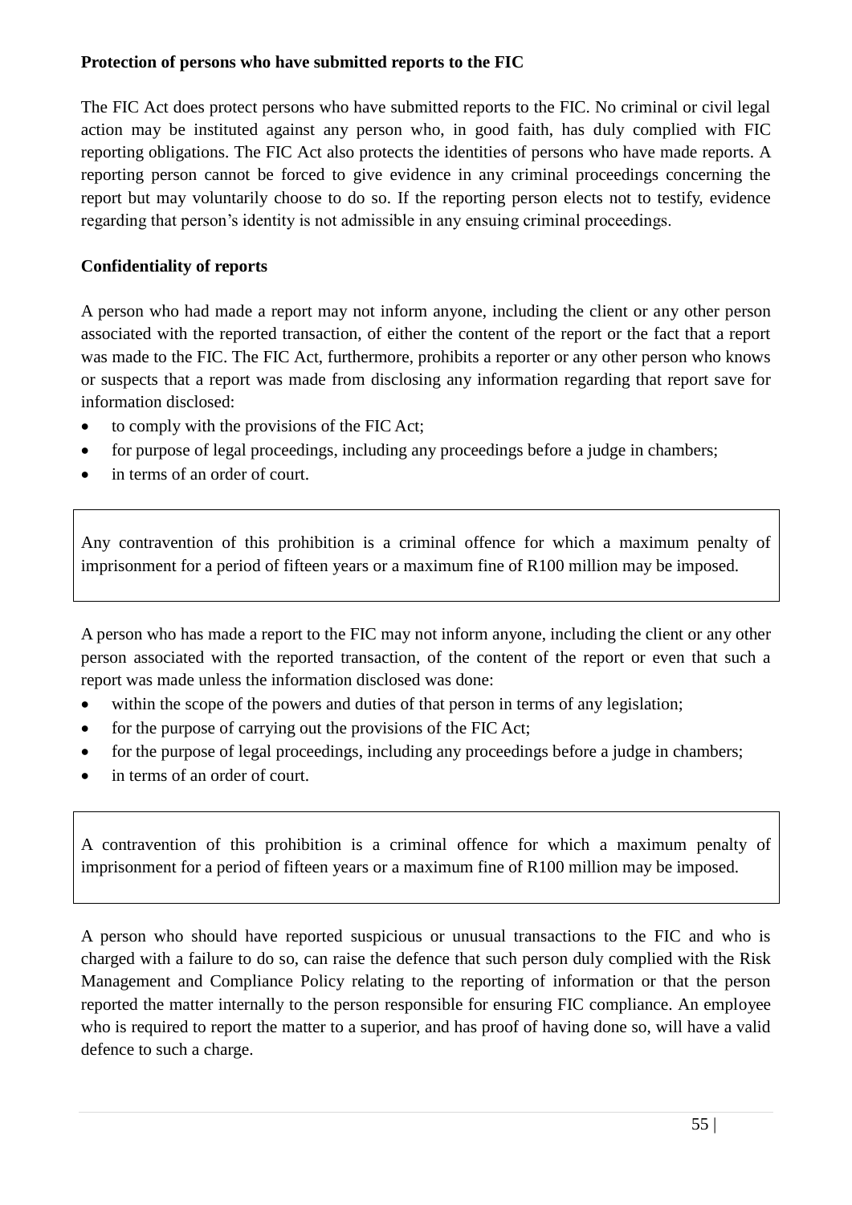**Protection of persons who have submitted reports to the FIC**

The FIC Act does protect persons who have submitted reports to the FIC. No criminal or civil legal action may be instituted against any person who, in good faith, has duly complied with FIC reporting obligations. The FIC Act also protects the identities of persons who have made reports. A reporting person cannot be forced to give evidence in any criminal proceedings concerning the report but may voluntarily choose to do so. If the reporting person elects not to testify, evidence regarding that person's identity is not admissible in any ensuing criminal proceedings.

**Confidentiality of reports**

A person who had made a report may not inform anyone, including the client or any other person associated with the reported transaction, of either the content of the report or the fact that a report was made to the FIC. The FIC Act, furthermore, prohibits a reporter or any other person who knows or suspects that a report was made from disclosing any information regarding that report save for information disclosed:

- to comply with the provisions of the FIC Act;
- for purpose of legal proceedings, including any proceedings before a judge in chambers;
- in terms of an order of court.

Any contravention of this prohibition is a criminal offence for which a maximum penalty of imprisonment for a period of fifteen years or a maximum fine of R100 million may be imposed.

A person who has made a report to the FIC may not inform anyone, including the client or any other person associated with the reported transaction, of the content of the report or even that such a report was made unless the information disclosed was done:

- within the scope of the powers and duties of that person in terms of any legislation;
- for the purpose of carrying out the provisions of the FIC Act;
- for the purpose of legal proceedings, including any proceedings before a judge in chambers;
- in terms of an order of court.

A contravention of this prohibition is a criminal offence for which a maximum penalty of imprisonment for a period of fifteen years or a maximum fine of R100 million may be imposed.

A person who should have reported suspicious or unusual transactions to the FIC and who is charged with a failure to do so, can raise the defence that such person duly complied with the Risk Management and Compliance Policy relating to the reporting of information or that the person reported the matter internally to the person responsible for ensuring FIC compliance. An employee who is required to report the matter to a superior, and has proof of having done so, will have a valid defence to such a charge.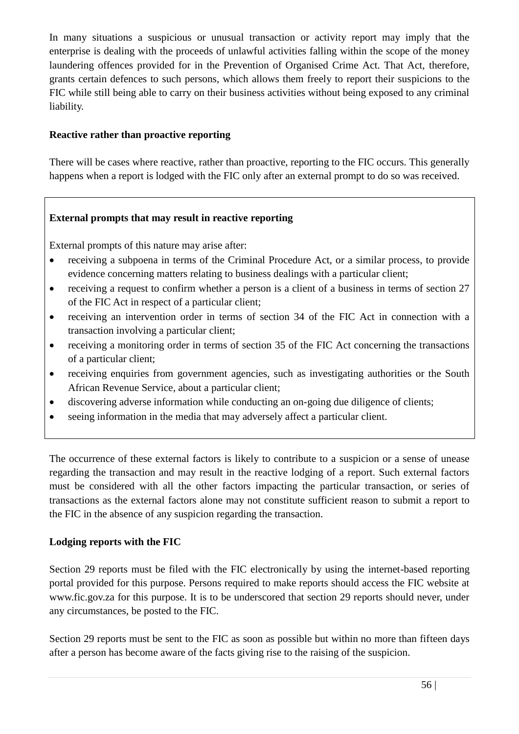In many situations a suspicious or unusual transaction or activity report may imply that the enterprise is dealing with the proceeds of unlawful activities falling within the scope of the money laundering offences provided for in the Prevention of Organised Crime Act. That Act, therefore, grants certain defences to such persons, which allows them freely to report their suspicions to the FIC while still being able to carry on their business activities without being exposed to any criminal liability.

**Reactive rather than proactive reporting**

There will be cases where reactive, rather than proactive, reporting to the FIC occurs. This generally happens when a report is lodged with the FIC only after an external prompt to do so was received.

**External prompts that may result in reactive reporting**

External prompts of this nature may arise after:

- receiving a subpoena in terms of the Criminal Procedure Act, or a similar process, to provide evidence concerning matters relating to business dealings with a particular client;
- receiving a request to confirm whether a person is a client of a business in terms of section 27 of the FIC Act in respect of a particular client;
- receiving an intervention order in terms of section 34 of the FIC Act in connection with a transaction involving a particular client;
- receiving a monitoring order in terms of section 35 of the FIC Act concerning the transactions of a particular client;
- receiving enquiries from government agencies, such as investigating authorities or the South African Revenue Service, about a particular client;
- discovering adverse information while conducting an on-going due diligence of clients;
- seeing information in the media that may adversely affect a particular client.

The occurrence of these external factors is likely to contribute to a suspicion or a sense of unease regarding the transaction and may result in the reactive lodging of a report. Such external factors must be considered with all the other factors impacting the particular transaction, or series of transactions as the external factors alone may not constitute sufficient reason to submit a report to the FIC in the absence of any suspicion regarding the transaction.

**Lodging reports with the FIC**

Section 29 reports must be filed with the FIC electronically by using the internet-based reporting portal provided for this purpose. Persons required to make reports should access the FIC website at www.fic.gov.za for this purpose. It is to be underscored that section 29 reports should never, under any circumstances, be posted to the FIC.

Section 29 reports must be sent to the FIC as soon as possible but within no more than fifteen days after a person has become aware of the facts giving rise to the raising of the suspicion.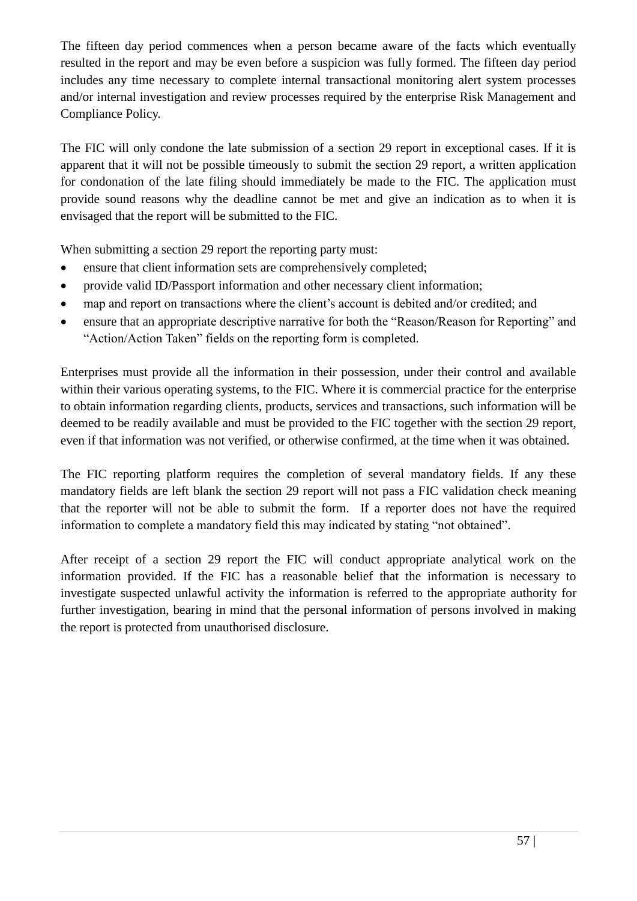The fifteen day period commences when a person became aware of the facts which eventually resulted in the report and may be even before a suspicion was fully formed. The fifteen day period includes any time necessary to complete internal transactional monitoring alert system processes and/or internal investigation and review processes required by the enterprise Risk Management and Compliance Policy.

The FIC will only condone the late submission of a section 29 report in exceptional cases. If it is apparent that it will not be possible timeously to submit the section 29 report, a written application for condonation of the late filing should immediately be made to the FIC. The application must provide sound reasons why the deadline cannot be met and give an indication as to when it is envisaged that the report will be submitted to the FIC.

When submitting a section 29 report the reporting party must:

- ensure that client information sets are comprehensively completed;
- provide valid ID/Passport information and other necessary client information;
- map and report on transactions where the client's account is debited and/or credited; and
- ensure that an appropriate descriptive narrative for both the "Reason/Reason for Reporting" and "Action/Action Taken" fields on the reporting form is completed.

Enterprises must provide all the information in their possession, under their control and available within their various operating systems, to the FIC. Where it is commercial practice for the enterprise to obtain information regarding clients, products, services and transactions, such information will be deemed to be readily available and must be provided to the FIC together with the section 29 report, even if that information was not verified, or otherwise confirmed, at the time when it was obtained.

The FIC reporting platform requires the completion of several mandatory fields. If any these mandatory fields are left blank the section 29 report will not pass a FIC validation check meaning that the reporter will not be able to submit the form. If a reporter does not have the required information to complete a mandatory field this may indicated by stating "not obtained".

After receipt of a section 29 report the FIC will conduct appropriate analytical work on the information provided. If the FIC has a reasonable belief that the information is necessary to investigate suspected unlawful activity the information is referred to the appropriate authority for further investigation, bearing in mind that the personal information of persons involved in making the report is protected from unauthorised disclosure.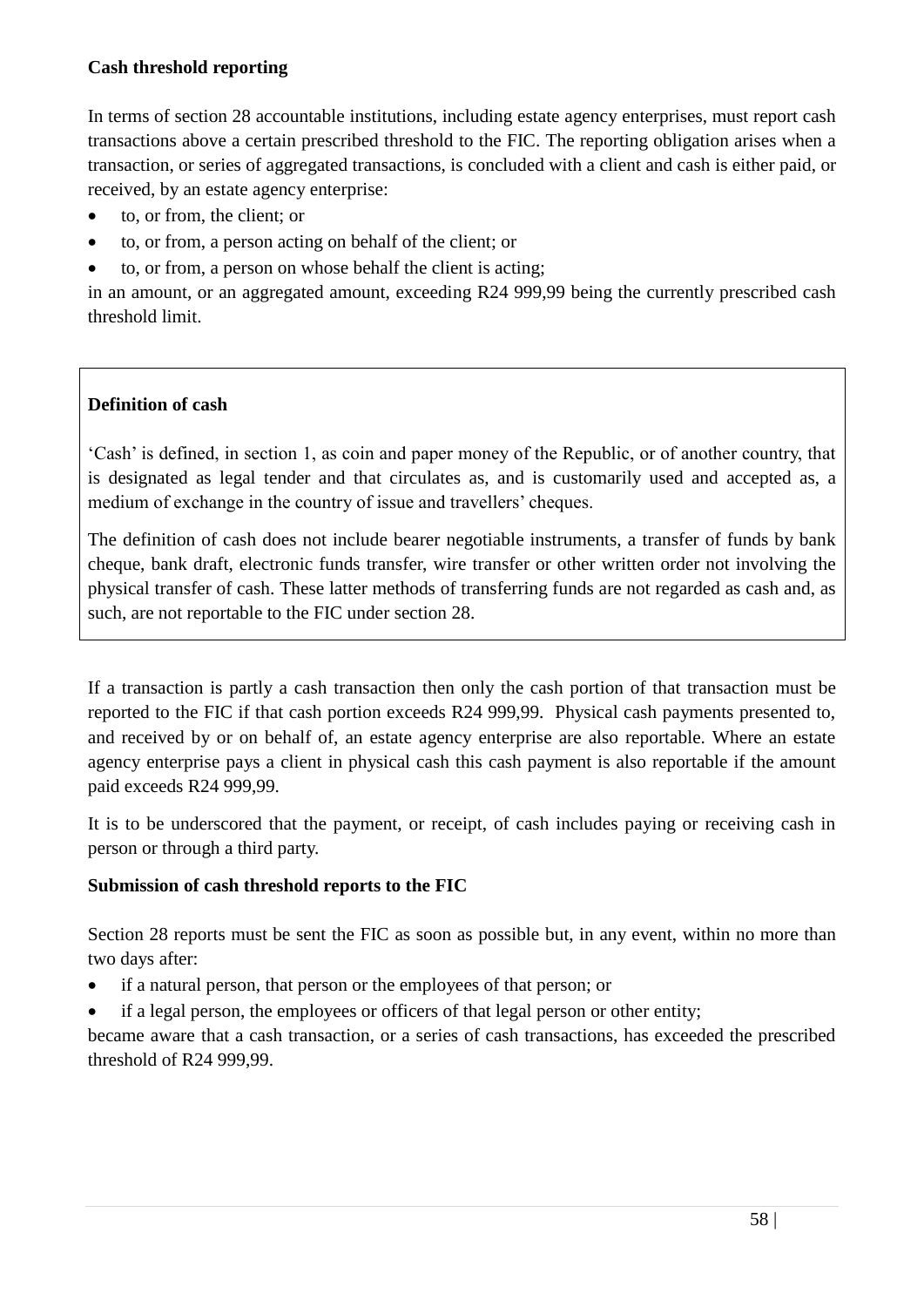**Cash threshold reporting**

In terms of section 28 accountable institutions, including estate agency enterprises, must report cash transactions above a certain prescribed threshold to the FIC. The reporting obligation arises when a transaction, or series of aggregated transactions, is concluded with a client and cash is either paid, or received, by an estate agency enterprise:

- to, or from, the client; or
- to, or from, a person acting on behalf of the client; or
- to, or from, a person on whose behalf the client is acting;

in an amount, or an aggregated amount, exceeding R24 999,99 being the currently prescribed cash threshold limit.

**Definition of cash**

'Cash' is defined, in section 1, as coin and paper money of the Republic, or of another country, that is designated as legal tender and that circulates as, and is customarily used and accepted as, a medium of exchange in the country of issue and travellers' cheques.

The definition of cash does not include bearer negotiable instruments, a transfer of funds by bank cheque, bank draft, electronic funds transfer, wire transfer or other written order not involving the physical transfer of cash. These latter methods of transferring funds are not regarded as cash and, as such, are not reportable to the FIC under section 28.

If a transaction is partly a cash transaction then only the cash portion of that transaction must be reported to the FIC if that cash portion exceeds R24 999,99. Physical cash payments presented to, and received by or on behalf of, an estate agency enterprise are also reportable. Where an estate agency enterprise pays a client in physical cash this cash payment is also reportable if the amount paid exceeds R24 999,99.

It is to be underscored that the payment, or receipt, of cash includes paying or receiving cash in person or through a third party.

**Submission of cash threshold reports to the FIC**

Section 28 reports must be sent the FIC as soon as possible but, in any event, within no more than two days after:

- if a natural person, that person or the employees of that person; or
- if a legal person, the employees or officers of that legal person or other entity;

became aware that a cash transaction, or a series of cash transactions, has exceeded the prescribed threshold of R24 999,99.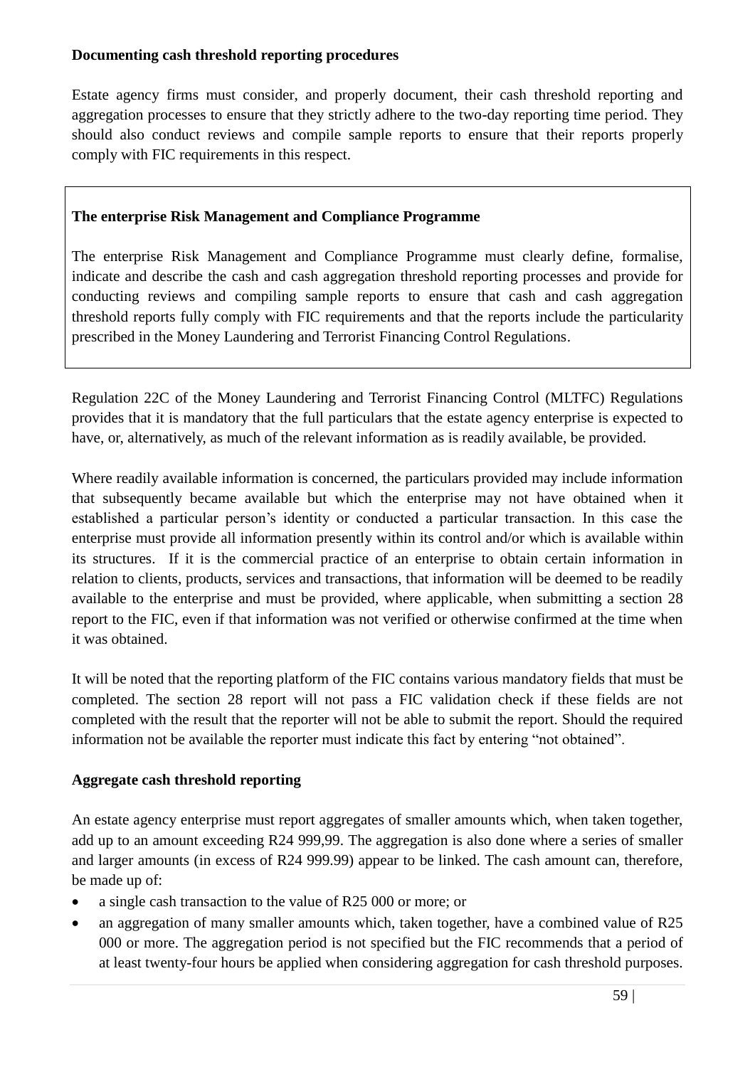**Documenting cash threshold reporting procedures**

Estate agency firms must consider, and properly document, their cash threshold reporting and aggregation processes to ensure that they strictly adhere to the two-day reporting time period. They should also conduct reviews and compile sample reports to ensure that their reports properly comply with FIC requirements in this respect.

> **The enterprise Risk Management and Compliance Programme**
>
> The enterprise Risk Management and Compliance Programme must clearly define, formalise, indicate and describe the cash and cash aggregation threshold reporting processes and provide for conducting reviews and compiling sample reports to ensure that cash and cash aggregation threshold reports fully comply with FIC requirements and that the reports include the particularity prescribed in the Money Laundering and Terrorist Financing Control Regulations.

Regulation 22C of the Money Laundering and Terrorist Financing Control (MLTFC) Regulations provides that it is mandatory that the full particulars that the estate agency enterprise is expected to have, or, alternatively, as much of the relevant information as is readily available, be provided.

Where readily available information is concerned, the particulars provided may include information that subsequently became available but which the enterprise may not have obtained when it established a particular person's identity or conducted a particular transaction. In this case the enterprise must provide all information presently within its control and/or which is available within its structures. If it is the commercial practice of an enterprise to obtain certain information in relation to clients, products, services and transactions, that information will be deemed to be readily available to the enterprise and must be provided, where applicable, when submitting a section 28 report to the FIC, even if that information was not verified or otherwise confirmed at the time when it was obtained.

It will be noted that the reporting platform of the FIC contains various mandatory fields that must be completed. The section 28 report will not pass a FIC validation check if these fields are not completed with the result that the reporter will not be able to submit the report. Should the required information not be available the reporter must indicate this fact by entering "not obtained".

**Aggregate cash threshold reporting**

An estate agency enterprise must report aggregates of smaller amounts which, when taken together, add up to an amount exceeding R24 999,99. The aggregation is also done where a series of smaller and larger amounts (in excess of R24 999.99) appear to be linked. The cash amount can, therefore, be made up of:

- a single cash transaction to the value of R25 000 or more; or
- an aggregation of many smaller amounts which, taken together, have a combined value of R25 000 or more. The aggregation period is not specified but the FIC recommends that a period of at least twenty-four hours be applied when considering aggregation for cash threshold purposes.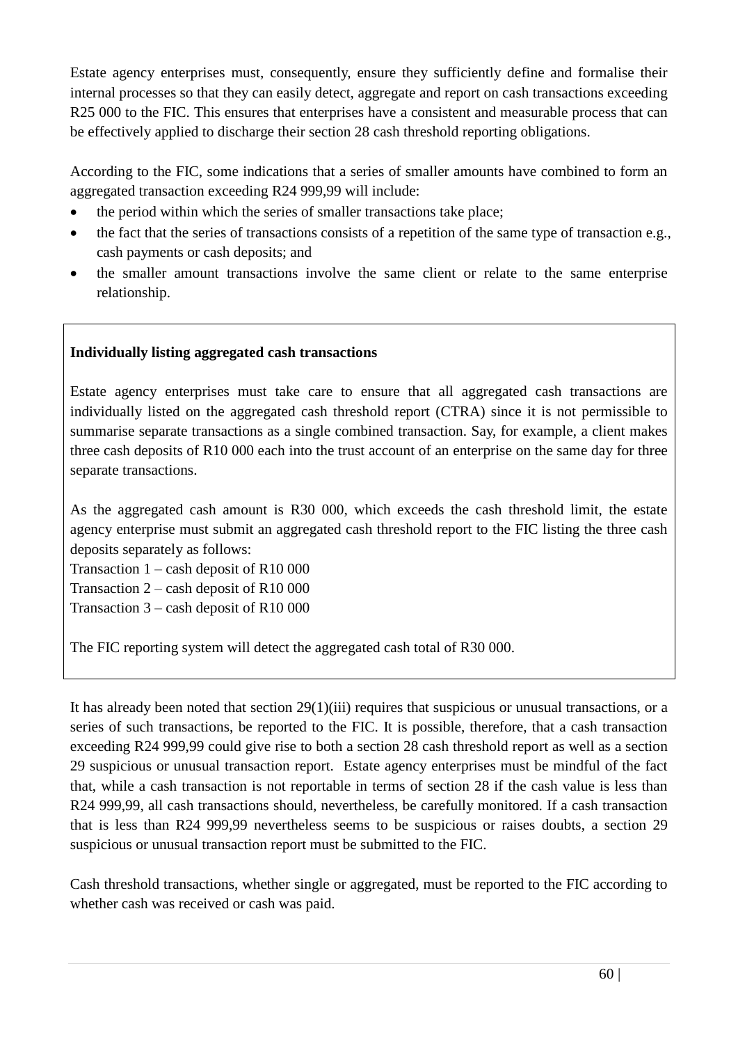Estate agency enterprises must, consequently, ensure they sufficiently define and formalise their internal processes so that they can easily detect, aggregate and report on cash transactions exceeding R25 000 to the FIC. This ensures that enterprises have a consistent and measurable process that can be effectively applied to discharge their section 28 cash threshold reporting obligations.

According to the FIC, some indications that a series of smaller amounts have combined to form an aggregated transaction exceeding R24 999,99 will include:

- the period within which the series of smaller transactions take place;
- the fact that the series of transactions consists of a repetition of the same type of transaction e.g., cash payments or cash deposits; and
- the smaller amount transactions involve the same client or relate to the same enterprise relationship.

**Individually listing aggregated cash transactions**

Estate agency enterprises must take care to ensure that all aggregated cash transactions are individually listed on the aggregated cash threshold report (CTRA) since it is not permissible to summarise separate transactions as a single combined transaction. Say, for example, a client makes three cash deposits of R10 000 each into the trust account of an enterprise on the same day for three separate transactions.

As the aggregated cash amount is R30 000, which exceeds the cash threshold limit, the estate agency enterprise must submit an aggregated cash threshold report to the FIC listing the three cash deposits separately as follows:

Transaction 1 – cash deposit of R10 000
Transaction 2 – cash deposit of R10 000
Transaction 3 – cash deposit of R10 000

The FIC reporting system will detect the aggregated cash total of R30 000.

It has already been noted that section 29(1)(iii) requires that suspicious or unusual transactions, or a series of such transactions, be reported to the FIC. It is possible, therefore, that a cash transaction exceeding R24 999,99 could give rise to both a section 28 cash threshold report as well as a section 29 suspicious or unusual transaction report. Estate agency enterprises must be mindful of the fact that, while a cash transaction is not reportable in terms of section 28 if the cash value is less than R24 999,99, all cash transactions should, nevertheless, be carefully monitored. If a cash transaction that is less than R24 999,99 nevertheless seems to be suspicious or raises doubts, a section 29 suspicious or unusual transaction report must be submitted to the FIC.

Cash threshold transactions, whether single or aggregated, must be reported to the FIC according to whether cash was received or cash was paid.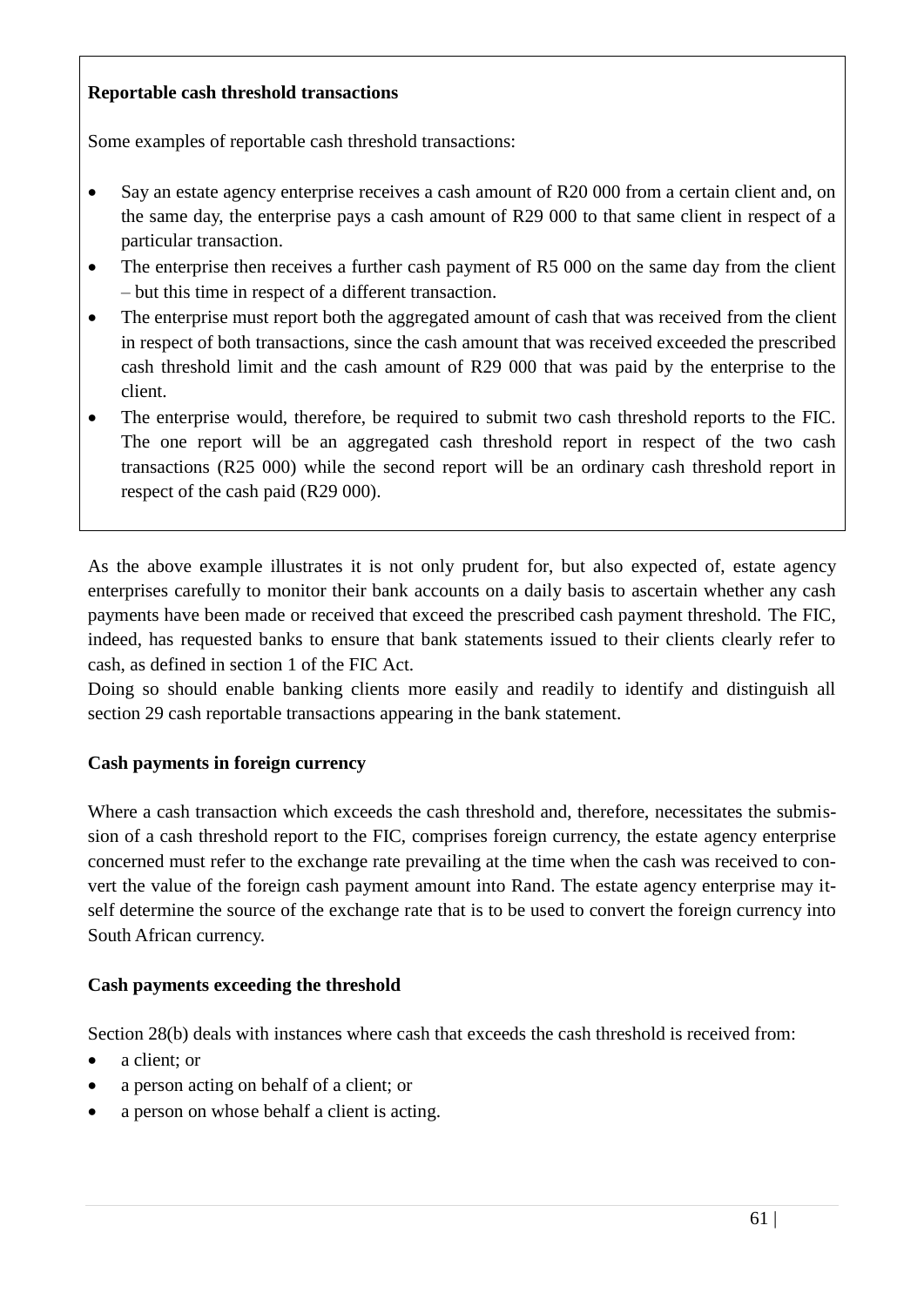**Reportable cash threshold transactions**

Some examples of reportable cash threshold transactions:

- Say an estate agency enterprise receives a cash amount of R20 000 from a certain client and, on the same day, the enterprise pays a cash amount of R29 000 to that same client in respect of a particular transaction.
- The enterprise then receives a further cash payment of R5 000 on the same day from the client – but this time in respect of a different transaction.
- The enterprise must report both the aggregated amount of cash that was received from the client in respect of both transactions, since the cash amount that was received exceeded the prescribed cash threshold limit and the cash amount of R29 000 that was paid by the enterprise to the client.
- The enterprise would, therefore, be required to submit two cash threshold reports to the FIC. The one report will be an aggregated cash threshold report in respect of the two cash transactions (R25 000) while the second report will be an ordinary cash threshold report in respect of the cash paid (R29 000).

As the above example illustrates it is not only prudent for, but also expected of, estate agency enterprises carefully to monitor their bank accounts on a daily basis to ascertain whether any cash payments have been made or received that exceed the prescribed cash payment threshold. The FIC, indeed, has requested banks to ensure that bank statements issued to their clients clearly refer to cash, as defined in section 1 of the FIC Act.
Doing so should enable banking clients more easily and readily to identify and distinguish all section 29 cash reportable transactions appearing in the bank statement.

**Cash payments in foreign currency**

Where a cash transaction which exceeds the cash threshold and, therefore, necessitates the submission of a cash threshold report to the FIC, comprises foreign currency, the estate agency enterprise concerned must refer to the exchange rate prevailing at the time when the cash was received to convert the value of the foreign cash payment amount into Rand. The estate agency enterprise may itself determine the source of the exchange rate that is to be used to convert the foreign currency into South African currency.

**Cash payments exceeding the threshold**

Section 28(b) deals with instances where cash that exceeds the cash threshold is received from:

- a client; or
- a person acting on behalf of a client; or
- a person on whose behalf a client is acting.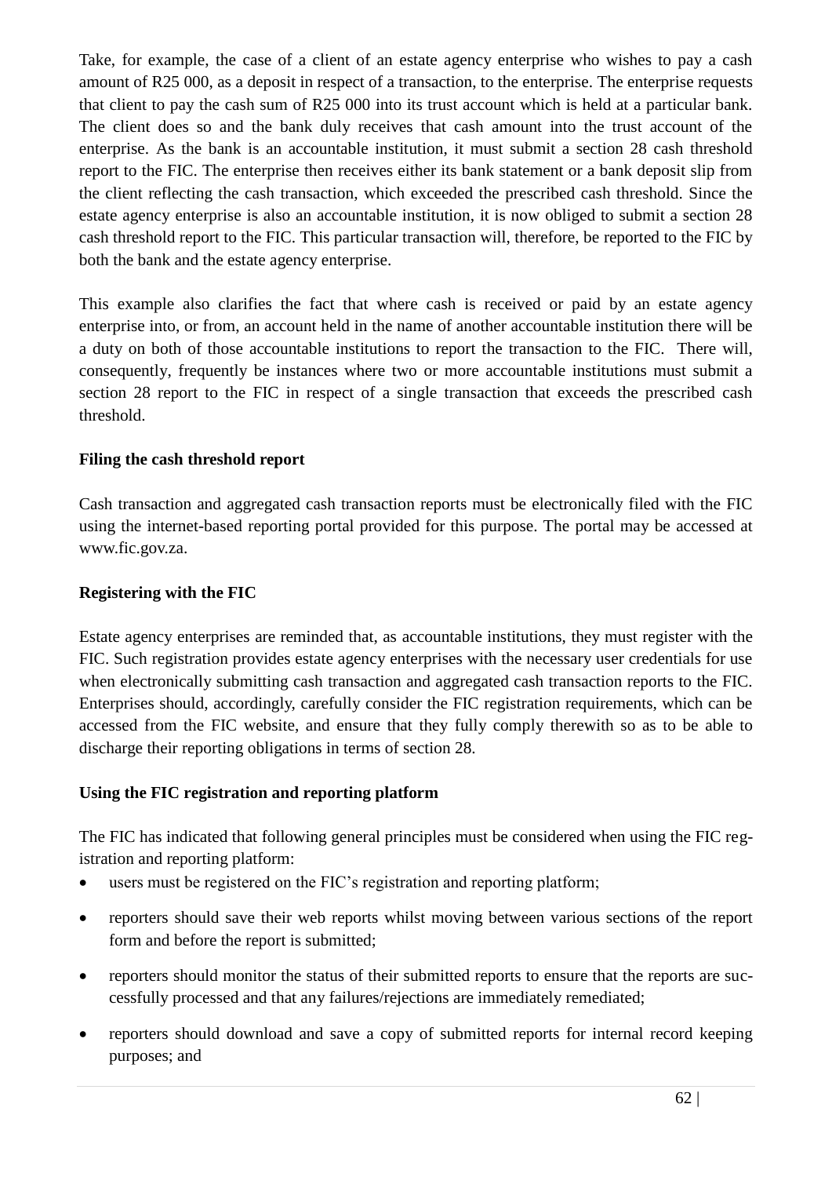Take, for example, the case of a client of an estate agency enterprise who wishes to pay a cash amount of R25 000, as a deposit in respect of a transaction, to the enterprise. The enterprise requests that client to pay the cash sum of R25 000 into its trust account which is held at a particular bank. The client does so and the bank duly receives that cash amount into the trust account of the enterprise. As the bank is an accountable institution, it must submit a section 28 cash threshold report to the FIC. The enterprise then receives either its bank statement or a bank deposit slip from the client reflecting the cash transaction, which exceeded the prescribed cash threshold. Since the estate agency enterprise is also an accountable institution, it is now obliged to submit a section 28 cash threshold report to the FIC. This particular transaction will, therefore, be reported to the FIC by both the bank and the estate agency enterprise.

This example also clarifies the fact that where cash is received or paid by an estate agency enterprise into, or from, an account held in the name of another accountable institution there will be a duty on both of those accountable institutions to report the transaction to the FIC. There will, consequently, frequently be instances where two or more accountable institutions must submit a section 28 report to the FIC in respect of a single transaction that exceeds the prescribed cash threshold.

**Filing the cash threshold report**

Cash transaction and aggregated cash transaction reports must be electronically filed with the FIC using the internet-based reporting portal provided for this purpose. The portal may be accessed at www.fic.gov.za.

**Registering with the FIC**

Estate agency enterprises are reminded that, as accountable institutions, they must register with the FIC. Such registration provides estate agency enterprises with the necessary user credentials for use when electronically submitting cash transaction and aggregated cash transaction reports to the FIC. Enterprises should, accordingly, carefully consider the FIC registration requirements, which can be accessed from the FIC website, and ensure that they fully comply therewith so as to be able to discharge their reporting obligations in terms of section 28.

**Using the FIC registration and reporting platform**

The FIC has indicated that following general principles must be considered when using the FIC registration and reporting platform:

- users must be registered on the FIC's registration and reporting platform;
- reporters should save their web reports whilst moving between various sections of the report form and before the report is submitted;
- reporters should monitor the status of their submitted reports to ensure that the reports are successfully processed and that any failures/rejections are immediately remediated;
- reporters should download and save a copy of submitted reports for internal record keeping purposes; and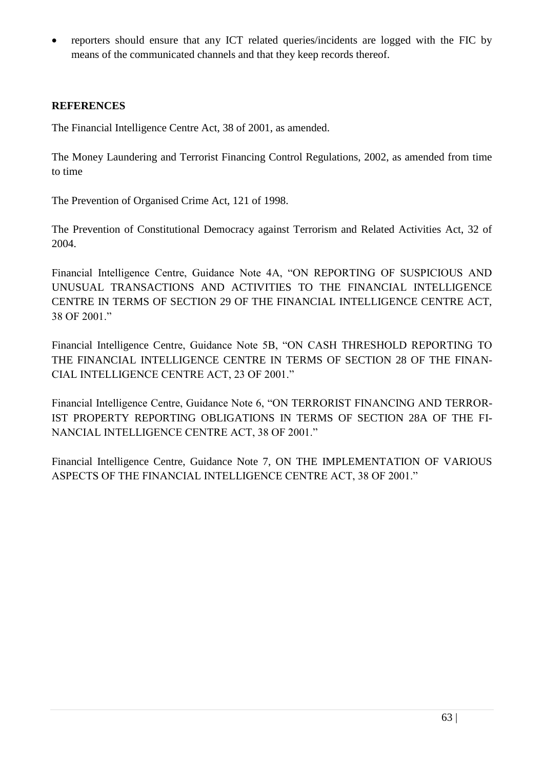- reporters should ensure that any ICT related queries/incidents are logged with the FIC by means of the communicated channels and that they keep records thereof.

## REFERENCES

The Financial Intelligence Centre Act, 38 of 2001, as amended.

The Money Laundering and Terrorist Financing Control Regulations, 2002, as amended from time to time

The Prevention of Organised Crime Act, 121 of 1998.

The Prevention of Constitutional Democracy against Terrorism and Related Activities Act, 32 of 2004.

Financial Intelligence Centre, Guidance Note 4A, "ON REPORTING OF SUSPICIOUS AND UNUSUAL TRANSACTIONS AND ACTIVITIES TO THE FINANCIAL INTELLIGENCE CENTRE IN TERMS OF SECTION 29 OF THE FINANCIAL INTELLIGENCE CENTRE ACT, 38 OF 2001."

Financial Intelligence Centre, Guidance Note 5B, "ON CASH THRESHOLD REPORTING TO THE FINANCIAL INTELLIGENCE CENTRE IN TERMS OF SECTION 28 OF THE FINANCIAL INTELLIGENCE CENTRE ACT, 23 OF 2001."

Financial Intelligence Centre, Guidance Note 6, "ON TERRORIST FINANCING AND TERRORIST PROPERTY REPORTING OBLIGATIONS IN TERMS OF SECTION 28A OF THE FINANCIAL INTELLIGENCE CENTRE ACT, 38 OF 2001."

Financial Intelligence Centre, Guidance Note 7, ON THE IMPLEMENTATION OF VARIOUS ASPECTS OF THE FINANCIAL INTELLIGENCE CENTRE ACT, 38 OF 2001."